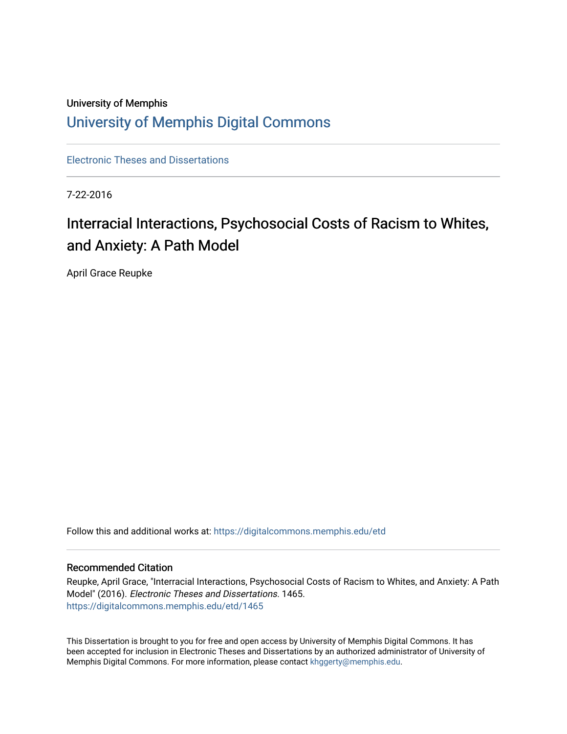University of Memphis

# University of Memphis Digital Commons

Electronic Theses and Dissertations

7-22-2016

## Interracial Interactions, Psychosocial Costs of Racism to Whites, and Anxiety: A Path Model

April Grace Reupke

Follow this and additional works at: https://digitalcommons.memphis.edu/etd

### Recommended Citation

Reupke, April Grace, "Interracial Interactions, Psychosocial Costs of Racism to Whites, and Anxiety: A Path Model" (2016). *Electronic Theses and Dissertations*. 1465.
https://digitalcommons.memphis.edu/etd/1465

This Dissertation is brought to you for free and open access by University of Memphis Digital Commons. It has been accepted for inclusion in Electronic Theses and Dissertations by an authorized administrator of University of Memphis Digital Commons. For more information, please contact khggerty@memphis.edu.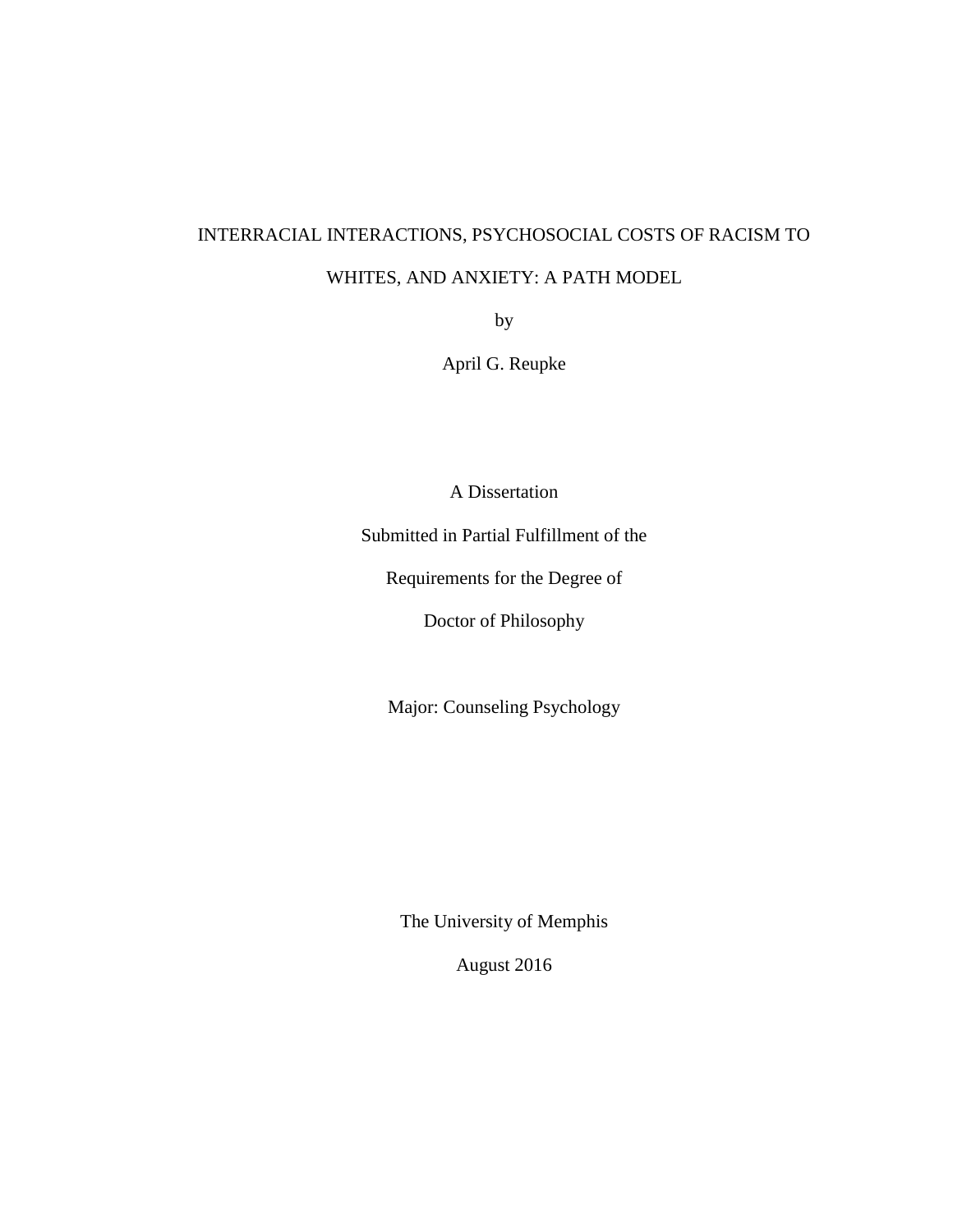# INTERRACIAL INTERACTIONS, PSYCHOSOCIAL COSTS OF RACISM TO WHITES, AND ANXIETY: A PATH MODEL

by

April G. Reupke

A Dissertation

Submitted in Partial Fulfillment of the

Requirements for the Degree of

Doctor of Philosophy

Major: Counseling Psychology

The University of Memphis

August 2016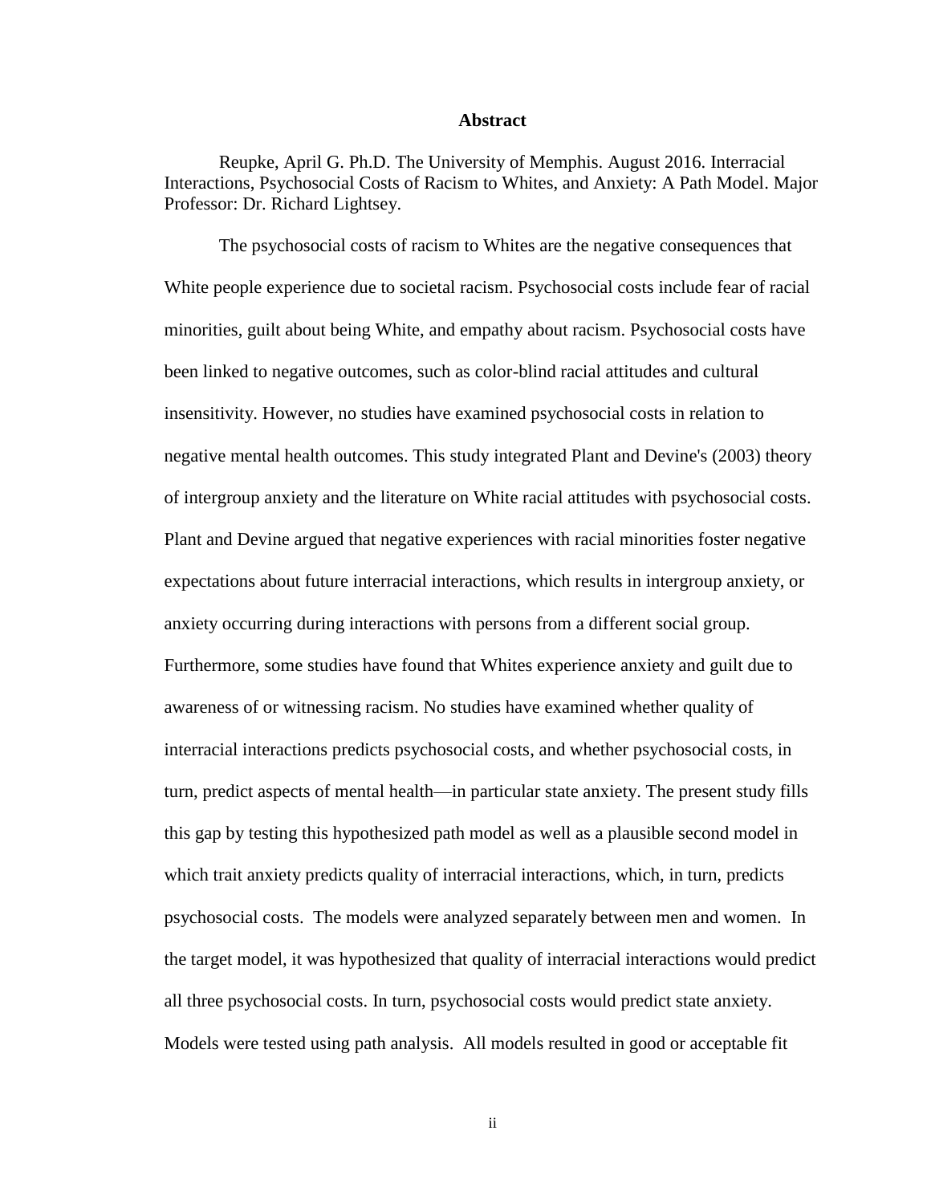# Abstract

Reupke, April G. Ph.D. The University of Memphis. August 2016. Interracial Interactions, Psychosocial Costs of Racism to Whites, and Anxiety: A Path Model. Major Professor: Dr. Richard Lightsey.

The psychosocial costs of racism to Whites are the negative consequences that White people experience due to societal racism. Psychosocial costs include fear of racial minorities, guilt about being White, and empathy about racism. Psychosocial costs have been linked to negative outcomes, such as color-blind racial attitudes and cultural insensitivity. However, no studies have examined psychosocial costs in relation to negative mental health outcomes. This study integrated Plant and Devine's (2003) theory of intergroup anxiety and the literature on White racial attitudes with psychosocial costs. Plant and Devine argued that negative experiences with racial minorities foster negative expectations about future interracial interactions, which results in intergroup anxiety, or anxiety occurring during interactions with persons from a different social group. Furthermore, some studies have found that Whites experience anxiety and guilt due to awareness of or witnessing racism. No studies have examined whether quality of interracial interactions predicts psychosocial costs, and whether psychosocial costs, in turn, predict aspects of mental health—in particular state anxiety. The present study fills this gap by testing this hypothesized path model as well as a plausible second model in which trait anxiety predicts quality of interracial interactions, which, in turn, predicts psychosocial costs. The models were analyzed separately between men and women. In the target model, it was hypothesized that quality of interracial interactions would predict all three psychosocial costs. In turn, psychosocial costs would predict state anxiety. Models were tested using path analysis. All models resulted in good or acceptable fit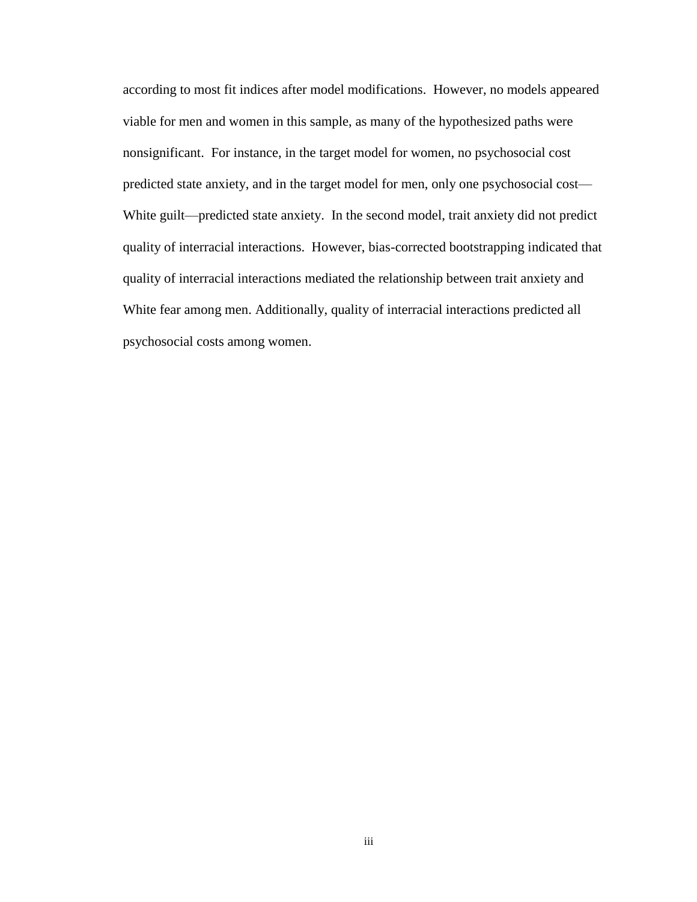according to most fit indices after model modifications. However, no models appeared viable for men and women in this sample, as many of the hypothesized paths were nonsignificant. For instance, in the target model for women, no psychosocial cost predicted state anxiety, and in the target model for men, only one psychosocial cost—White guilt—predicted state anxiety. In the second model, trait anxiety did not predict quality of interracial interactions. However, bias-corrected bootstrapping indicated that quality of interracial interactions mediated the relationship between trait anxiety and White fear among men. Additionally, quality of interracial interactions predicted all psychosocial costs among women.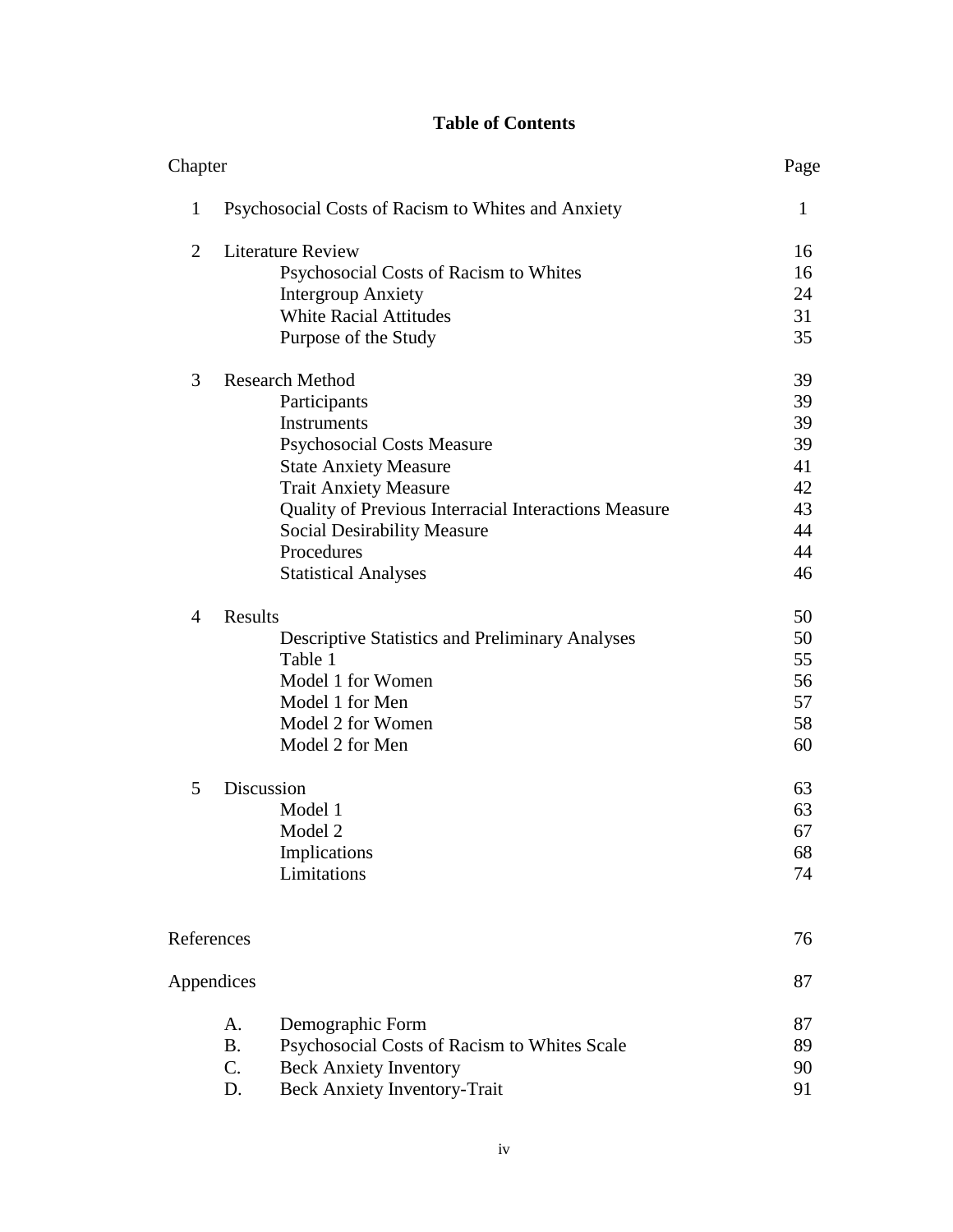# Table of Contents

| Chapter | | Page |
|---|---|---|
| 1 | Psychosocial Costs of Racism to Whites and Anxiety | 1 |
| 2 | Literature Review | 16 |
| | Psychosocial Costs of Racism to Whites | 16 |
| | Intergroup Anxiety | 24 |
| | White Racial Attitudes | 31 |
| | Purpose of the Study | 35 |
| 3 | Research Method | 39 |
| | Participants | 39 |
| | Instruments | 39 |
| | Psychosocial Costs Measure | 39 |
| | State Anxiety Measure | 41 |
| | Trait Anxiety Measure | 42 |
| | Quality of Previous Interracial Interactions Measure | 43 |
| | Social Desirability Measure | 44 |
| | Procedures | 44 |
| | Statistical Analyses | 46 |
| 4 | Results | 50 |
| | Descriptive Statistics and Preliminary Analyses | 50 |
| | Table 1 | 55 |
| | Model 1 for Women | 56 |
| | Model 1 for Men | 57 |
| | Model 2 for Women | 58 |
| | Model 2 for Men | 60 |
| 5 | Discussion | 63 |
| | Model 1 | 63 |
| | Model 2 | 67 |
| | Implications | 68 |
| | Limitations | 74 |
| References | | 76 |
| Appendices | | 87 |
| A. | Demographic Form | 87 |
| B. | Psychosocial Costs of Racism to Whites Scale | 89 |
| C. | Beck Anxiety Inventory | 90 |
| D. | Beck Anxiety Inventory-Trait | 91 |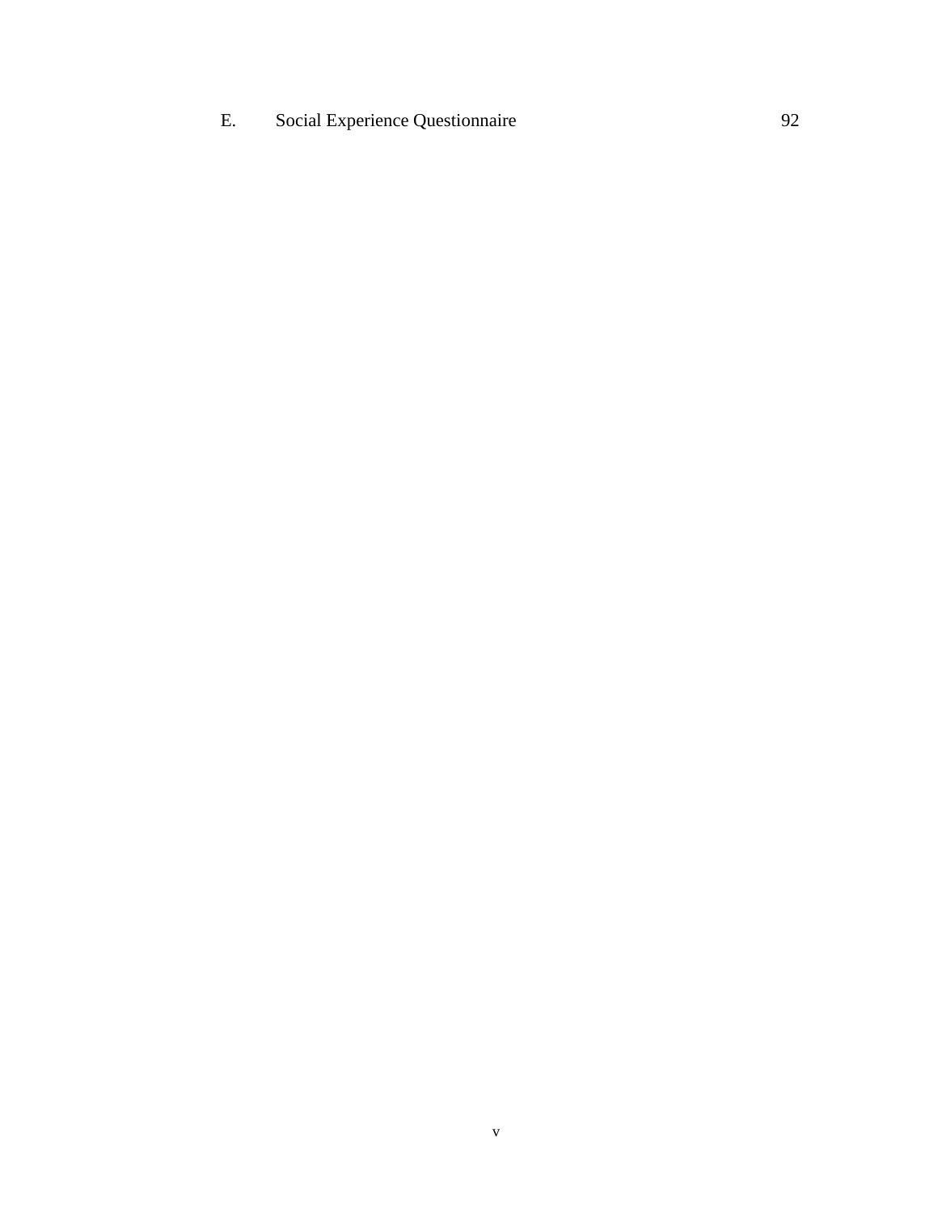E. Social Experience Questionnaire 92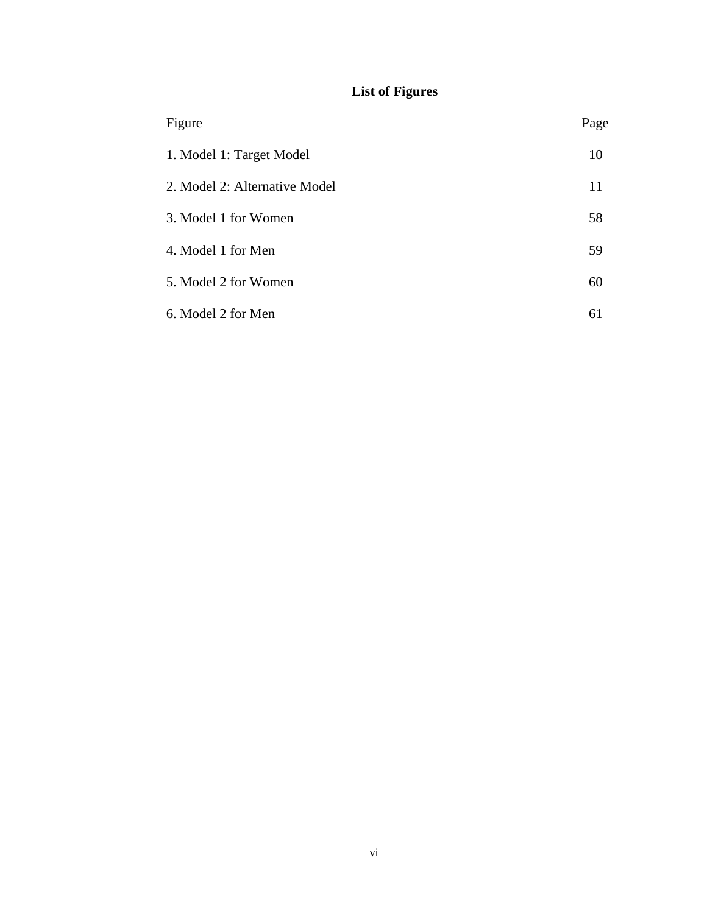# List of Figures

| Figure | Page |
|---|---|
| 1. Model 1: Target Model | 10 |
| 2. Model 2: Alternative Model | 11 |
| 3. Model 1 for Women | 58 |
| 4. Model 1 for Men | 59 |
| 5. Model 2 for Women | 60 |
| 6. Model 2 for Men | 61 |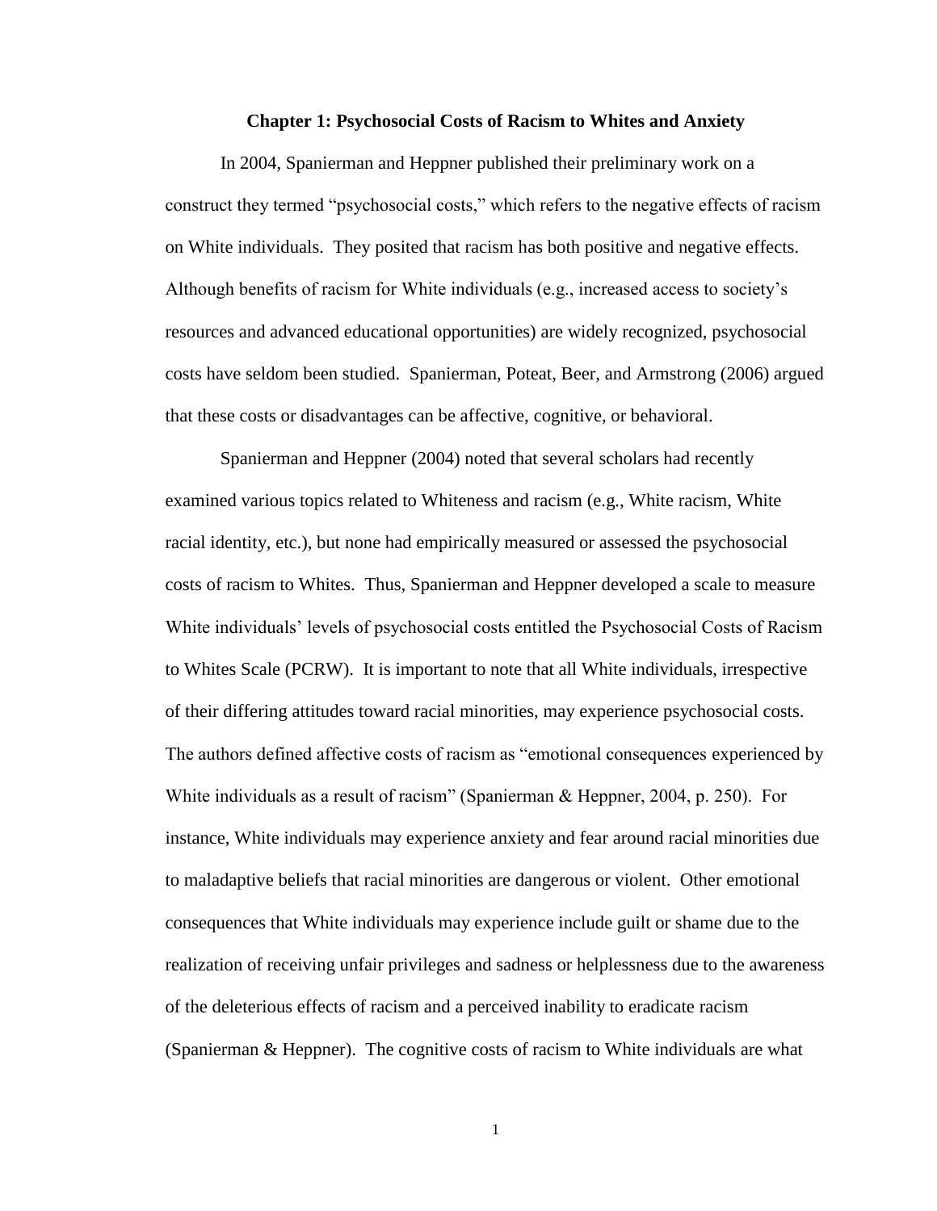# Chapter 1: Psychosocial Costs of Racism to Whites and Anxiety

In 2004, Spanierman and Heppner published their preliminary work on a construct they termed "psychosocial costs," which refers to the negative effects of racism on White individuals. They posited that racism has both positive and negative effects. Although benefits of racism for White individuals (e.g., increased access to society's resources and advanced educational opportunities) are widely recognized, psychosocial costs have seldom been studied. Spanierman, Poteat, Beer, and Armstrong (2006) argued that these costs or disadvantages can be affective, cognitive, or behavioral.

Spanierman and Heppner (2004) noted that several scholars had recently examined various topics related to Whiteness and racism (e.g., White racism, White racial identity, etc.), but none had empirically measured or assessed the psychosocial costs of racism to Whites. Thus, Spanierman and Heppner developed a scale to measure White individuals' levels of psychosocial costs entitled the Psychosocial Costs of Racism to Whites Scale (PCRW). It is important to note that all White individuals, irrespective of their differing attitudes toward racial minorities, may experience psychosocial costs. The authors defined affective costs of racism as "emotional consequences experienced by White individuals as a result of racism" (Spanierman & Heppner, 2004, p. 250). For instance, White individuals may experience anxiety and fear around racial minorities due to maladaptive beliefs that racial minorities are dangerous or violent. Other emotional consequences that White individuals may experience include guilt or shame due to the realization of receiving unfair privileges and sadness or helplessness due to the awareness of the deleterious effects of racism and a perceived inability to eradicate racism (Spanierman & Heppner). The cognitive costs of racism to White individuals are what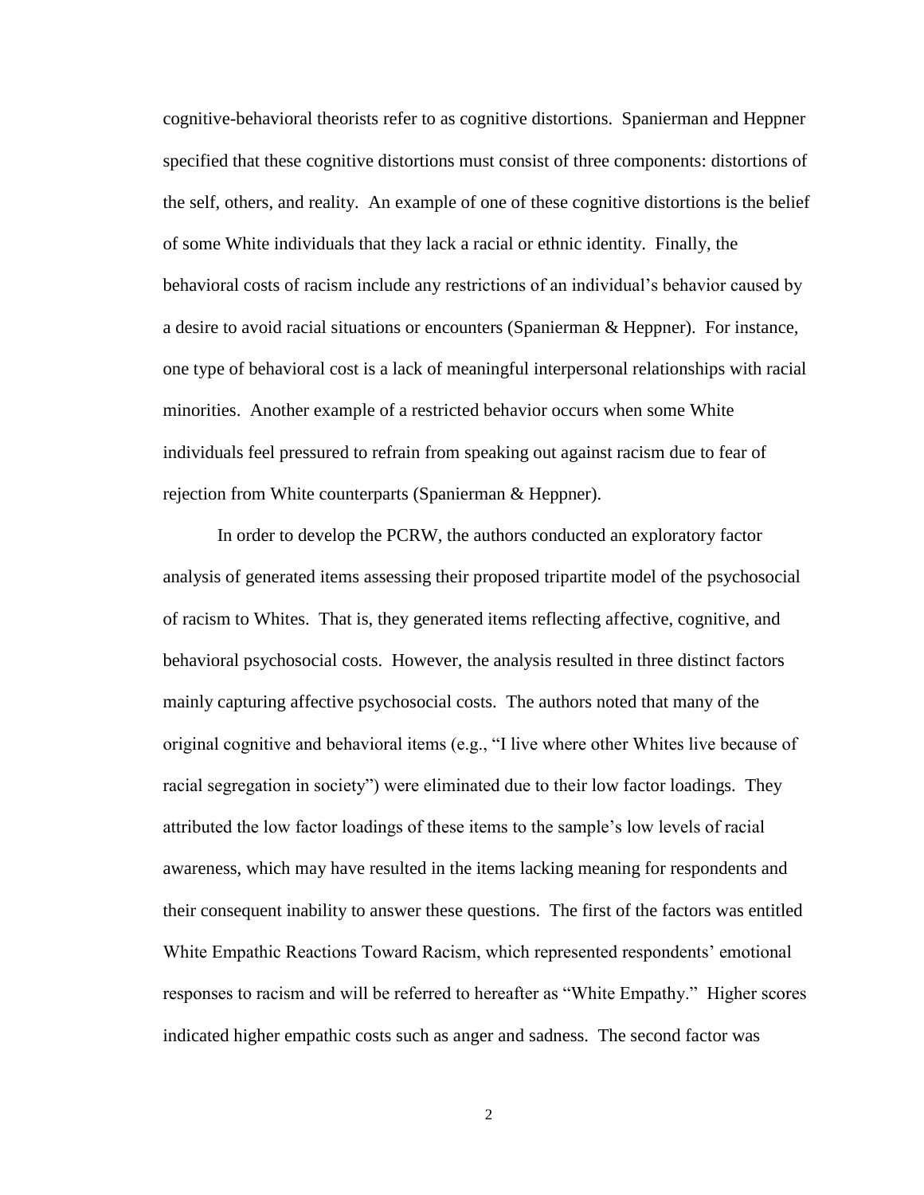cognitive-behavioral theorists refer to as cognitive distortions. Spanierman and Heppner specified that these cognitive distortions must consist of three components: distortions of the self, others, and reality. An example of one of these cognitive distortions is the belief of some White individuals that they lack a racial or ethnic identity. Finally, the behavioral costs of racism include any restrictions of an individual's behavior caused by a desire to avoid racial situations or encounters (Spanierman & Heppner). For instance, one type of behavioral cost is a lack of meaningful interpersonal relationships with racial minorities. Another example of a restricted behavior occurs when some White individuals feel pressured to refrain from speaking out against racism due to fear of rejection from White counterparts (Spanierman & Heppner).

In order to develop the PCRW, the authors conducted an exploratory factor analysis of generated items assessing their proposed tripartite model of the psychosocial of racism to Whites. That is, they generated items reflecting affective, cognitive, and behavioral psychosocial costs. However, the analysis resulted in three distinct factors mainly capturing affective psychosocial costs. The authors noted that many of the original cognitive and behavioral items (e.g., "I live where other Whites live because of racial segregation in society") were eliminated due to their low factor loadings. They attributed the low factor loadings of these items to the sample's low levels of racial awareness, which may have resulted in the items lacking meaning for respondents and their consequent inability to answer these questions. The first of the factors was entitled White Empathic Reactions Toward Racism, which represented respondents' emotional responses to racism and will be referred to hereafter as "White Empathy." Higher scores indicated higher empathic costs such as anger and sadness. The second factor was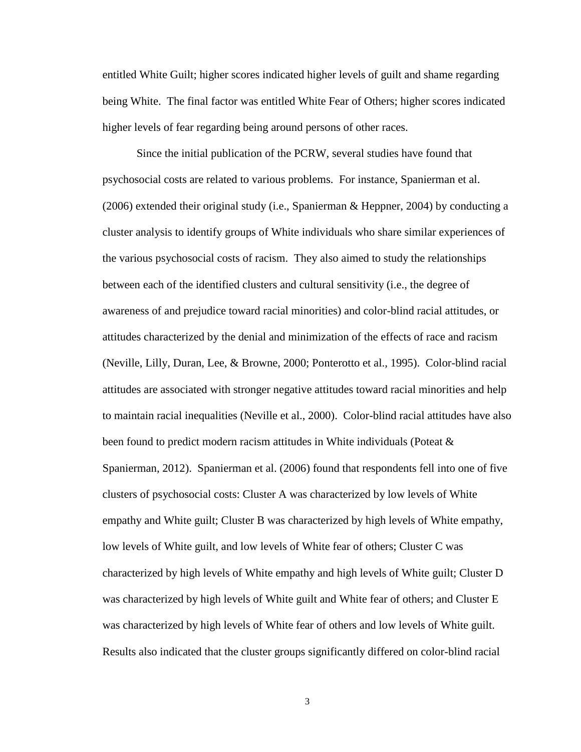entitled White Guilt; higher scores indicated higher levels of guilt and shame regarding being White. The final factor was entitled White Fear of Others; higher scores indicated higher levels of fear regarding being around persons of other races.

Since the initial publication of the PCRW, several studies have found that psychosocial costs are related to various problems. For instance, Spanierman et al. (2006) extended their original study (i.e., Spanierman & Heppner, 2004) by conducting a cluster analysis to identify groups of White individuals who share similar experiences of the various psychosocial costs of racism. They also aimed to study the relationships between each of the identified clusters and cultural sensitivity (i.e., the degree of awareness of and prejudice toward racial minorities) and color-blind racial attitudes, or attitudes characterized by the denial and minimization of the effects of race and racism (Neville, Lilly, Duran, Lee, & Browne, 2000; Ponterotto et al., 1995). Color-blind racial attitudes are associated with stronger negative attitudes toward racial minorities and help to maintain racial inequalities (Neville et al., 2000). Color-blind racial attitudes have also been found to predict modern racism attitudes in White individuals (Poteat & Spanierman, 2012). Spanierman et al. (2006) found that respondents fell into one of five clusters of psychosocial costs: Cluster A was characterized by low levels of White empathy and White guilt; Cluster B was characterized by high levels of White empathy, low levels of White guilt, and low levels of White fear of others; Cluster C was characterized by high levels of White empathy and high levels of White guilt; Cluster D was characterized by high levels of White guilt and White fear of others; and Cluster E was characterized by high levels of White fear of others and low levels of White guilt. Results also indicated that the cluster groups significantly differed on color-blind racial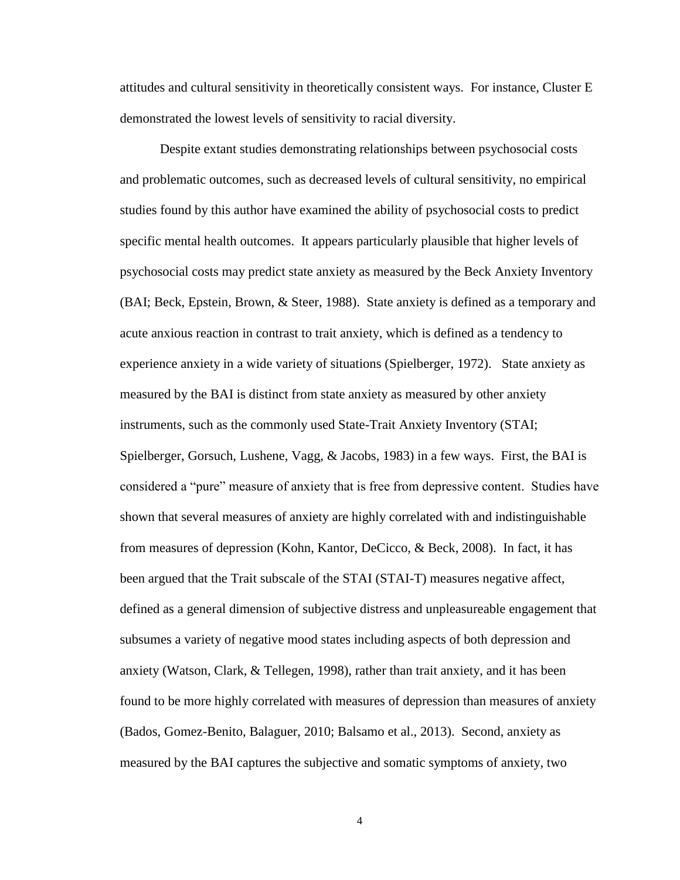attitudes and cultural sensitivity in theoretically consistent ways. For instance, Cluster E demonstrated the lowest levels of sensitivity to racial diversity.

Despite extant studies demonstrating relationships between psychosocial costs and problematic outcomes, such as decreased levels of cultural sensitivity, no empirical studies found by this author have examined the ability of psychosocial costs to predict specific mental health outcomes. It appears particularly plausible that higher levels of psychosocial costs may predict state anxiety as measured by the Beck Anxiety Inventory (BAI; Beck, Epstein, Brown, & Steer, 1988). State anxiety is defined as a temporary and acute anxious reaction in contrast to trait anxiety, which is defined as a tendency to experience anxiety in a wide variety of situations (Spielberger, 1972). State anxiety as measured by the BAI is distinct from state anxiety as measured by other anxiety instruments, such as the commonly used State-Trait Anxiety Inventory (STAI; Spielberger, Gorsuch, Lushene, Vagg, & Jacobs, 1983) in a few ways. First, the BAI is considered a "pure" measure of anxiety that is free from depressive content. Studies have shown that several measures of anxiety are highly correlated with and indistinguishable from measures of depression (Kohn, Kantor, DeCicco, & Beck, 2008). In fact, it has been argued that the Trait subscale of the STAI (STAI-T) measures negative affect, defined as a general dimension of subjective distress and unpleasureable engagement that subsumes a variety of negative mood states including aspects of both depression and anxiety (Watson, Clark, & Tellegen, 1998), rather than trait anxiety, and it has been found to be more highly correlated with measures of depression than measures of anxiety (Bados, Gomez-Benito, Balaguer, 2010; Balsamo et al., 2013). Second, anxiety as measured by the BAI captures the subjective and somatic symptoms of anxiety, two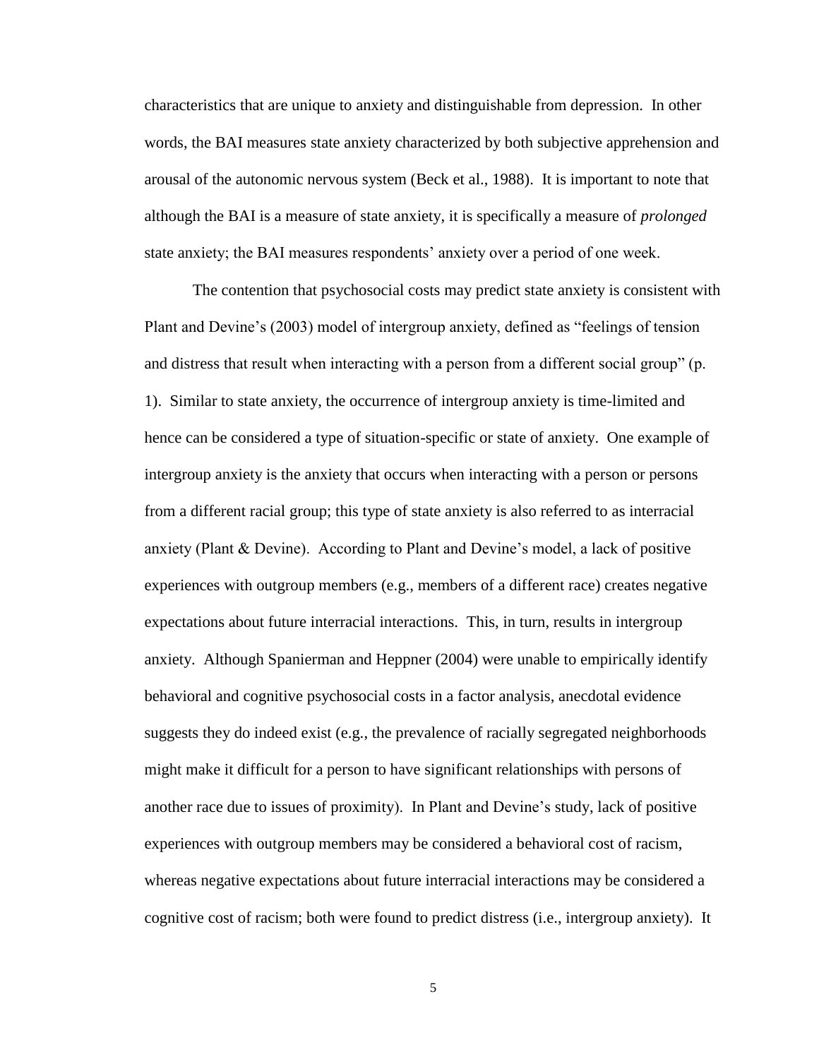characteristics that are unique to anxiety and distinguishable from depression. In other words, the BAI measures state anxiety characterized by both subjective apprehension and arousal of the autonomic nervous system (Beck et al., 1988). It is important to note that although the BAI is a measure of state anxiety, it is specifically a measure of *prolonged* state anxiety; the BAI measures respondents' anxiety over a period of one week.

The contention that psychosocial costs may predict state anxiety is consistent with Plant and Devine's (2003) model of intergroup anxiety, defined as "feelings of tension and distress that result when interacting with a person from a different social group" (p. 1). Similar to state anxiety, the occurrence of intergroup anxiety is time-limited and hence can be considered a type of situation-specific or state of anxiety. One example of intergroup anxiety is the anxiety that occurs when interacting with a person or persons from a different racial group; this type of state anxiety is also referred to as interracial anxiety (Plant & Devine). According to Plant and Devine's model, a lack of positive experiences with outgroup members (e.g., members of a different race) creates negative expectations about future interracial interactions. This, in turn, results in intergroup anxiety. Although Spanierman and Heppner (2004) were unable to empirically identify behavioral and cognitive psychosocial costs in a factor analysis, anecdotal evidence suggests they do indeed exist (e.g., the prevalence of racially segregated neighborhoods might make it difficult for a person to have significant relationships with persons of another race due to issues of proximity). In Plant and Devine's study, lack of positive experiences with outgroup members may be considered a behavioral cost of racism, whereas negative expectations about future interracial interactions may be considered a cognitive cost of racism; both were found to predict distress (i.e., intergroup anxiety). It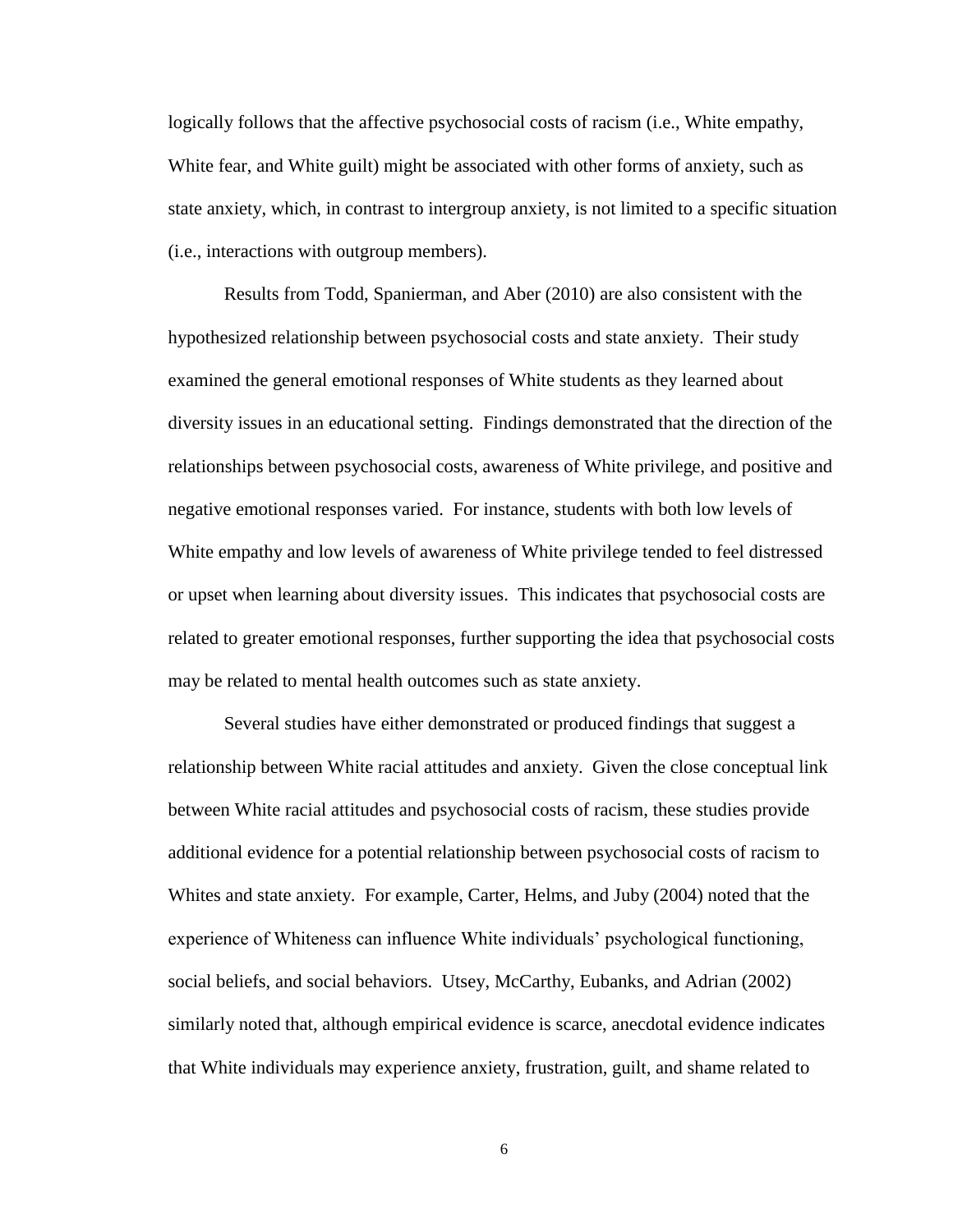logically follows that the affective psychosocial costs of racism (i.e., White empathy, White fear, and White guilt) might be associated with other forms of anxiety, such as state anxiety, which, in contrast to intergroup anxiety, is not limited to a specific situation (i.e., interactions with outgroup members).

Results from Todd, Spanierman, and Aber (2010) are also consistent with the hypothesized relationship between psychosocial costs and state anxiety. Their study examined the general emotional responses of White students as they learned about diversity issues in an educational setting. Findings demonstrated that the direction of the relationships between psychosocial costs, awareness of White privilege, and positive and negative emotional responses varied. For instance, students with both low levels of White empathy and low levels of awareness of White privilege tended to feel distressed or upset when learning about diversity issues. This indicates that psychosocial costs are related to greater emotional responses, further supporting the idea that psychosocial costs may be related to mental health outcomes such as state anxiety.

Several studies have either demonstrated or produced findings that suggest a relationship between White racial attitudes and anxiety. Given the close conceptual link between White racial attitudes and psychosocial costs of racism, these studies provide additional evidence for a potential relationship between psychosocial costs of racism to Whites and state anxiety. For example, Carter, Helms, and Juby (2004) noted that the experience of Whiteness can influence White individuals' psychological functioning, social beliefs, and social behaviors. Utsey, McCarthy, Eubanks, and Adrian (2002) similarly noted that, although empirical evidence is scarce, anecdotal evidence indicates that White individuals may experience anxiety, frustration, guilt, and shame related to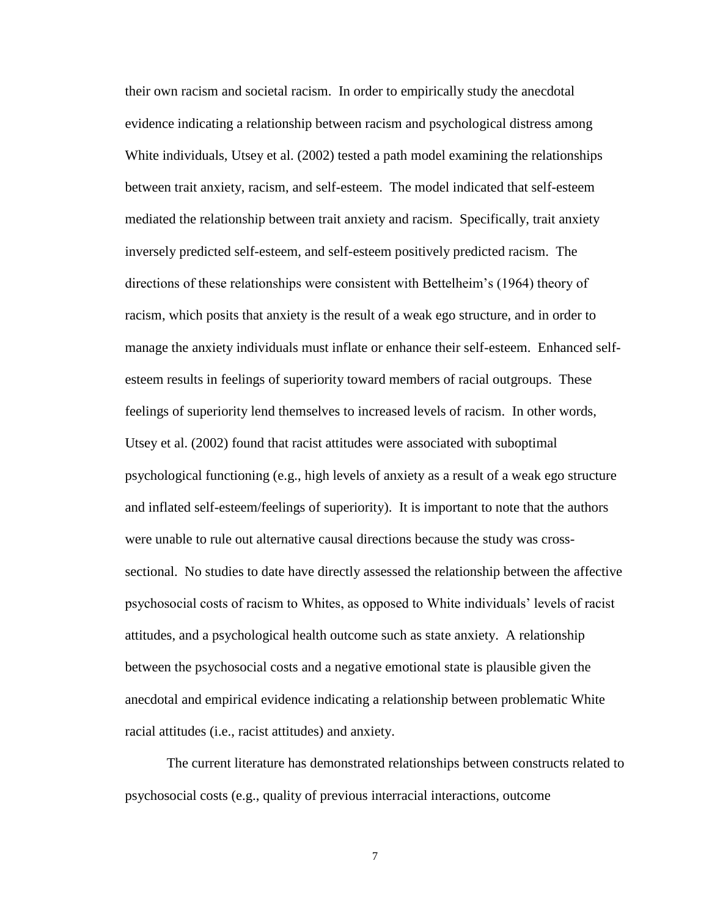their own racism and societal racism. In order to empirically study the anecdotal evidence indicating a relationship between racism and psychological distress among White individuals, Utsey et al. (2002) tested a path model examining the relationships between trait anxiety, racism, and self-esteem. The model indicated that self-esteem mediated the relationship between trait anxiety and racism. Specifically, trait anxiety inversely predicted self-esteem, and self-esteem positively predicted racism. The directions of these relationships were consistent with Bettelheim's (1964) theory of racism, which posits that anxiety is the result of a weak ego structure, and in order to manage the anxiety individuals must inflate or enhance their self-esteem. Enhanced self-esteem results in feelings of superiority toward members of racial outgroups. These feelings of superiority lend themselves to increased levels of racism. In other words, Utsey et al. (2002) found that racist attitudes were associated with suboptimal psychological functioning (e.g., high levels of anxiety as a result of a weak ego structure and inflated self-esteem/feelings of superiority). It is important to note that the authors were unable to rule out alternative causal directions because the study was cross-sectional. No studies to date have directly assessed the relationship between the affective psychosocial costs of racism to Whites, as opposed to White individuals' levels of racist attitudes, and a psychological health outcome such as state anxiety. A relationship between the psychosocial costs and a negative emotional state is plausible given the anecdotal and empirical evidence indicating a relationship between problematic White racial attitudes (i.e., racist attitudes) and anxiety.

The current literature has demonstrated relationships between constructs related to psychosocial costs (e.g., quality of previous interracial interactions, outcome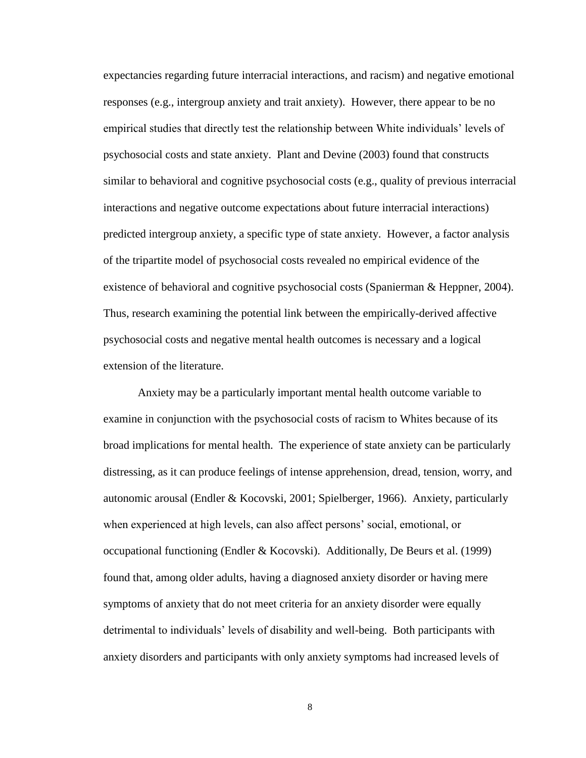expectancies regarding future interracial interactions, and racism) and negative emotional responses (e.g., intergroup anxiety and trait anxiety). However, there appear to be no empirical studies that directly test the relationship between White individuals' levels of psychosocial costs and state anxiety. Plant and Devine (2003) found that constructs similar to behavioral and cognitive psychosocial costs (e.g., quality of previous interracial interactions and negative outcome expectations about future interracial interactions) predicted intergroup anxiety, a specific type of state anxiety. However, a factor analysis of the tripartite model of psychosocial costs revealed no empirical evidence of the existence of behavioral and cognitive psychosocial costs (Spanierman & Heppner, 2004). Thus, research examining the potential link between the empirically-derived affective psychosocial costs and negative mental health outcomes is necessary and a logical extension of the literature.

Anxiety may be a particularly important mental health outcome variable to examine in conjunction with the psychosocial costs of racism to Whites because of its broad implications for mental health. The experience of state anxiety can be particularly distressing, as it can produce feelings of intense apprehension, dread, tension, worry, and autonomic arousal (Endler & Kocovski, 2001; Spielberger, 1966). Anxiety, particularly when experienced at high levels, can also affect persons' social, emotional, or occupational functioning (Endler & Kocovski). Additionally, De Beurs et al. (1999) found that, among older adults, having a diagnosed anxiety disorder or having mere symptoms of anxiety that do not meet criteria for an anxiety disorder were equally detrimental to individuals' levels of disability and well-being. Both participants with anxiety disorders and participants with only anxiety symptoms had increased levels of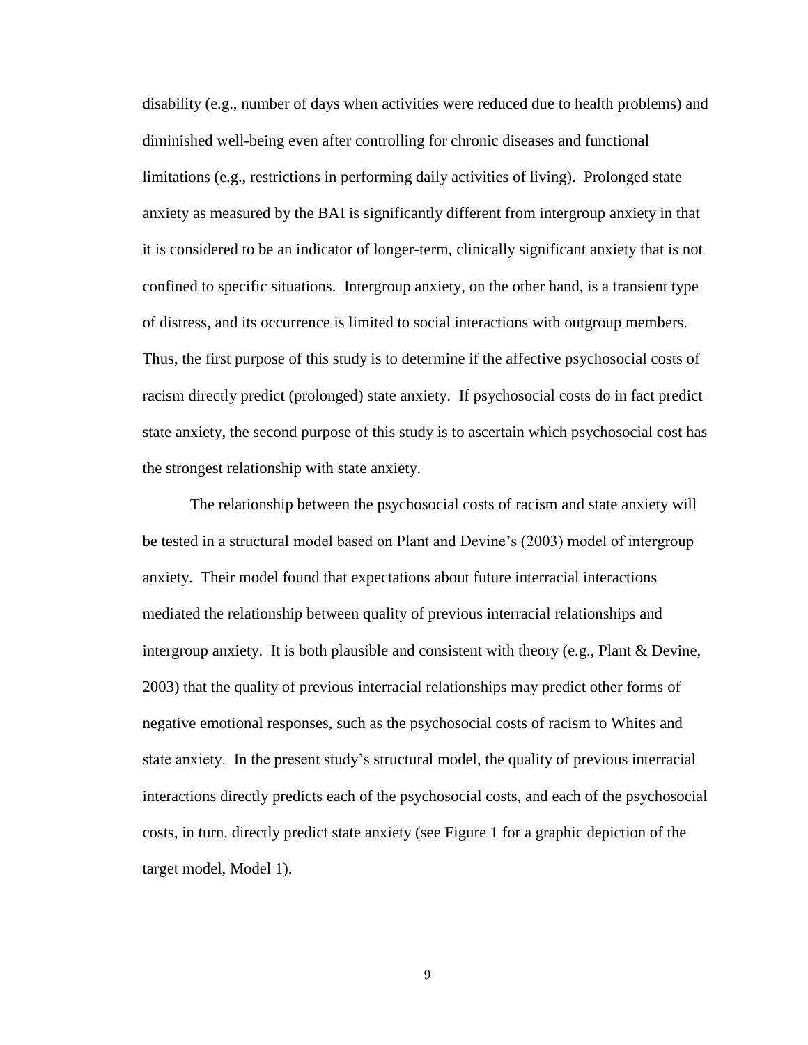disability (e.g., number of days when activities were reduced due to health problems) and diminished well-being even after controlling for chronic diseases and functional limitations (e.g., restrictions in performing daily activities of living). Prolonged state anxiety as measured by the BAI is significantly different from intergroup anxiety in that it is considered to be an indicator of longer-term, clinically significant anxiety that is not confined to specific situations. Intergroup anxiety, on the other hand, is a transient type of distress, and its occurrence is limited to social interactions with outgroup members. Thus, the first purpose of this study is to determine if the affective psychosocial costs of racism directly predict (prolonged) state anxiety. If psychosocial costs do in fact predict state anxiety, the second purpose of this study is to ascertain which psychosocial cost has the strongest relationship with state anxiety.

The relationship between the psychosocial costs of racism and state anxiety will be tested in a structural model based on Plant and Devine's (2003) model of intergroup anxiety. Their model found that expectations about future interracial interactions mediated the relationship between quality of previous interracial relationships and intergroup anxiety. It is both plausible and consistent with theory (e.g., Plant & Devine, 2003) that the quality of previous interracial relationships may predict other forms of negative emotional responses, such as the psychosocial costs of racism to Whites and state anxiety. In the present study's structural model, the quality of previous interracial interactions directly predicts each of the psychosocial costs, and each of the psychosocial costs, in turn, directly predict state anxiety (see Figure 1 for a graphic depiction of the target model, Model 1).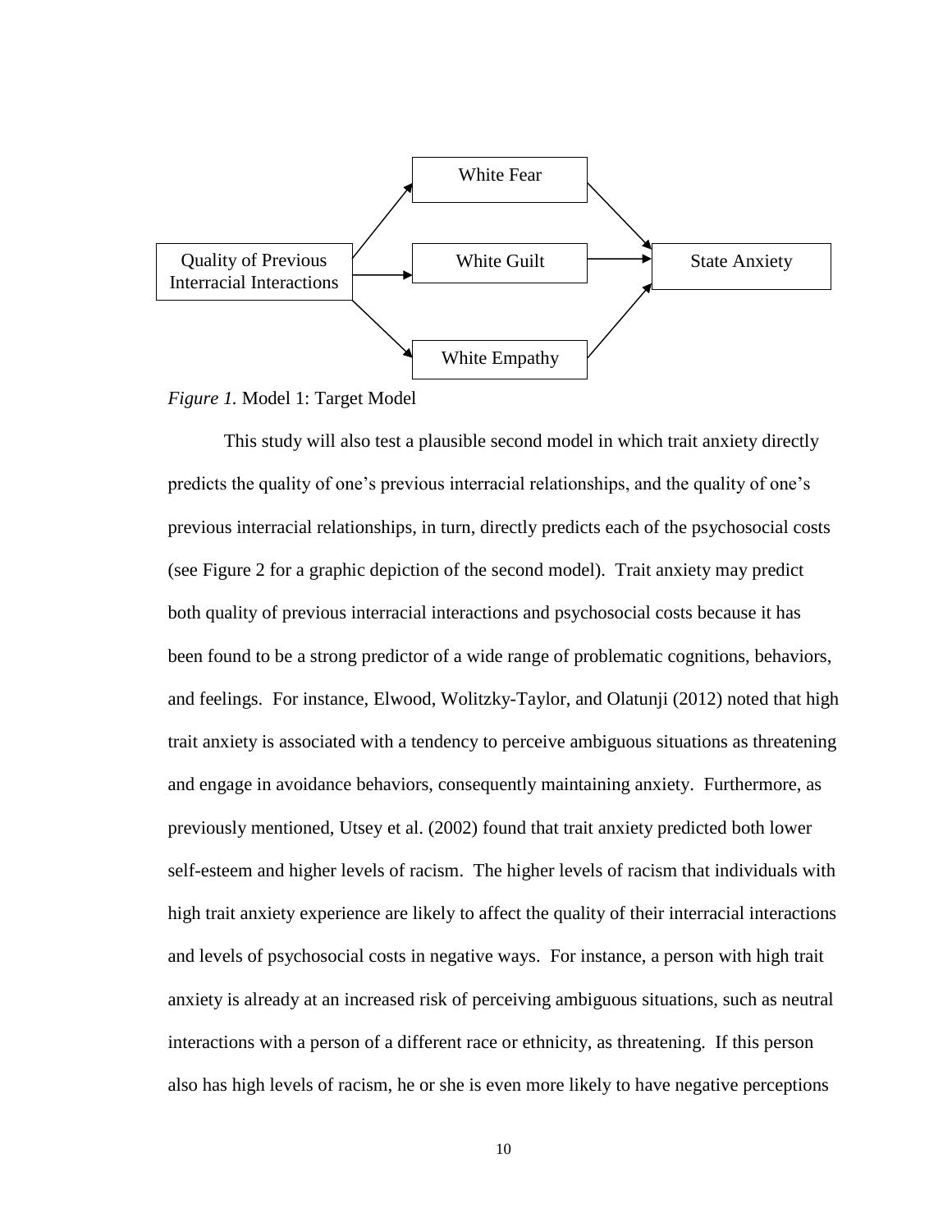Quality of Previous Interracial Interactions → White Fear, White Guilt, White Empathy → State Anxiety

*Figure 1.* Model 1: Target Model

This study will also test a plausible second model in which trait anxiety directly predicts the quality of one's previous interracial relationships, and the quality of one's previous interracial relationships, in turn, directly predicts each of the psychosocial costs (see Figure 2 for a graphic depiction of the second model). Trait anxiety may predict both quality of previous interracial interactions and psychosocial costs because it has been found to be a strong predictor of a wide range of problematic cognitions, behaviors, and feelings. For instance, Elwood, Wolitzky-Taylor, and Olatunji (2012) noted that high trait anxiety is associated with a tendency to perceive ambiguous situations as threatening and engage in avoidance behaviors, consequently maintaining anxiety. Furthermore, as previously mentioned, Utsey et al. (2002) found that trait anxiety predicted both lower self-esteem and higher levels of racism. The higher levels of racism that individuals with high trait anxiety experience are likely to affect the quality of their interracial interactions and levels of psychosocial costs in negative ways. For instance, a person with high trait anxiety is already at an increased risk of perceiving ambiguous situations, such as neutral interactions with a person of a different race or ethnicity, as threatening. If this person also has high levels of racism, he or she is even more likely to have negative perceptions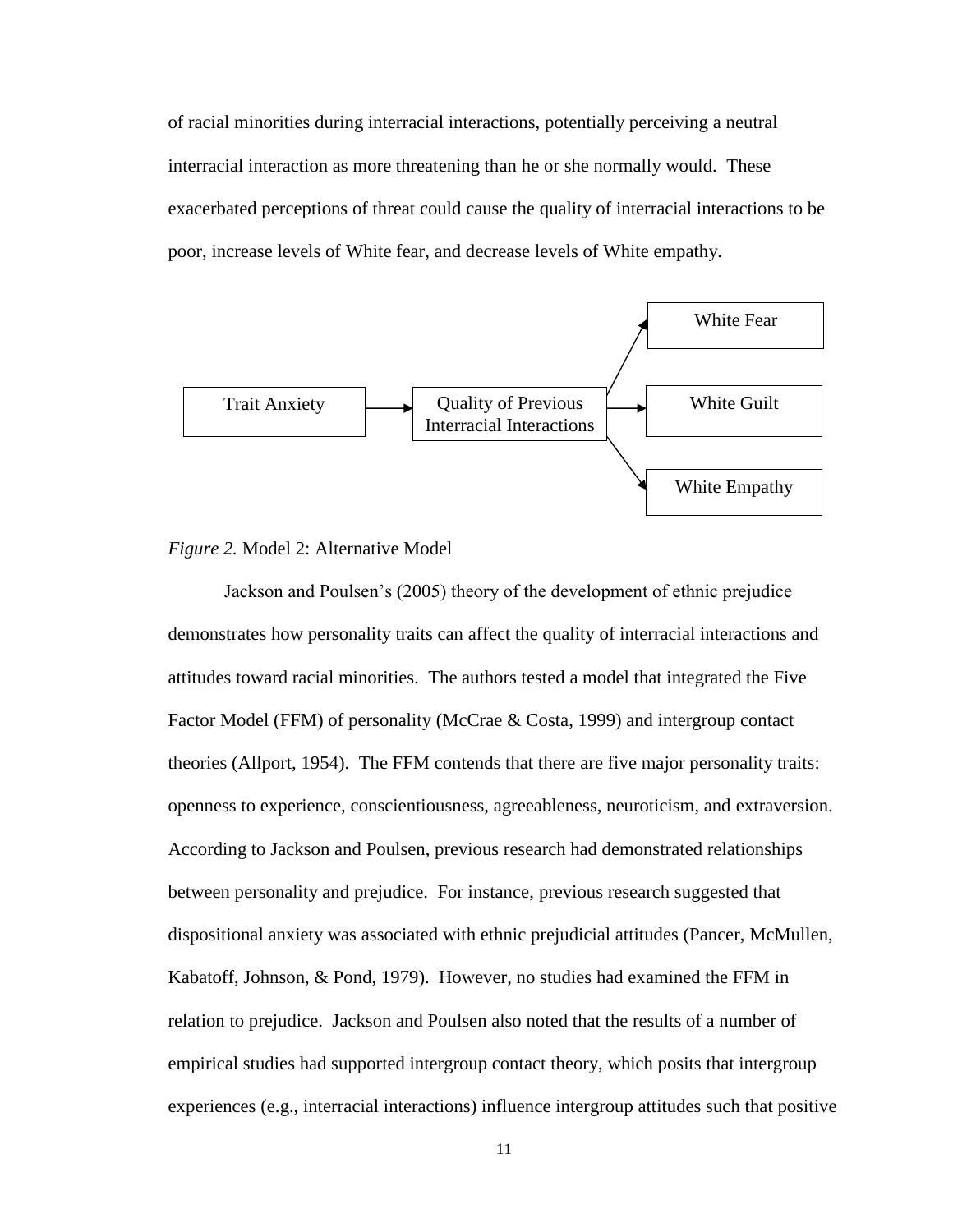of racial minorities during interracial interactions, potentially perceiving a neutral interracial interaction as more threatening than he or she normally would. These exacerbated perceptions of threat could cause the quality of interracial interactions to be poor, increase levels of White fear, and decrease levels of White empathy.

Trait Anxiety → Quality of Previous Interracial Interactions → White Fear / White Guilt / White Empathy

*Figure 2.* Model 2: Alternative Model

Jackson and Poulsen's (2005) theory of the development of ethnic prejudice demonstrates how personality traits can affect the quality of interracial interactions and attitudes toward racial minorities. The authors tested a model that integrated the Five Factor Model (FFM) of personality (McCrae & Costa, 1999) and intergroup contact theories (Allport, 1954). The FFM contends that there are five major personality traits: openness to experience, conscientiousness, agreeableness, neuroticism, and extraversion. According to Jackson and Poulsen, previous research had demonstrated relationships between personality and prejudice. For instance, previous research suggested that dispositional anxiety was associated with ethnic prejudicial attitudes (Pancer, McMullen, Kabatoff, Johnson, & Pond, 1979). However, no studies had examined the FFM in relation to prejudice. Jackson and Poulsen also noted that the results of a number of empirical studies had supported intergroup contact theory, which posits that intergroup experiences (e.g., interracial interactions) influence intergroup attitudes such that positive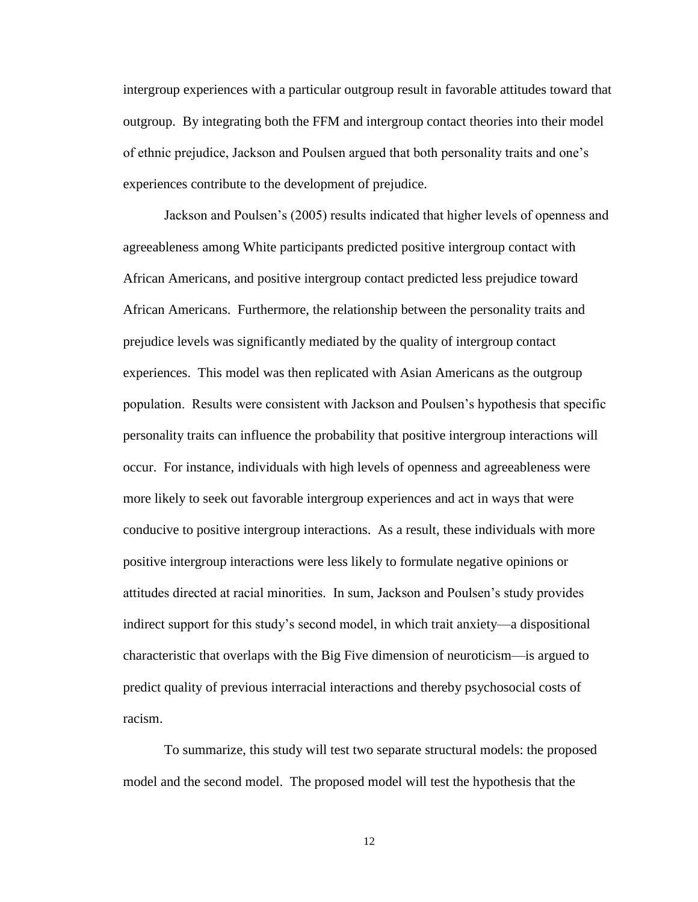intergroup experiences with a particular outgroup result in favorable attitudes toward that outgroup. By integrating both the FFM and intergroup contact theories into their model of ethnic prejudice, Jackson and Poulsen argued that both personality traits and one's experiences contribute to the development of prejudice.

Jackson and Poulsen's (2005) results indicated that higher levels of openness and agreeableness among White participants predicted positive intergroup contact with African Americans, and positive intergroup contact predicted less prejudice toward African Americans. Furthermore, the relationship between the personality traits and prejudice levels was significantly mediated by the quality of intergroup contact experiences. This model was then replicated with Asian Americans as the outgroup population. Results were consistent with Jackson and Poulsen's hypothesis that specific personality traits can influence the probability that positive intergroup interactions will occur. For instance, individuals with high levels of openness and agreeableness were more likely to seek out favorable intergroup experiences and act in ways that were conducive to positive intergroup interactions. As a result, these individuals with more positive intergroup interactions were less likely to formulate negative opinions or attitudes directed at racial minorities. In sum, Jackson and Poulsen's study provides indirect support for this study's second model, in which trait anxiety—a dispositional characteristic that overlaps with the Big Five dimension of neuroticism—is argued to predict quality of previous interracial interactions and thereby psychosocial costs of racism.

To summarize, this study will test two separate structural models: the proposed model and the second model. The proposed model will test the hypothesis that the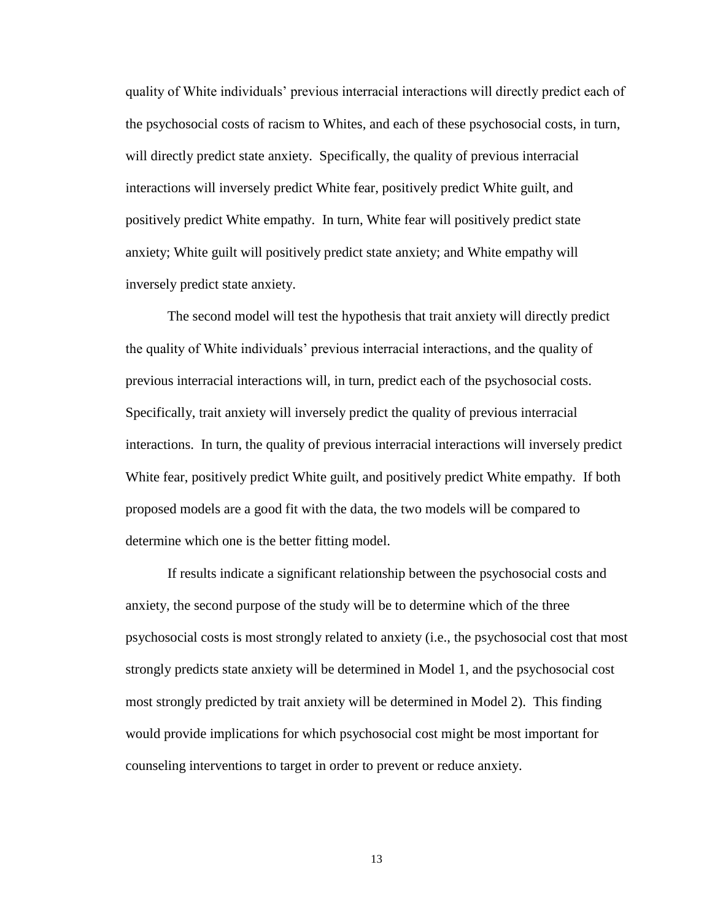quality of White individuals' previous interracial interactions will directly predict each of the psychosocial costs of racism to Whites, and each of these psychosocial costs, in turn, will directly predict state anxiety. Specifically, the quality of previous interracial interactions will inversely predict White fear, positively predict White guilt, and positively predict White empathy. In turn, White fear will positively predict state anxiety; White guilt will positively predict state anxiety; and White empathy will inversely predict state anxiety.

The second model will test the hypothesis that trait anxiety will directly predict the quality of White individuals' previous interracial interactions, and the quality of previous interracial interactions will, in turn, predict each of the psychosocial costs. Specifically, trait anxiety will inversely predict the quality of previous interracial interactions. In turn, the quality of previous interracial interactions will inversely predict White fear, positively predict White guilt, and positively predict White empathy. If both proposed models are a good fit with the data, the two models will be compared to determine which one is the better fitting model.

If results indicate a significant relationship between the psychosocial costs and anxiety, the second purpose of the study will be to determine which of the three psychosocial costs is most strongly related to anxiety (i.e., the psychosocial cost that most strongly predicts state anxiety will be determined in Model 1, and the psychosocial cost most strongly predicted by trait anxiety will be determined in Model 2). This finding would provide implications for which psychosocial cost might be most important for counseling interventions to target in order to prevent or reduce anxiety.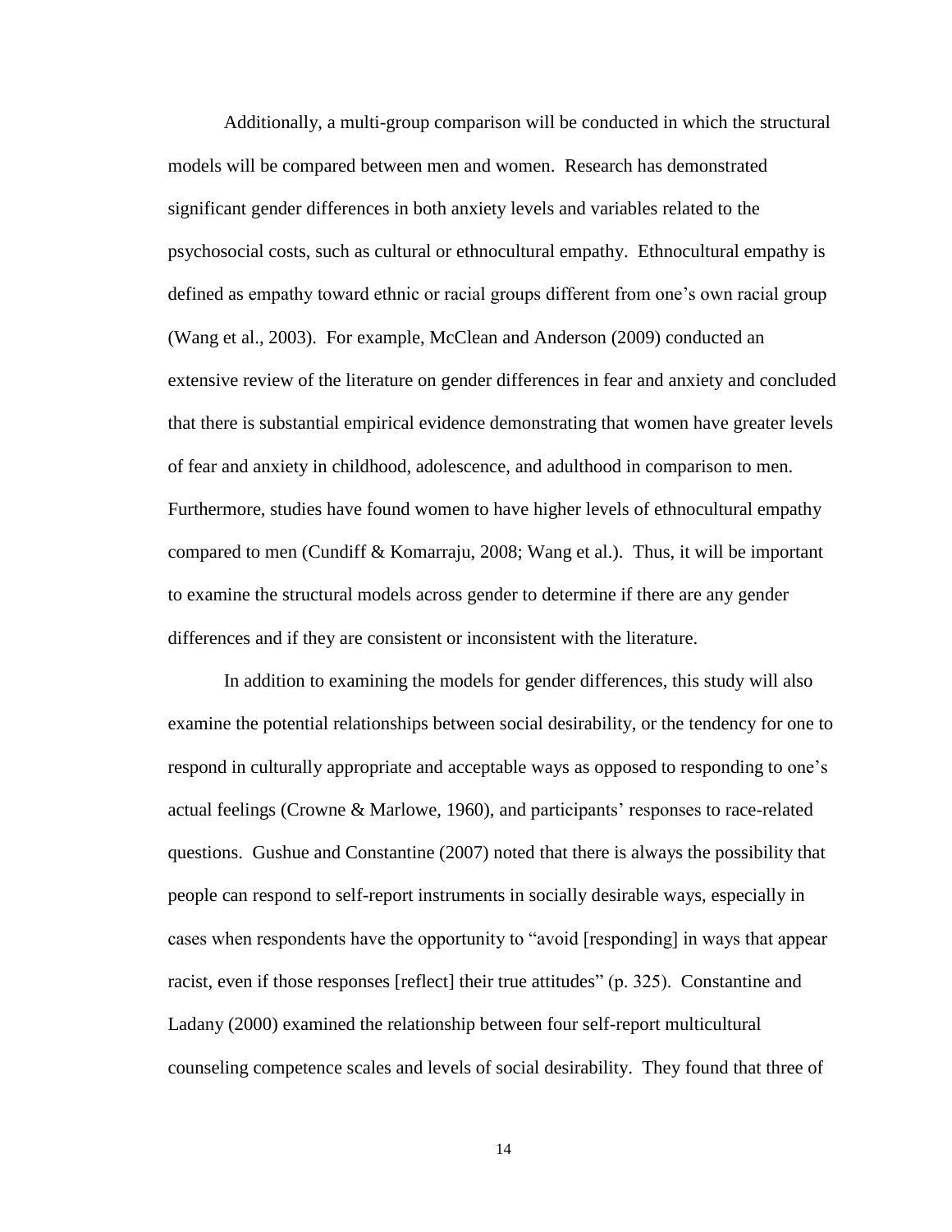Additionally, a multi-group comparison will be conducted in which the structural models will be compared between men and women. Research has demonstrated significant gender differences in both anxiety levels and variables related to the psychosocial costs, such as cultural or ethnocultural empathy. Ethnocultural empathy is defined as empathy toward ethnic or racial groups different from one's own racial group (Wang et al., 2003). For example, McClean and Anderson (2009) conducted an extensive review of the literature on gender differences in fear and anxiety and concluded that there is substantial empirical evidence demonstrating that women have greater levels of fear and anxiety in childhood, adolescence, and adulthood in comparison to men. Furthermore, studies have found women to have higher levels of ethnocultural empathy compared to men (Cundiff & Komarraju, 2008; Wang et al.). Thus, it will be important to examine the structural models across gender to determine if there are any gender differences and if they are consistent or inconsistent with the literature.

In addition to examining the models for gender differences, this study will also examine the potential relationships between social desirability, or the tendency for one to respond in culturally appropriate and acceptable ways as opposed to responding to one's actual feelings (Crowne & Marlowe, 1960), and participants' responses to race-related questions. Gushue and Constantine (2007) noted that there is always the possibility that people can respond to self-report instruments in socially desirable ways, especially in cases when respondents have the opportunity to "avoid [responding] in ways that appear racist, even if those responses [reflect] their true attitudes" (p. 325). Constantine and Ladany (2000) examined the relationship between four self-report multicultural counseling competence scales and levels of social desirability. They found that three of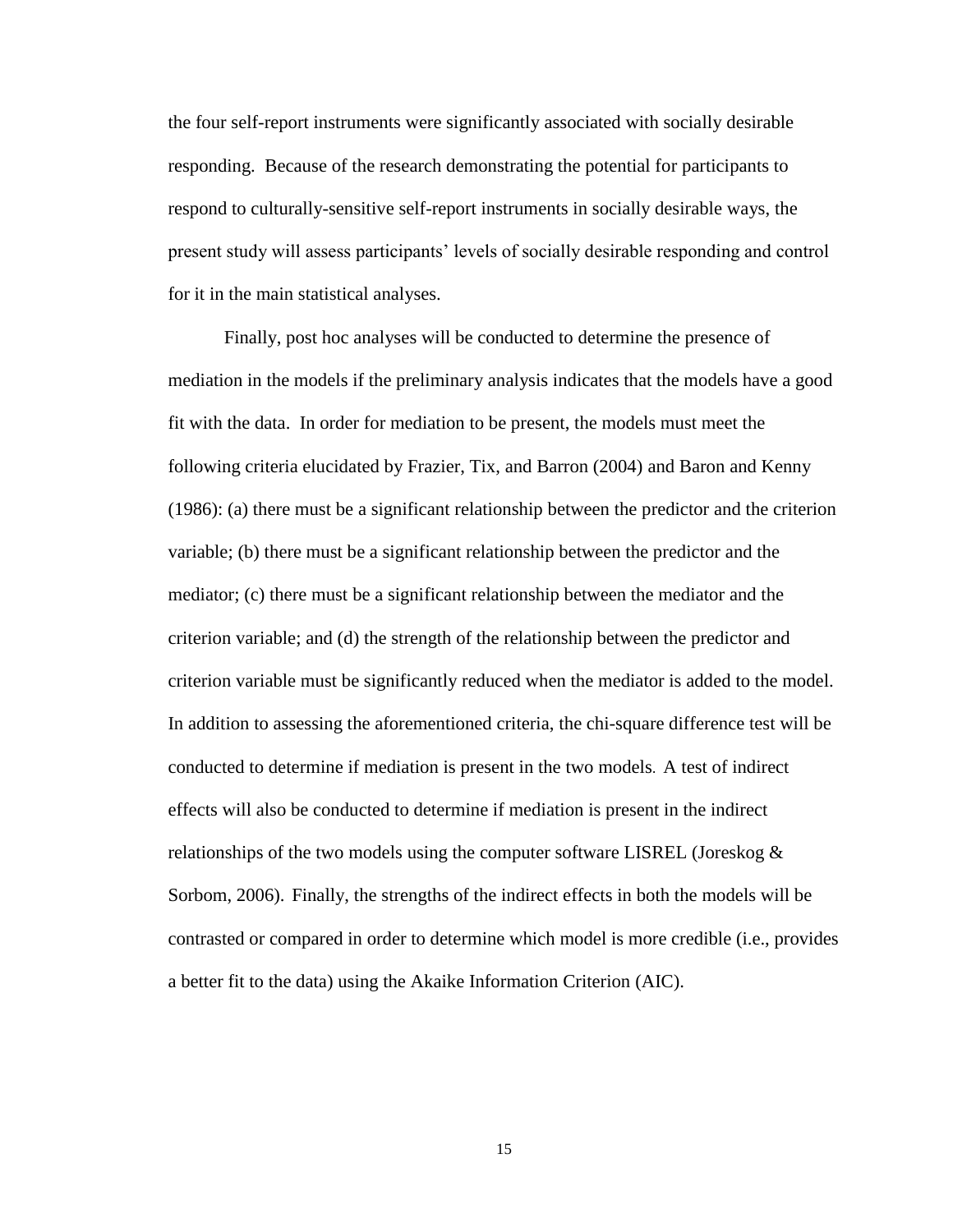the four self-report instruments were significantly associated with socially desirable responding. Because of the research demonstrating the potential for participants to respond to culturally-sensitive self-report instruments in socially desirable ways, the present study will assess participants' levels of socially desirable responding and control for it in the main statistical analyses.

Finally, post hoc analyses will be conducted to determine the presence of mediation in the models if the preliminary analysis indicates that the models have a good fit with the data. In order for mediation to be present, the models must meet the following criteria elucidated by Frazier, Tix, and Barron (2004) and Baron and Kenny (1986): (a) there must be a significant relationship between the predictor and the criterion variable; (b) there must be a significant relationship between the predictor and the mediator; (c) there must be a significant relationship between the mediator and the criterion variable; and (d) the strength of the relationship between the predictor and criterion variable must be significantly reduced when the mediator is added to the model. In addition to assessing the aforementioned criteria, the chi-square difference test will be conducted to determine if mediation is present in the two models. A test of indirect effects will also be conducted to determine if mediation is present in the indirect relationships of the two models using the computer software LISREL (Joreskog & Sorbom, 2006). Finally, the strengths of the indirect effects in both the models will be contrasted or compared in order to determine which model is more credible (i.e., provides a better fit to the data) using the Akaike Information Criterion (AIC).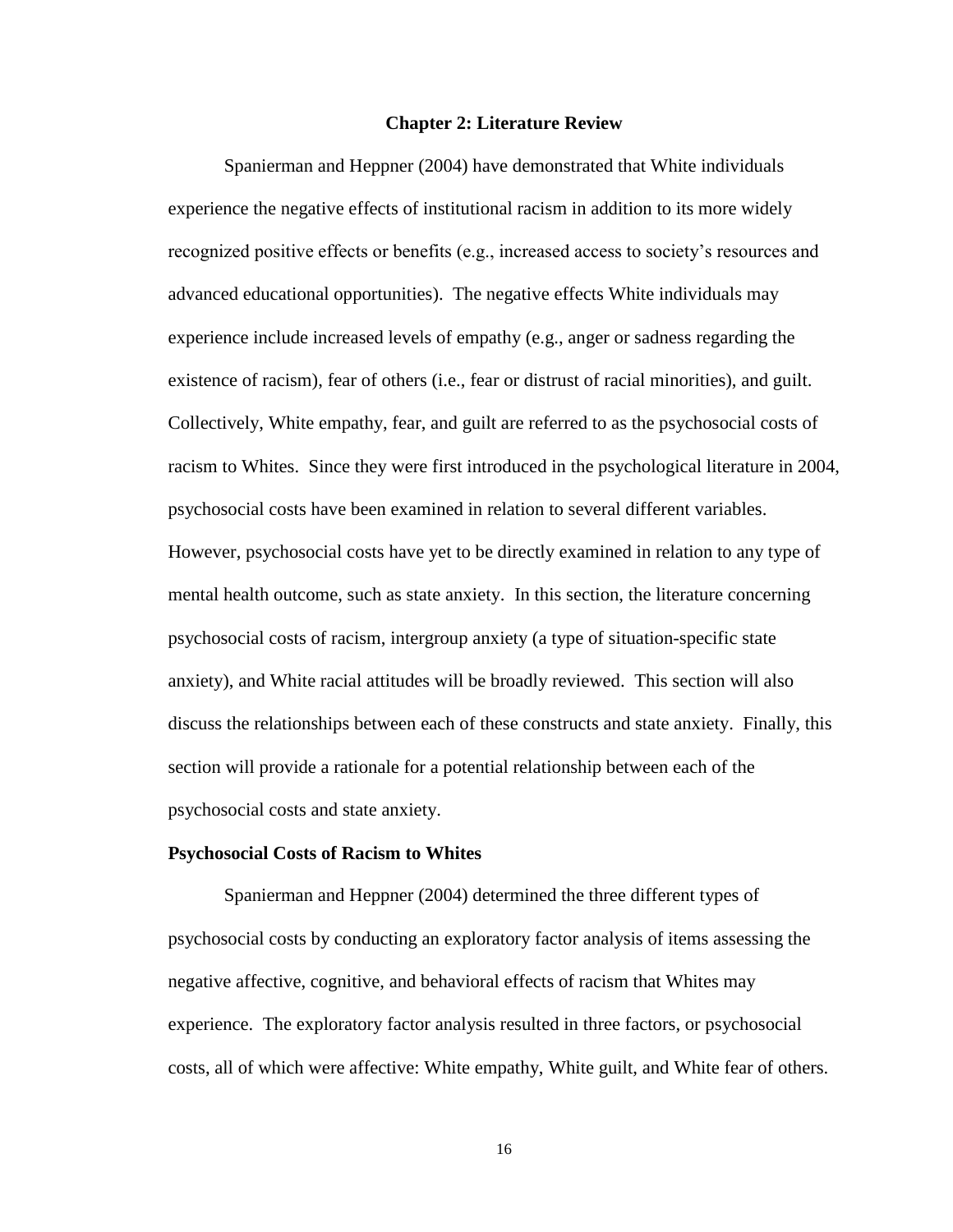## Chapter 2: Literature Review

Spanierman and Heppner (2004) have demonstrated that White individuals experience the negative effects of institutional racism in addition to its more widely recognized positive effects or benefits (e.g., increased access to society's resources and advanced educational opportunities). The negative effects White individuals may experience include increased levels of empathy (e.g., anger or sadness regarding the existence of racism), fear of others (i.e., fear or distrust of racial minorities), and guilt. Collectively, White empathy, fear, and guilt are referred to as the psychosocial costs of racism to Whites. Since they were first introduced in the psychological literature in 2004, psychosocial costs have been examined in relation to several different variables. However, psychosocial costs have yet to be directly examined in relation to any type of mental health outcome, such as state anxiety. In this section, the literature concerning psychosocial costs of racism, intergroup anxiety (a type of situation-specific state anxiety), and White racial attitudes will be broadly reviewed. This section will also discuss the relationships between each of these constructs and state anxiety. Finally, this section will provide a rationale for a potential relationship between each of the psychosocial costs and state anxiety.

### Psychosocial Costs of Racism to Whites

Spanierman and Heppner (2004) determined the three different types of psychosocial costs by conducting an exploratory factor analysis of items assessing the negative affective, cognitive, and behavioral effects of racism that Whites may experience. The exploratory factor analysis resulted in three factors, or psychosocial costs, all of which were affective: White empathy, White guilt, and White fear of others.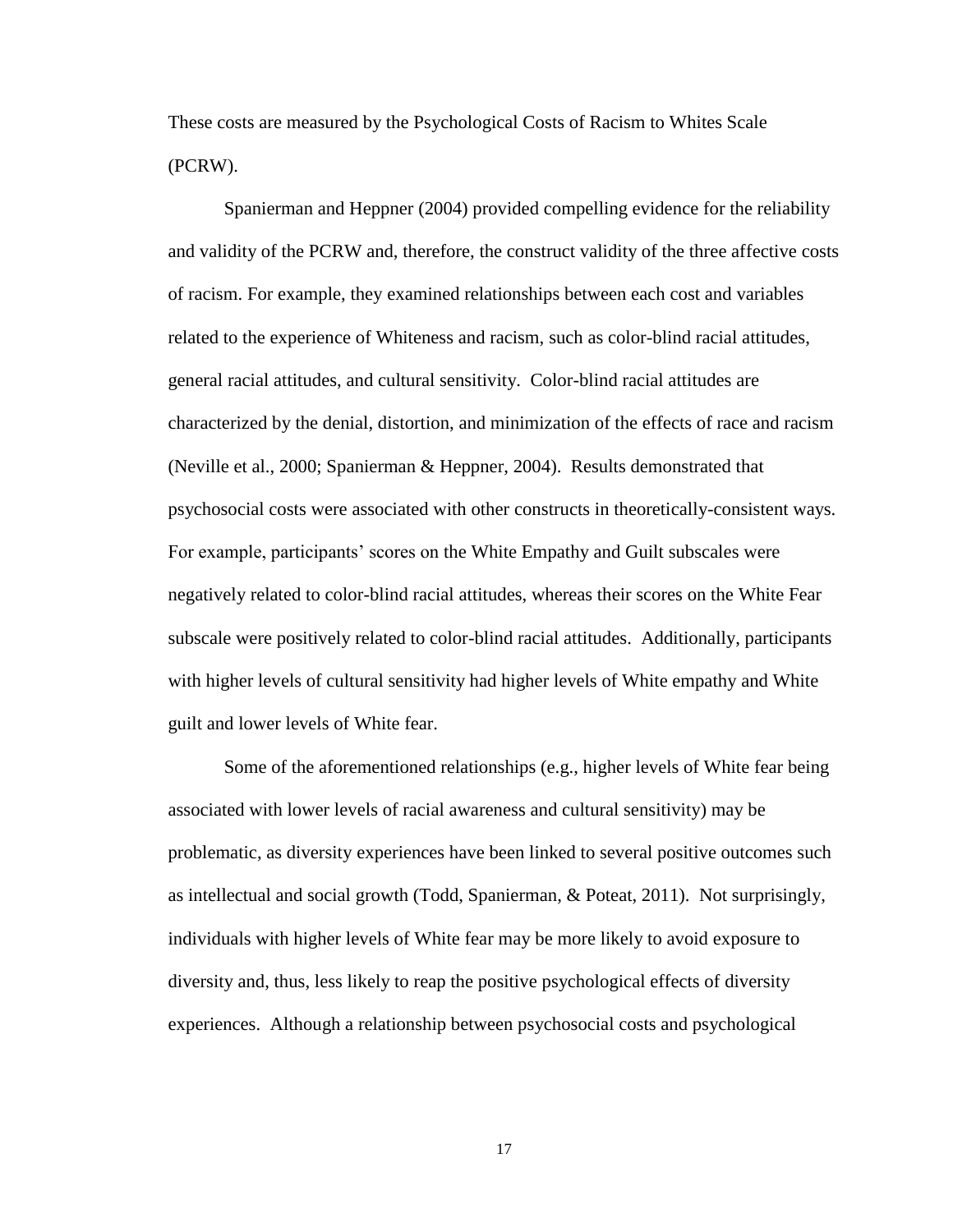These costs are measured by the Psychological Costs of Racism to Whites Scale (PCRW).

Spanierman and Heppner (2004) provided compelling evidence for the reliability and validity of the PCRW and, therefore, the construct validity of the three affective costs of racism. For example, they examined relationships between each cost and variables related to the experience of Whiteness and racism, such as color-blind racial attitudes, general racial attitudes, and cultural sensitivity. Color-blind racial attitudes are characterized by the denial, distortion, and minimization of the effects of race and racism (Neville et al., 2000; Spanierman & Heppner, 2004). Results demonstrated that psychosocial costs were associated with other constructs in theoretically-consistent ways. For example, participants' scores on the White Empathy and Guilt subscales were negatively related to color-blind racial attitudes, whereas their scores on the White Fear subscale were positively related to color-blind racial attitudes. Additionally, participants with higher levels of cultural sensitivity had higher levels of White empathy and White guilt and lower levels of White fear.

Some of the aforementioned relationships (e.g., higher levels of White fear being associated with lower levels of racial awareness and cultural sensitivity) may be problematic, as diversity experiences have been linked to several positive outcomes such as intellectual and social growth (Todd, Spanierman, & Poteat, 2011). Not surprisingly, individuals with higher levels of White fear may be more likely to avoid exposure to diversity and, thus, less likely to reap the positive psychological effects of diversity experiences. Although a relationship between psychosocial costs and psychological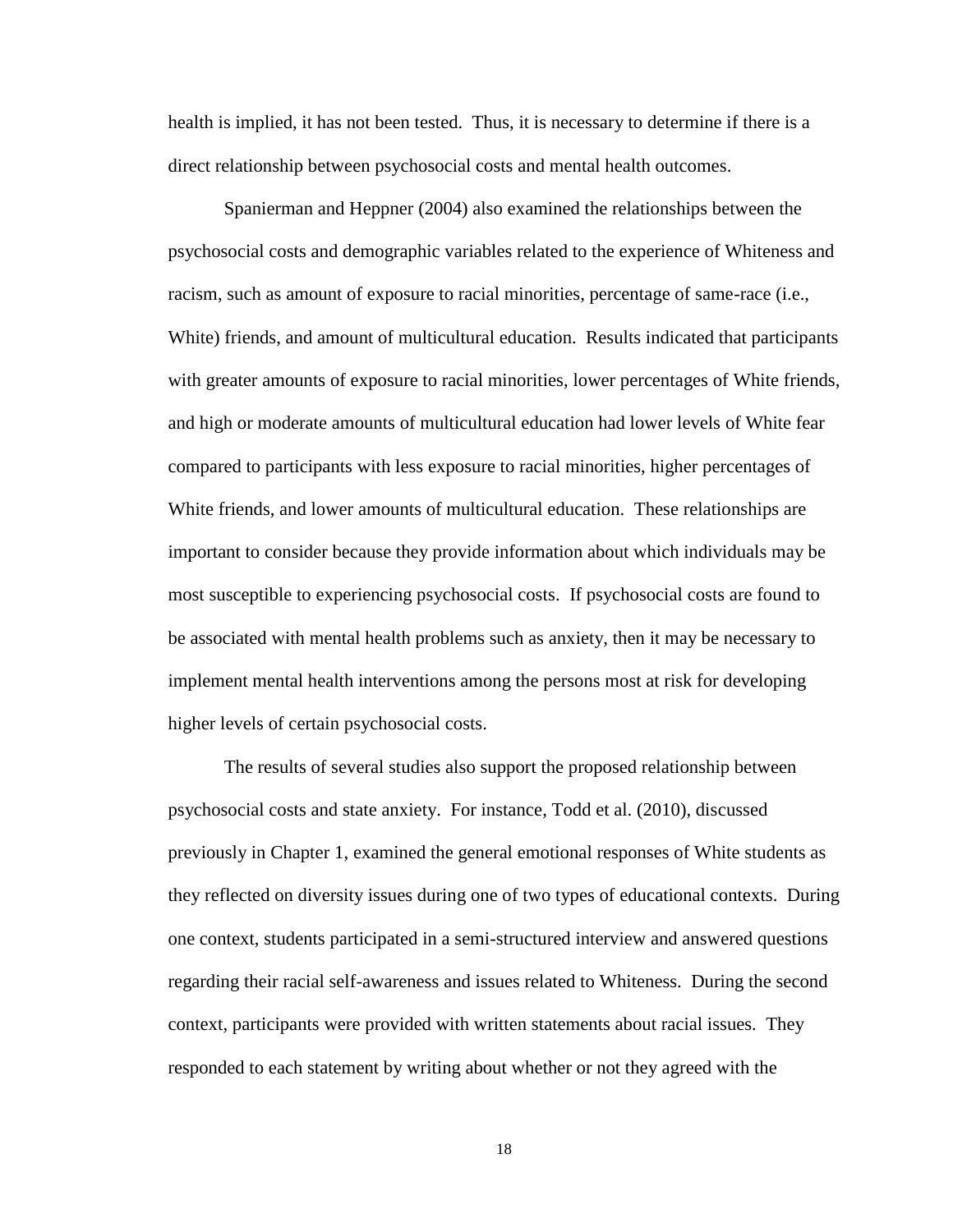health is implied, it has not been tested. Thus, it is necessary to determine if there is a direct relationship between psychosocial costs and mental health outcomes.

Spanierman and Heppner (2004) also examined the relationships between the psychosocial costs and demographic variables related to the experience of Whiteness and racism, such as amount of exposure to racial minorities, percentage of same-race (i.e., White) friends, and amount of multicultural education. Results indicated that participants with greater amounts of exposure to racial minorities, lower percentages of White friends, and high or moderate amounts of multicultural education had lower levels of White fear compared to participants with less exposure to racial minorities, higher percentages of White friends, and lower amounts of multicultural education. These relationships are important to consider because they provide information about which individuals may be most susceptible to experiencing psychosocial costs. If psychosocial costs are found to be associated with mental health problems such as anxiety, then it may be necessary to implement mental health interventions among the persons most at risk for developing higher levels of certain psychosocial costs.

The results of several studies also support the proposed relationship between psychosocial costs and state anxiety. For instance, Todd et al. (2010), discussed previously in Chapter 1, examined the general emotional responses of White students as they reflected on diversity issues during one of two types of educational contexts. During one context, students participated in a semi-structured interview and answered questions regarding their racial self-awareness and issues related to Whiteness. During the second context, participants were provided with written statements about racial issues. They responded to each statement by writing about whether or not they agreed with the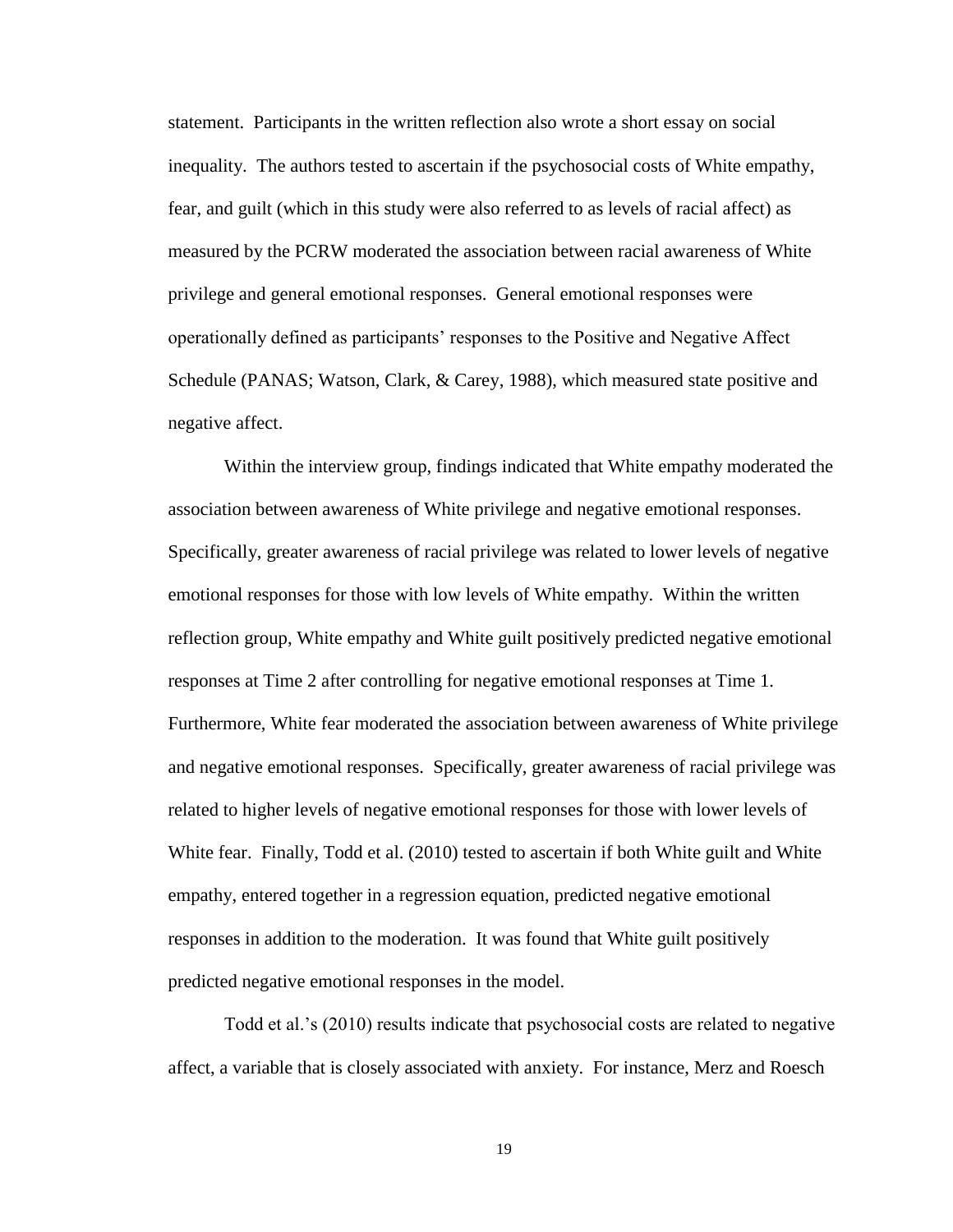statement. Participants in the written reflection also wrote a short essay on social inequality. The authors tested to ascertain if the psychosocial costs of White empathy, fear, and guilt (which in this study were also referred to as levels of racial affect) as measured by the PCRW moderated the association between racial awareness of White privilege and general emotional responses. General emotional responses were operationally defined as participants' responses to the Positive and Negative Affect Schedule (PANAS; Watson, Clark, & Carey, 1988), which measured state positive and negative affect.

Within the interview group, findings indicated that White empathy moderated the association between awareness of White privilege and negative emotional responses. Specifically, greater awareness of racial privilege was related to lower levels of negative emotional responses for those with low levels of White empathy. Within the written reflection group, White empathy and White guilt positively predicted negative emotional responses at Time 2 after controlling for negative emotional responses at Time 1. Furthermore, White fear moderated the association between awareness of White privilege and negative emotional responses. Specifically, greater awareness of racial privilege was related to higher levels of negative emotional responses for those with lower levels of White fear. Finally, Todd et al. (2010) tested to ascertain if both White guilt and White empathy, entered together in a regression equation, predicted negative emotional responses in addition to the moderation. It was found that White guilt positively predicted negative emotional responses in the model.

Todd et al.'s (2010) results indicate that psychosocial costs are related to negative affect, a variable that is closely associated with anxiety. For instance, Merz and Roesch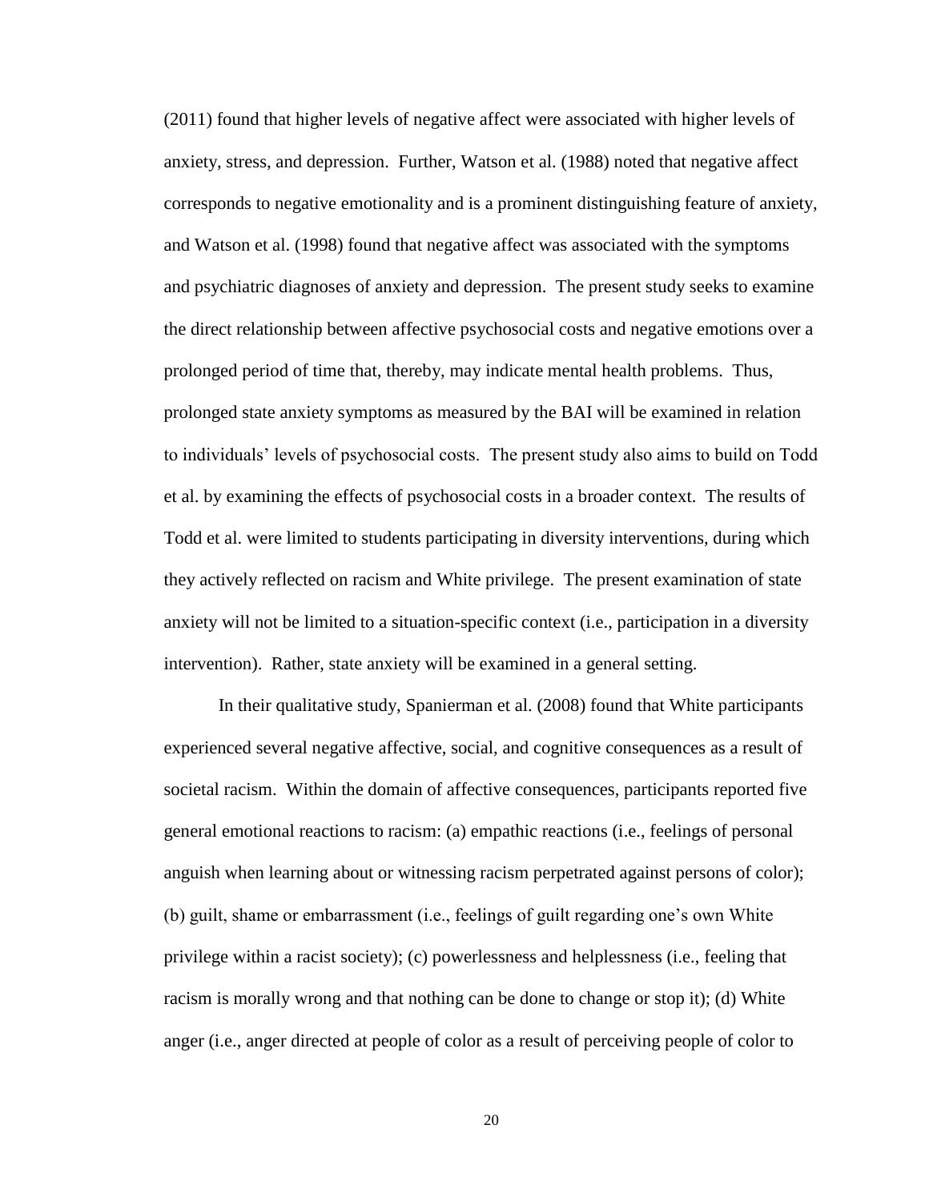(2011) found that higher levels of negative affect were associated with higher levels of anxiety, stress, and depression. Further, Watson et al. (1988) noted that negative affect corresponds to negative emotionality and is a prominent distinguishing feature of anxiety, and Watson et al. (1998) found that negative affect was associated with the symptoms and psychiatric diagnoses of anxiety and depression. The present study seeks to examine the direct relationship between affective psychosocial costs and negative emotions over a prolonged period of time that, thereby, may indicate mental health problems. Thus, prolonged state anxiety symptoms as measured by the BAI will be examined in relation to individuals' levels of psychosocial costs. The present study also aims to build on Todd et al. by examining the effects of psychosocial costs in a broader context. The results of Todd et al. were limited to students participating in diversity interventions, during which they actively reflected on racism and White privilege. The present examination of state anxiety will not be limited to a situation-specific context (i.e., participation in a diversity intervention). Rather, state anxiety will be examined in a general setting.

In their qualitative study, Spanierman et al. (2008) found that White participants experienced several negative affective, social, and cognitive consequences as a result of societal racism. Within the domain of affective consequences, participants reported five general emotional reactions to racism: (a) empathic reactions (i.e., feelings of personal anguish when learning about or witnessing racism perpetrated against persons of color); (b) guilt, shame or embarrassment (i.e., feelings of guilt regarding one's own White privilege within a racist society); (c) powerlessness and helplessness (i.e., feeling that racism is morally wrong and that nothing can be done to change or stop it); (d) White anger (i.e., anger directed at people of color as a result of perceiving people of color to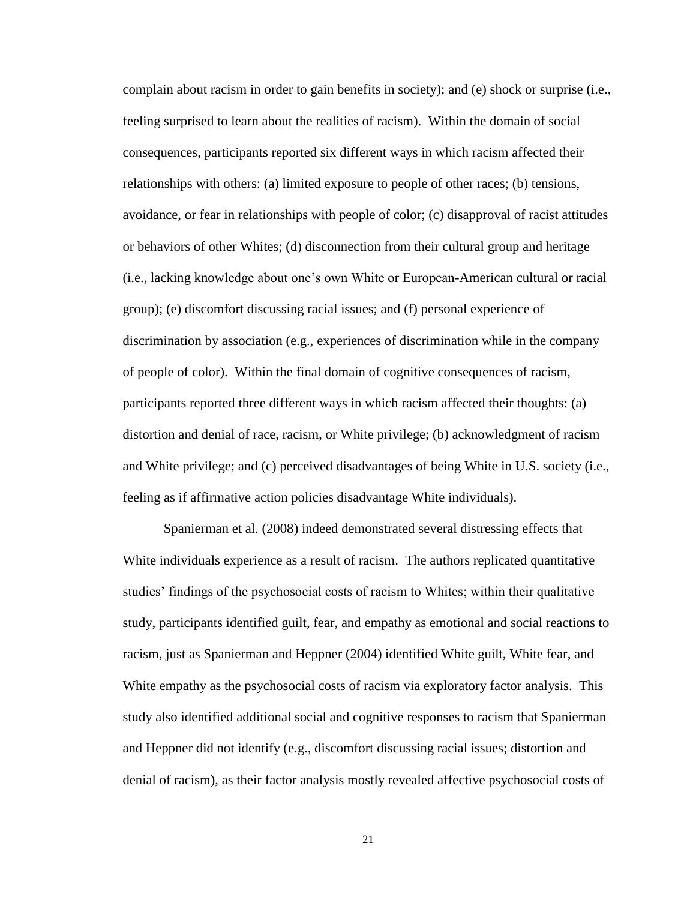complain about racism in order to gain benefits in society); and (e) shock or surprise (i.e., feeling surprised to learn about the realities of racism). Within the domain of social consequences, participants reported six different ways in which racism affected their relationships with others: (a) limited exposure to people of other races; (b) tensions, avoidance, or fear in relationships with people of color; (c) disapproval of racist attitudes or behaviors of other Whites; (d) disconnection from their cultural group and heritage (i.e., lacking knowledge about one's own White or European-American cultural or racial group); (e) discomfort discussing racial issues; and (f) personal experience of discrimination by association (e.g., experiences of discrimination while in the company of people of color). Within the final domain of cognitive consequences of racism, participants reported three different ways in which racism affected their thoughts: (a) distortion and denial of race, racism, or White privilege; (b) acknowledgment of racism and White privilege; and (c) perceived disadvantages of being White in U.S. society (i.e., feeling as if affirmative action policies disadvantage White individuals).

Spanierman et al. (2008) indeed demonstrated several distressing effects that White individuals experience as a result of racism. The authors replicated quantitative studies' findings of the psychosocial costs of racism to Whites; within their qualitative study, participants identified guilt, fear, and empathy as emotional and social reactions to racism, just as Spanierman and Heppner (2004) identified White guilt, White fear, and White empathy as the psychosocial costs of racism via exploratory factor analysis. This study also identified additional social and cognitive responses to racism that Spanierman and Heppner did not identify (e.g., discomfort discussing racial issues; distortion and denial of racism), as their factor analysis mostly revealed affective psychosocial costs of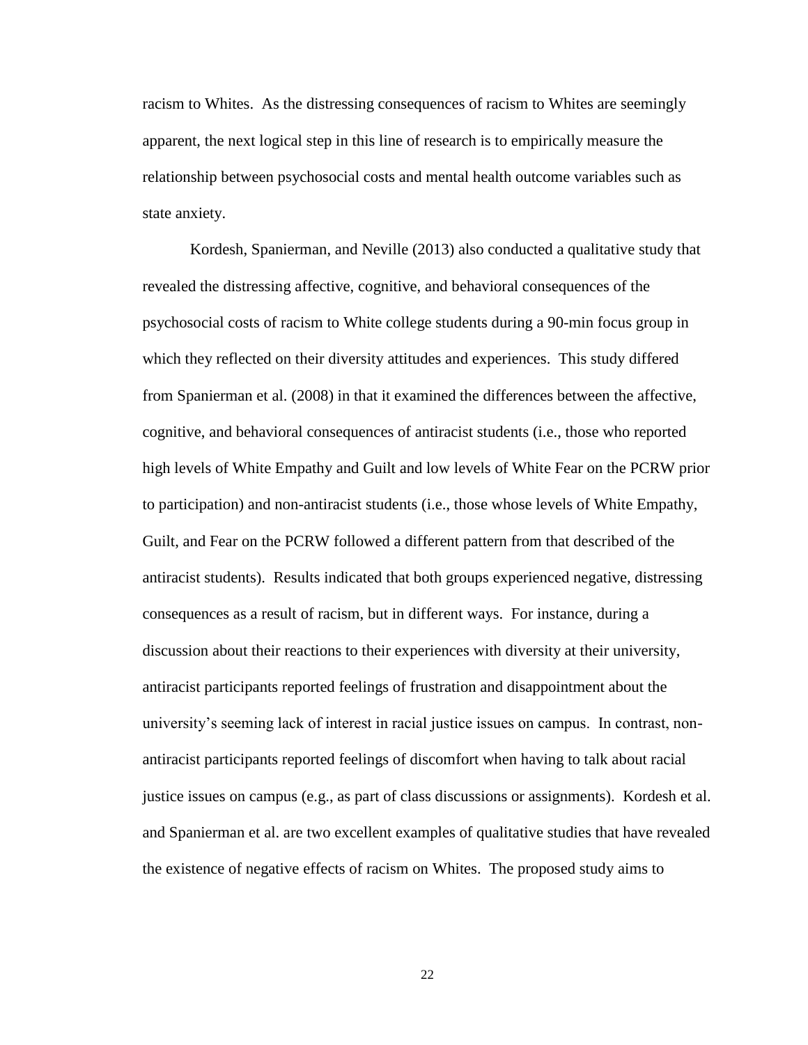racism to Whites. As the distressing consequences of racism to Whites are seemingly apparent, the next logical step in this line of research is to empirically measure the relationship between psychosocial costs and mental health outcome variables such as state anxiety.

Kordesh, Spanierman, and Neville (2013) also conducted a qualitative study that revealed the distressing affective, cognitive, and behavioral consequences of the psychosocial costs of racism to White college students during a 90-min focus group in which they reflected on their diversity attitudes and experiences. This study differed from Spanierman et al. (2008) in that it examined the differences between the affective, cognitive, and behavioral consequences of antiracist students (i.e., those who reported high levels of White Empathy and Guilt and low levels of White Fear on the PCRW prior to participation) and non-antiracist students (i.e., those whose levels of White Empathy, Guilt, and Fear on the PCRW followed a different pattern from that described of the antiracist students). Results indicated that both groups experienced negative, distressing consequences as a result of racism, but in different ways. For instance, during a discussion about their reactions to their experiences with diversity at their university, antiracist participants reported feelings of frustration and disappointment about the university's seeming lack of interest in racial justice issues on campus. In contrast, non-antiracist participants reported feelings of discomfort when having to talk about racial justice issues on campus (e.g., as part of class discussions or assignments). Kordesh et al. and Spanierman et al. are two excellent examples of qualitative studies that have revealed the existence of negative effects of racism on Whites. The proposed study aims to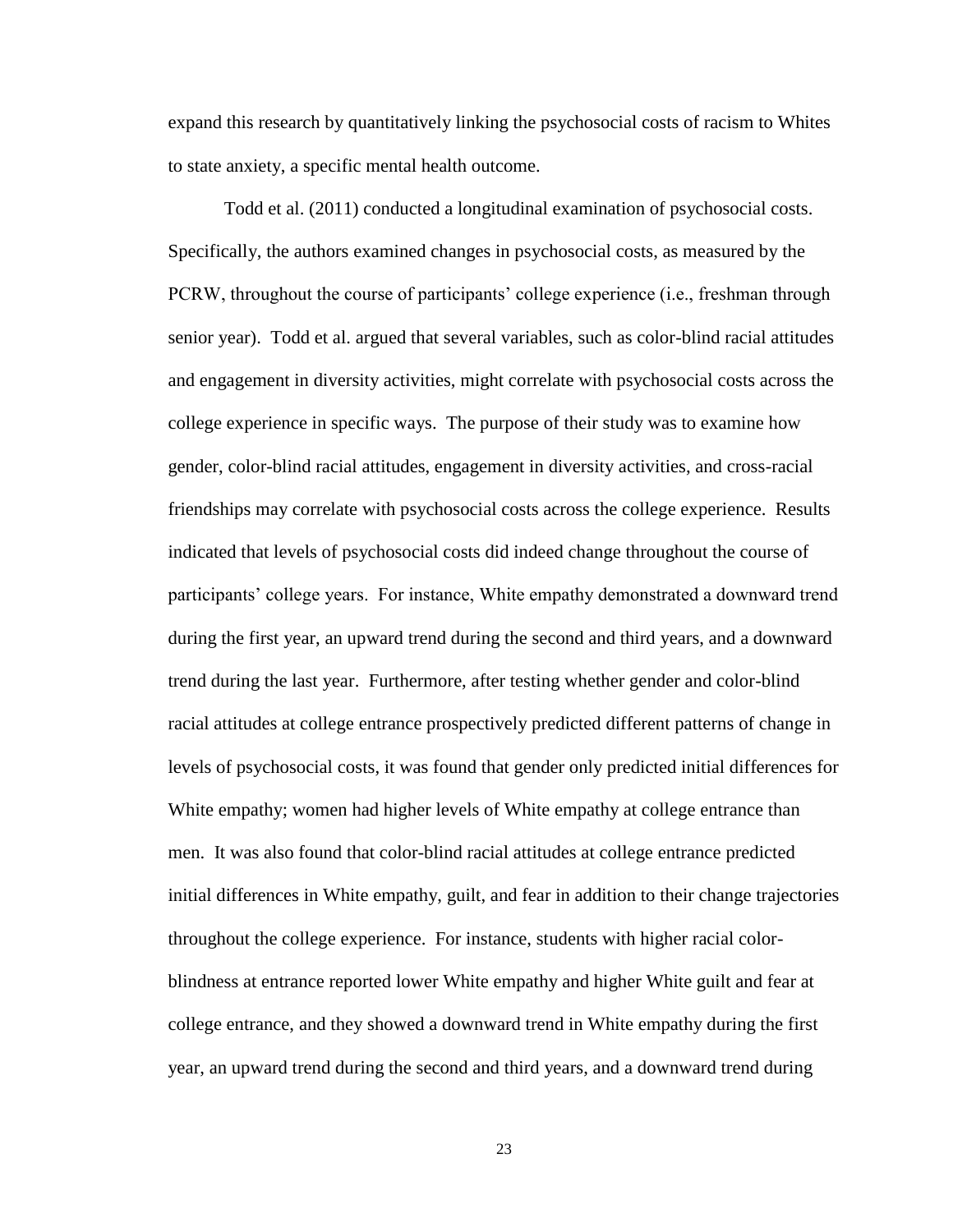expand this research by quantitatively linking the psychosocial costs of racism to Whites to state anxiety, a specific mental health outcome.

Todd et al. (2011) conducted a longitudinal examination of psychosocial costs. Specifically, the authors examined changes in psychosocial costs, as measured by the PCRW, throughout the course of participants' college experience (i.e., freshman through senior year). Todd et al. argued that several variables, such as color-blind racial attitudes and engagement in diversity activities, might correlate with psychosocial costs across the college experience in specific ways. The purpose of their study was to examine how gender, color-blind racial attitudes, engagement in diversity activities, and cross-racial friendships may correlate with psychosocial costs across the college experience. Results indicated that levels of psychosocial costs did indeed change throughout the course of participants' college years. For instance, White empathy demonstrated a downward trend during the first year, an upward trend during the second and third years, and a downward trend during the last year. Furthermore, after testing whether gender and color-blind racial attitudes at college entrance prospectively predicted different patterns of change in levels of psychosocial costs, it was found that gender only predicted initial differences for White empathy; women had higher levels of White empathy at college entrance than men. It was also found that color-blind racial attitudes at college entrance predicted initial differences in White empathy, guilt, and fear in addition to their change trajectories throughout the college experience. For instance, students with higher racial color-blindness at entrance reported lower White empathy and higher White guilt and fear at college entrance, and they showed a downward trend in White empathy during the first year, an upward trend during the second and third years, and a downward trend during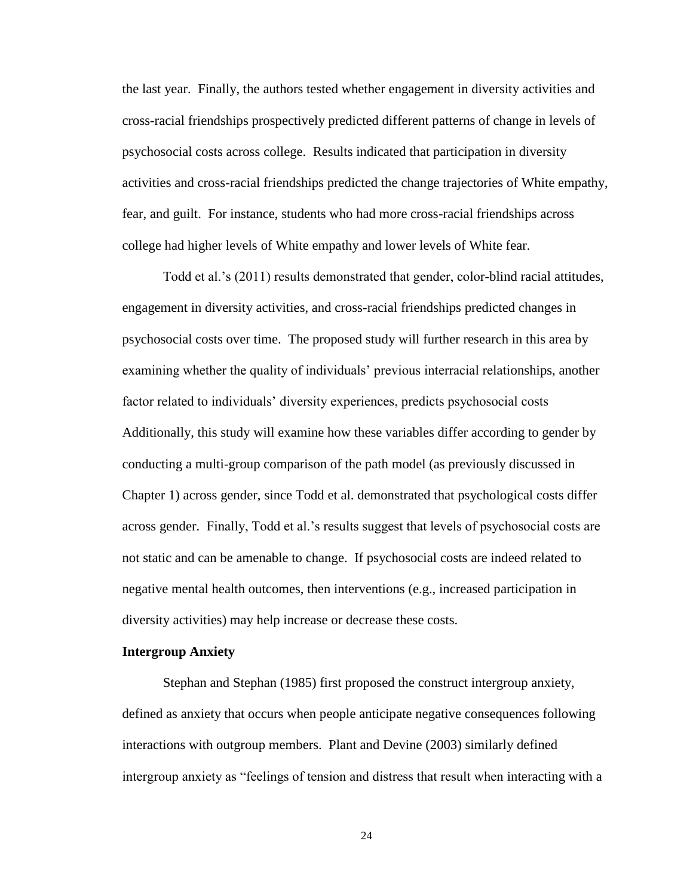the last year. Finally, the authors tested whether engagement in diversity activities and cross-racial friendships prospectively predicted different patterns of change in levels of psychosocial costs across college. Results indicated that participation in diversity activities and cross-racial friendships predicted the change trajectories of White empathy, fear, and guilt. For instance, students who had more cross-racial friendships across college had higher levels of White empathy and lower levels of White fear.

Todd et al.'s (2011) results demonstrated that gender, color-blind racial attitudes, engagement in diversity activities, and cross-racial friendships predicted changes in psychosocial costs over time. The proposed study will further research in this area by examining whether the quality of individuals' previous interracial relationships, another factor related to individuals' diversity experiences, predicts psychosocial costs Additionally, this study will examine how these variables differ according to gender by conducting a multi-group comparison of the path model (as previously discussed in Chapter 1) across gender, since Todd et al. demonstrated that psychological costs differ across gender. Finally, Todd et al.'s results suggest that levels of psychosocial costs are not static and can be amenable to change. If psychosocial costs are indeed related to negative mental health outcomes, then interventions (e.g., increased participation in diversity activities) may help increase or decrease these costs.

**Intergroup Anxiety**

Stephan and Stephan (1985) first proposed the construct intergroup anxiety, defined as anxiety that occurs when people anticipate negative consequences following interactions with outgroup members. Plant and Devine (2003) similarly defined intergroup anxiety as "feelings of tension and distress that result when interacting with a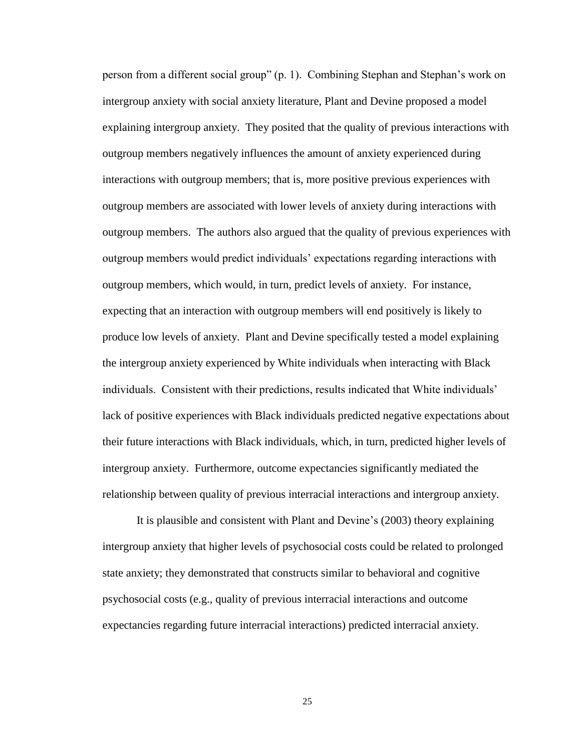person from a different social group" (p. 1). Combining Stephan and Stephan's work on intergroup anxiety with social anxiety literature, Plant and Devine proposed a model explaining intergroup anxiety. They posited that the quality of previous interactions with outgroup members negatively influences the amount of anxiety experienced during interactions with outgroup members; that is, more positive previous experiences with outgroup members are associated with lower levels of anxiety during interactions with outgroup members. The authors also argued that the quality of previous experiences with outgroup members would predict individuals' expectations regarding interactions with outgroup members, which would, in turn, predict levels of anxiety. For instance, expecting that an interaction with outgroup members will end positively is likely to produce low levels of anxiety. Plant and Devine specifically tested a model explaining the intergroup anxiety experienced by White individuals when interacting with Black individuals. Consistent with their predictions, results indicated that White individuals' lack of positive experiences with Black individuals predicted negative expectations about their future interactions with Black individuals, which, in turn, predicted higher levels of intergroup anxiety. Furthermore, outcome expectancies significantly mediated the relationship between quality of previous interracial interactions and intergroup anxiety.

It is plausible and consistent with Plant and Devine's (2003) theory explaining intergroup anxiety that higher levels of psychosocial costs could be related to prolonged state anxiety; they demonstrated that constructs similar to behavioral and cognitive psychosocial costs (e.g., quality of previous interracial interactions and outcome expectancies regarding future interracial interactions) predicted interracial anxiety.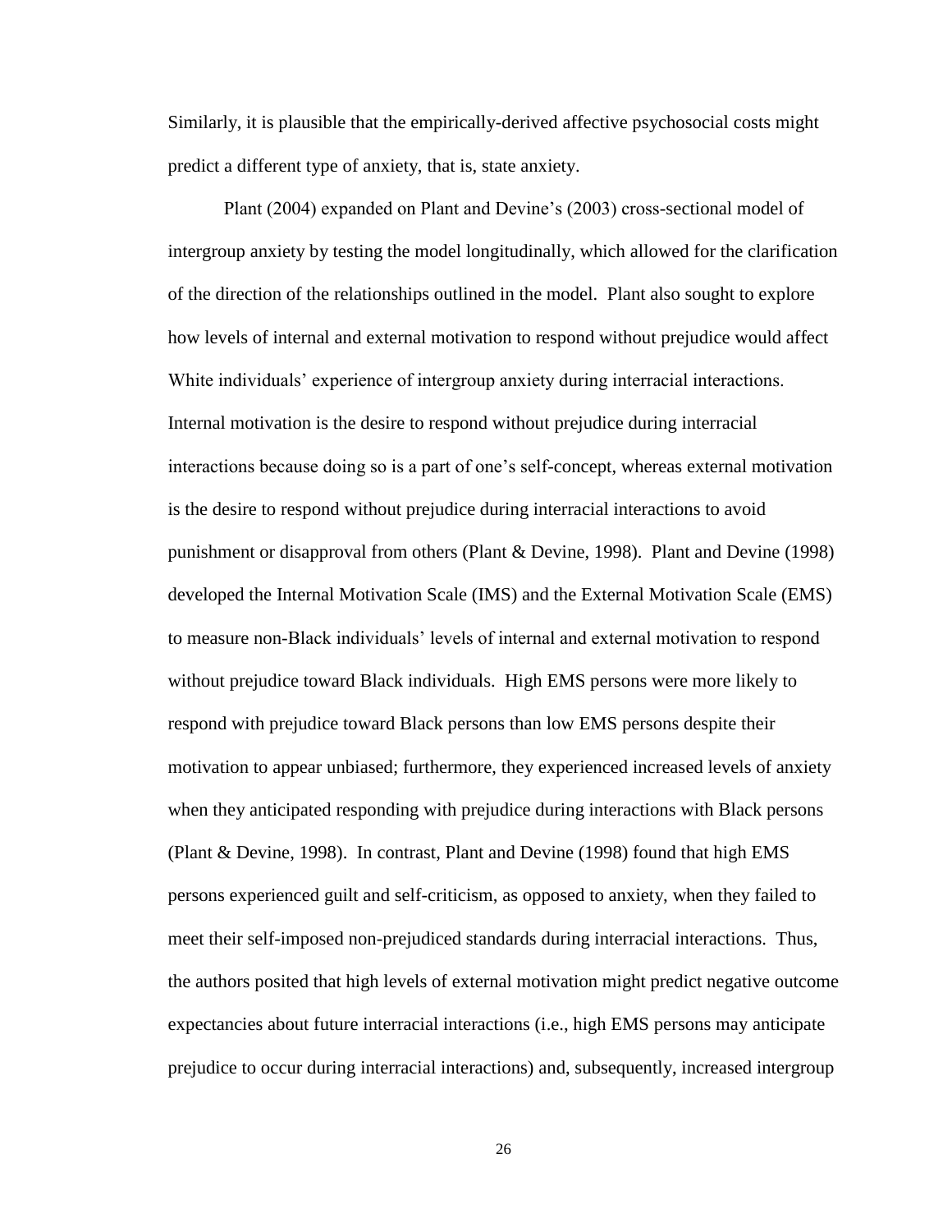Similarly, it is plausible that the empirically-derived affective psychosocial costs might predict a different type of anxiety, that is, state anxiety.

Plant (2004) expanded on Plant and Devine's (2003) cross-sectional model of intergroup anxiety by testing the model longitudinally, which allowed for the clarification of the direction of the relationships outlined in the model. Plant also sought to explore how levels of internal and external motivation to respond without prejudice would affect White individuals' experience of intergroup anxiety during interracial interactions. Internal motivation is the desire to respond without prejudice during interracial interactions because doing so is a part of one's self-concept, whereas external motivation is the desire to respond without prejudice during interracial interactions to avoid punishment or disapproval from others (Plant & Devine, 1998). Plant and Devine (1998) developed the Internal Motivation Scale (IMS) and the External Motivation Scale (EMS) to measure non-Black individuals' levels of internal and external motivation to respond without prejudice toward Black individuals. High EMS persons were more likely to respond with prejudice toward Black persons than low EMS persons despite their motivation to appear unbiased; furthermore, they experienced increased levels of anxiety when they anticipated responding with prejudice during interactions with Black persons (Plant & Devine, 1998). In contrast, Plant and Devine (1998) found that high EMS persons experienced guilt and self-criticism, as opposed to anxiety, when they failed to meet their self-imposed non-prejudiced standards during interracial interactions. Thus, the authors posited that high levels of external motivation might predict negative outcome expectancies about future interracial interactions (i.e., high EMS persons may anticipate prejudice to occur during interracial interactions) and, subsequently, increased intergroup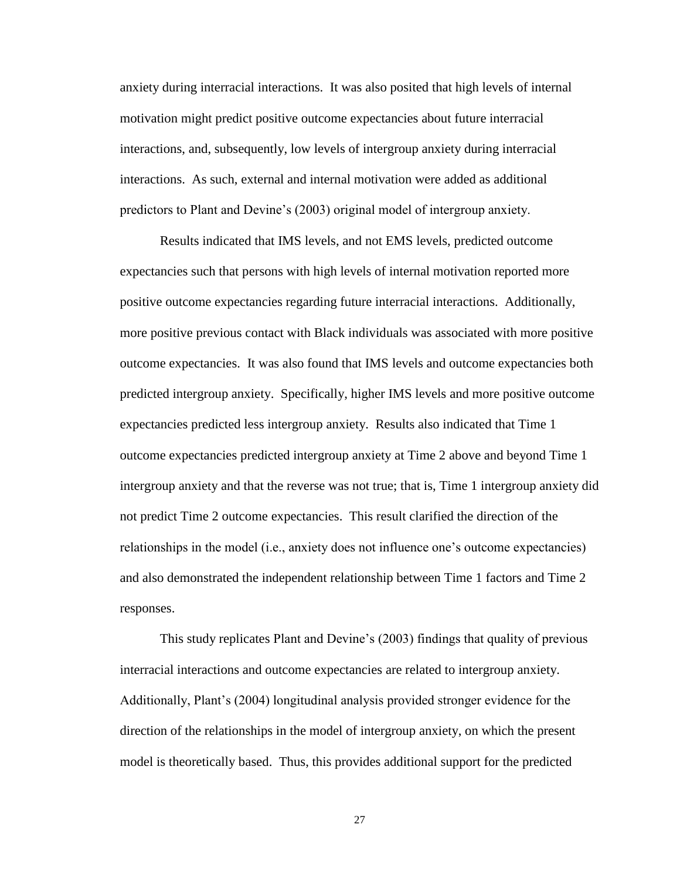anxiety during interracial interactions. It was also posited that high levels of internal motivation might predict positive outcome expectancies about future interracial interactions, and, subsequently, low levels of intergroup anxiety during interracial interactions. As such, external and internal motivation were added as additional predictors to Plant and Devine's (2003) original model of intergroup anxiety.

Results indicated that IMS levels, and not EMS levels, predicted outcome expectancies such that persons with high levels of internal motivation reported more positive outcome expectancies regarding future interracial interactions. Additionally, more positive previous contact with Black individuals was associated with more positive outcome expectancies. It was also found that IMS levels and outcome expectancies both predicted intergroup anxiety. Specifically, higher IMS levels and more positive outcome expectancies predicted less intergroup anxiety. Results also indicated that Time 1 outcome expectancies predicted intergroup anxiety at Time 2 above and beyond Time 1 intergroup anxiety and that the reverse was not true; that is, Time 1 intergroup anxiety did not predict Time 2 outcome expectancies. This result clarified the direction of the relationships in the model (i.e., anxiety does not influence one's outcome expectancies) and also demonstrated the independent relationship between Time 1 factors and Time 2 responses.

This study replicates Plant and Devine's (2003) findings that quality of previous interracial interactions and outcome expectancies are related to intergroup anxiety. Additionally, Plant's (2004) longitudinal analysis provided stronger evidence for the direction of the relationships in the model of intergroup anxiety, on which the present model is theoretically based. Thus, this provides additional support for the predicted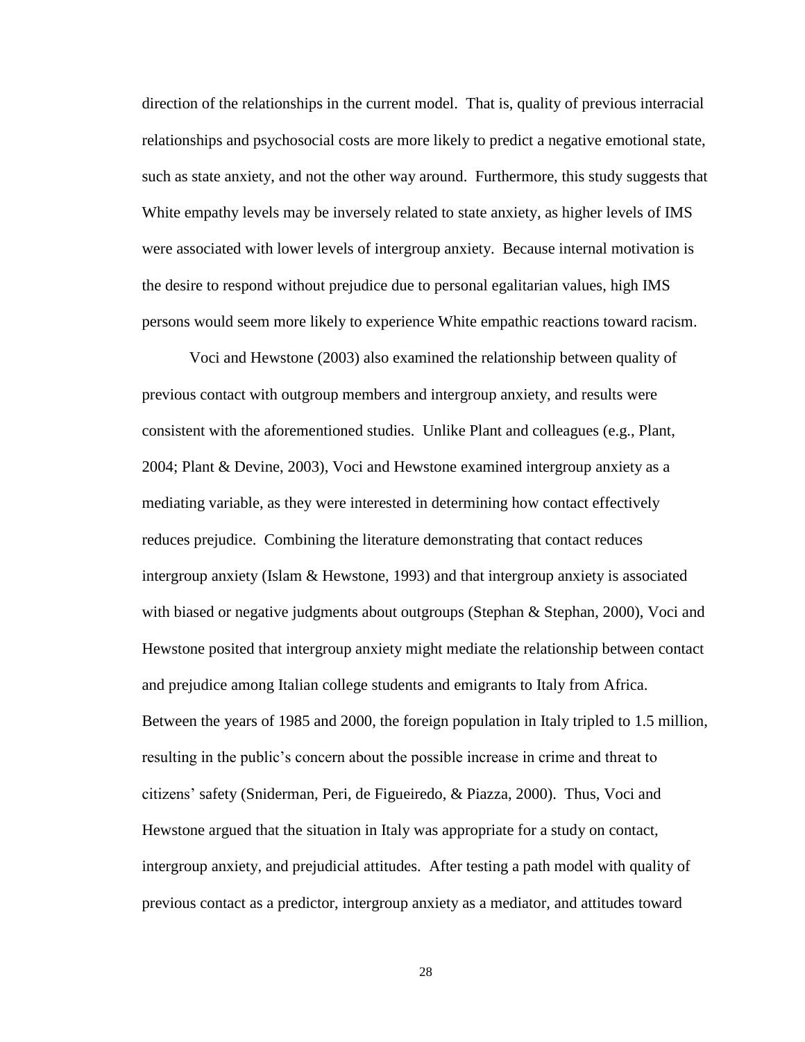direction of the relationships in the current model. That is, quality of previous interracial relationships and psychosocial costs are more likely to predict a negative emotional state, such as state anxiety, and not the other way around. Furthermore, this study suggests that White empathy levels may be inversely related to state anxiety, as higher levels of IMS were associated with lower levels of intergroup anxiety. Because internal motivation is the desire to respond without prejudice due to personal egalitarian values, high IMS persons would seem more likely to experience White empathic reactions toward racism.

Voci and Hewstone (2003) also examined the relationship between quality of previous contact with outgroup members and intergroup anxiety, and results were consistent with the aforementioned studies. Unlike Plant and colleagues (e.g., Plant, 2004; Plant & Devine, 2003), Voci and Hewstone examined intergroup anxiety as a mediating variable, as they were interested in determining how contact effectively reduces prejudice. Combining the literature demonstrating that contact reduces intergroup anxiety (Islam & Hewstone, 1993) and that intergroup anxiety is associated with biased or negative judgments about outgroups (Stephan & Stephan, 2000), Voci and Hewstone posited that intergroup anxiety might mediate the relationship between contact and prejudice among Italian college students and emigrants to Italy from Africa. Between the years of 1985 and 2000, the foreign population in Italy tripled to 1.5 million, resulting in the public's concern about the possible increase in crime and threat to citizens' safety (Sniderman, Peri, de Figueiredo, & Piazza, 2000). Thus, Voci and Hewstone argued that the situation in Italy was appropriate for a study on contact, intergroup anxiety, and prejudicial attitudes. After testing a path model with quality of previous contact as a predictor, intergroup anxiety as a mediator, and attitudes toward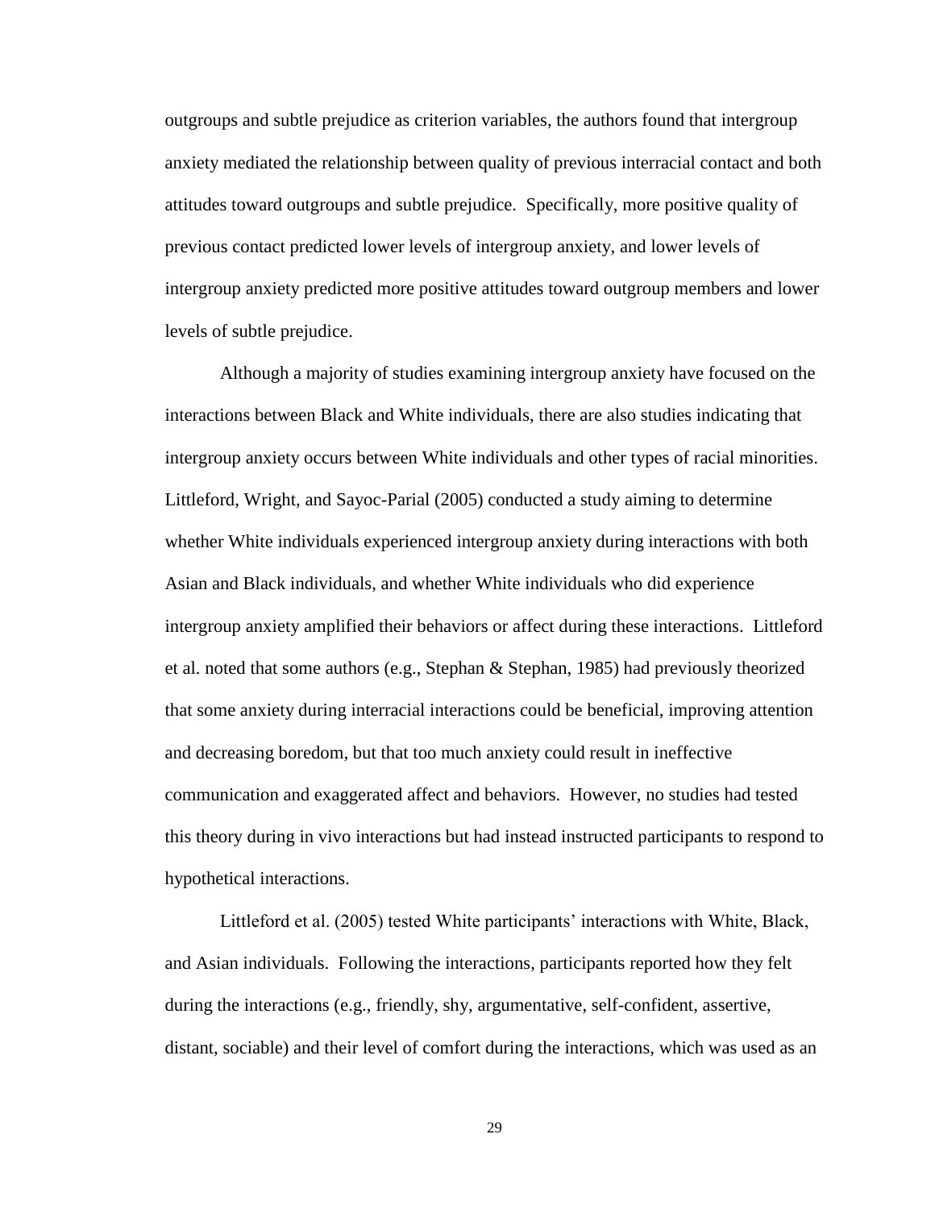outgroups and subtle prejudice as criterion variables, the authors found that intergroup anxiety mediated the relationship between quality of previous interracial contact and both attitudes toward outgroups and subtle prejudice. Specifically, more positive quality of previous contact predicted lower levels of intergroup anxiety, and lower levels of intergroup anxiety predicted more positive attitudes toward outgroup members and lower levels of subtle prejudice.

Although a majority of studies examining intergroup anxiety have focused on the interactions between Black and White individuals, there are also studies indicating that intergroup anxiety occurs between White individuals and other types of racial minorities. Littleford, Wright, and Sayoc-Parial (2005) conducted a study aiming to determine whether White individuals experienced intergroup anxiety during interactions with both Asian and Black individuals, and whether White individuals who did experience intergroup anxiety amplified their behaviors or affect during these interactions. Littleford et al. noted that some authors (e.g., Stephan & Stephan, 1985) had previously theorized that some anxiety during interracial interactions could be beneficial, improving attention and decreasing boredom, but that too much anxiety could result in ineffective communication and exaggerated affect and behaviors. However, no studies had tested this theory during in vivo interactions but had instead instructed participants to respond to hypothetical interactions.

Littleford et al. (2005) tested White participants' interactions with White, Black, and Asian individuals. Following the interactions, participants reported how they felt during the interactions (e.g., friendly, shy, argumentative, self-confident, assertive, distant, sociable) and their level of comfort during the interactions, which was used as an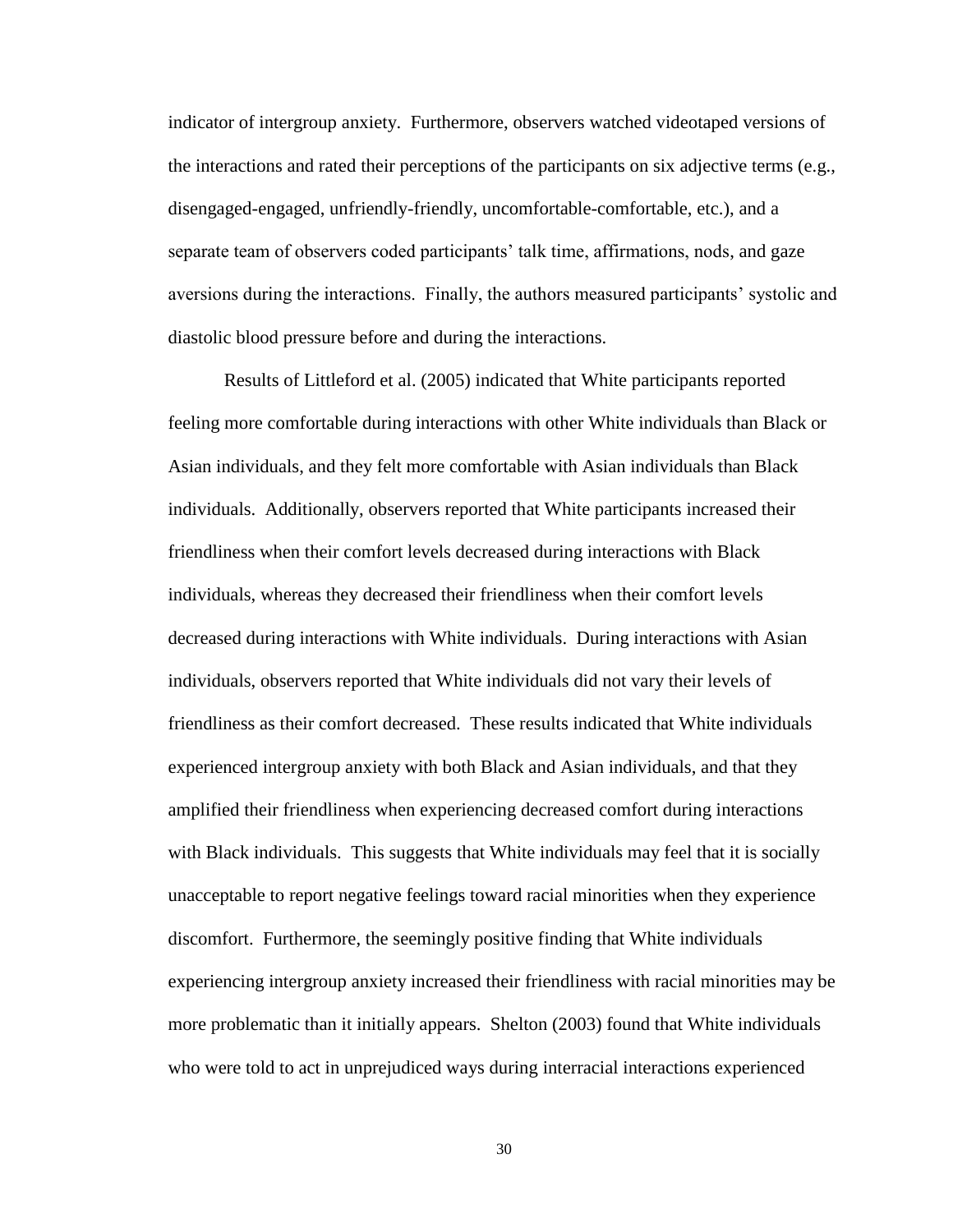indicator of intergroup anxiety. Furthermore, observers watched videotaped versions of the interactions and rated their perceptions of the participants on six adjective terms (e.g., disengaged-engaged, unfriendly-friendly, uncomfortable-comfortable, etc.), and a separate team of observers coded participants' talk time, affirmations, nods, and gaze aversions during the interactions. Finally, the authors measured participants' systolic and diastolic blood pressure before and during the interactions.

Results of Littleford et al. (2005) indicated that White participants reported feeling more comfortable during interactions with other White individuals than Black or Asian individuals, and they felt more comfortable with Asian individuals than Black individuals. Additionally, observers reported that White participants increased their friendliness when their comfort levels decreased during interactions with Black individuals, whereas they decreased their friendliness when their comfort levels decreased during interactions with White individuals. During interactions with Asian individuals, observers reported that White individuals did not vary their levels of friendliness as their comfort decreased. These results indicated that White individuals experienced intergroup anxiety with both Black and Asian individuals, and that they amplified their friendliness when experiencing decreased comfort during interactions with Black individuals. This suggests that White individuals may feel that it is socially unacceptable to report negative feelings toward racial minorities when they experience discomfort. Furthermore, the seemingly positive finding that White individuals experiencing intergroup anxiety increased their friendliness with racial minorities may be more problematic than it initially appears. Shelton (2003) found that White individuals who were told to act in unprejudiced ways during interracial interactions experienced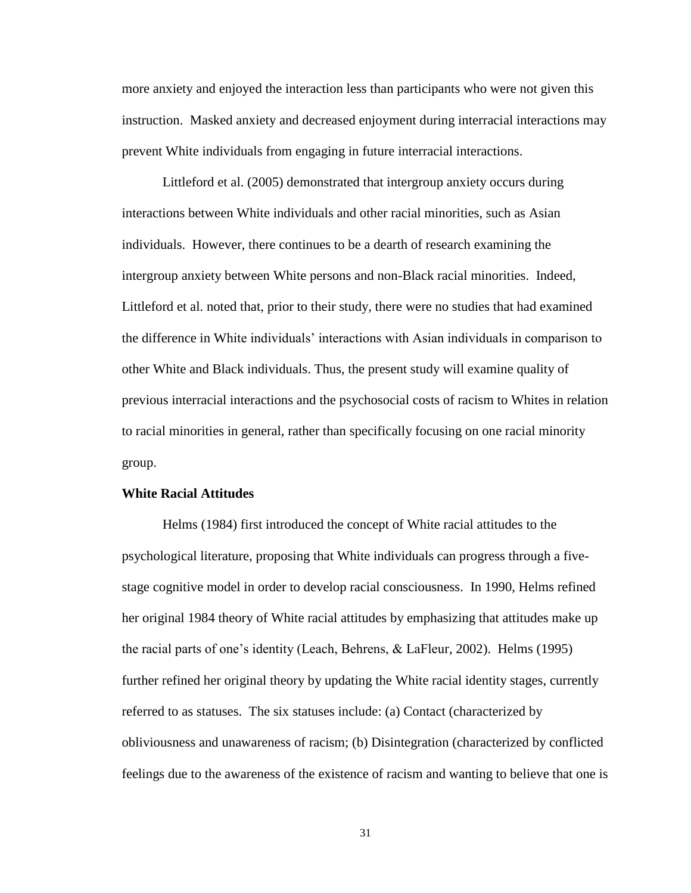more anxiety and enjoyed the interaction less than participants who were not given this instruction. Masked anxiety and decreased enjoyment during interracial interactions may prevent White individuals from engaging in future interracial interactions.

Littleford et al. (2005) demonstrated that intergroup anxiety occurs during interactions between White individuals and other racial minorities, such as Asian individuals. However, there continues to be a dearth of research examining the intergroup anxiety between White persons and non-Black racial minorities. Indeed, Littleford et al. noted that, prior to their study, there were no studies that had examined the difference in White individuals' interactions with Asian individuals in comparison to other White and Black individuals. Thus, the present study will examine quality of previous interracial interactions and the psychosocial costs of racism to Whites in relation to racial minorities in general, rather than specifically focusing on one racial minority group.

**White Racial Attitudes**

Helms (1984) first introduced the concept of White racial attitudes to the psychological literature, proposing that White individuals can progress through a five-stage cognitive model in order to develop racial consciousness. In 1990, Helms refined her original 1984 theory of White racial attitudes by emphasizing that attitudes make up the racial parts of one's identity (Leach, Behrens, & LaFleur, 2002). Helms (1995) further refined her original theory by updating the White racial identity stages, currently referred to as statuses. The six statuses include: (a) Contact (characterized by obliviousness and unawareness of racism; (b) Disintegration (characterized by conflicted feelings due to the awareness of the existence of racism and wanting to believe that one is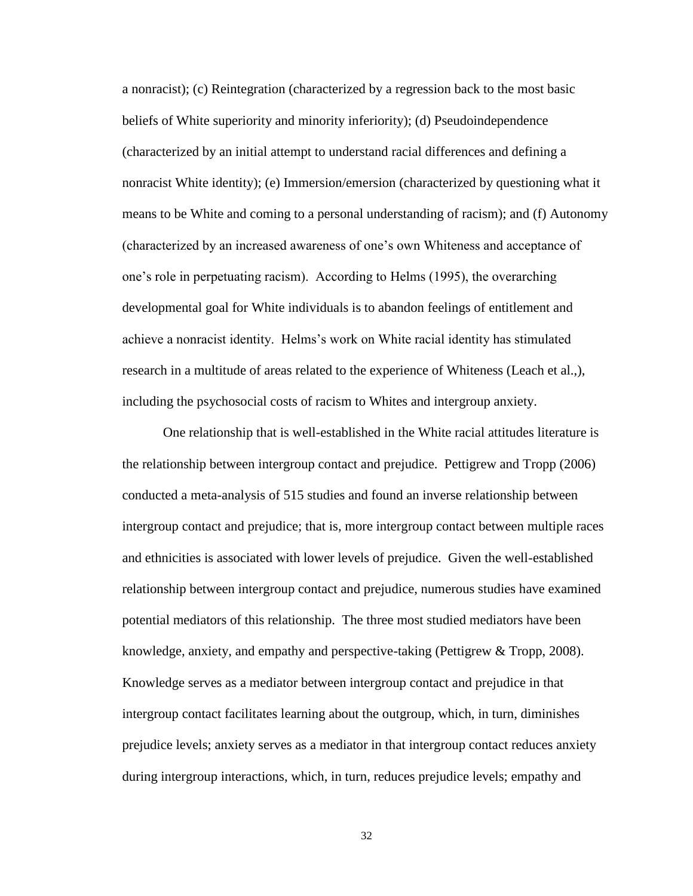a nonracist); (c) Reintegration (characterized by a regression back to the most basic beliefs of White superiority and minority inferiority); (d) Pseudoindependence (characterized by an initial attempt to understand racial differences and defining a nonracist White identity); (e) Immersion/emersion (characterized by questioning what it means to be White and coming to a personal understanding of racism); and (f) Autonomy (characterized by an increased awareness of one's own Whiteness and acceptance of one's role in perpetuating racism). According to Helms (1995), the overarching developmental goal for White individuals is to abandon feelings of entitlement and achieve a nonracist identity. Helms's work on White racial identity has stimulated research in a multitude of areas related to the experience of Whiteness (Leach et al.,), including the psychosocial costs of racism to Whites and intergroup anxiety.

One relationship that is well-established in the White racial attitudes literature is the relationship between intergroup contact and prejudice. Pettigrew and Tropp (2006) conducted a meta-analysis of 515 studies and found an inverse relationship between intergroup contact and prejudice; that is, more intergroup contact between multiple races and ethnicities is associated with lower levels of prejudice. Given the well-established relationship between intergroup contact and prejudice, numerous studies have examined potential mediators of this relationship. The three most studied mediators have been knowledge, anxiety, and empathy and perspective-taking (Pettigrew & Tropp, 2008). Knowledge serves as a mediator between intergroup contact and prejudice in that intergroup contact facilitates learning about the outgroup, which, in turn, diminishes prejudice levels; anxiety serves as a mediator in that intergroup contact reduces anxiety during intergroup interactions, which, in turn, reduces prejudice levels; empathy and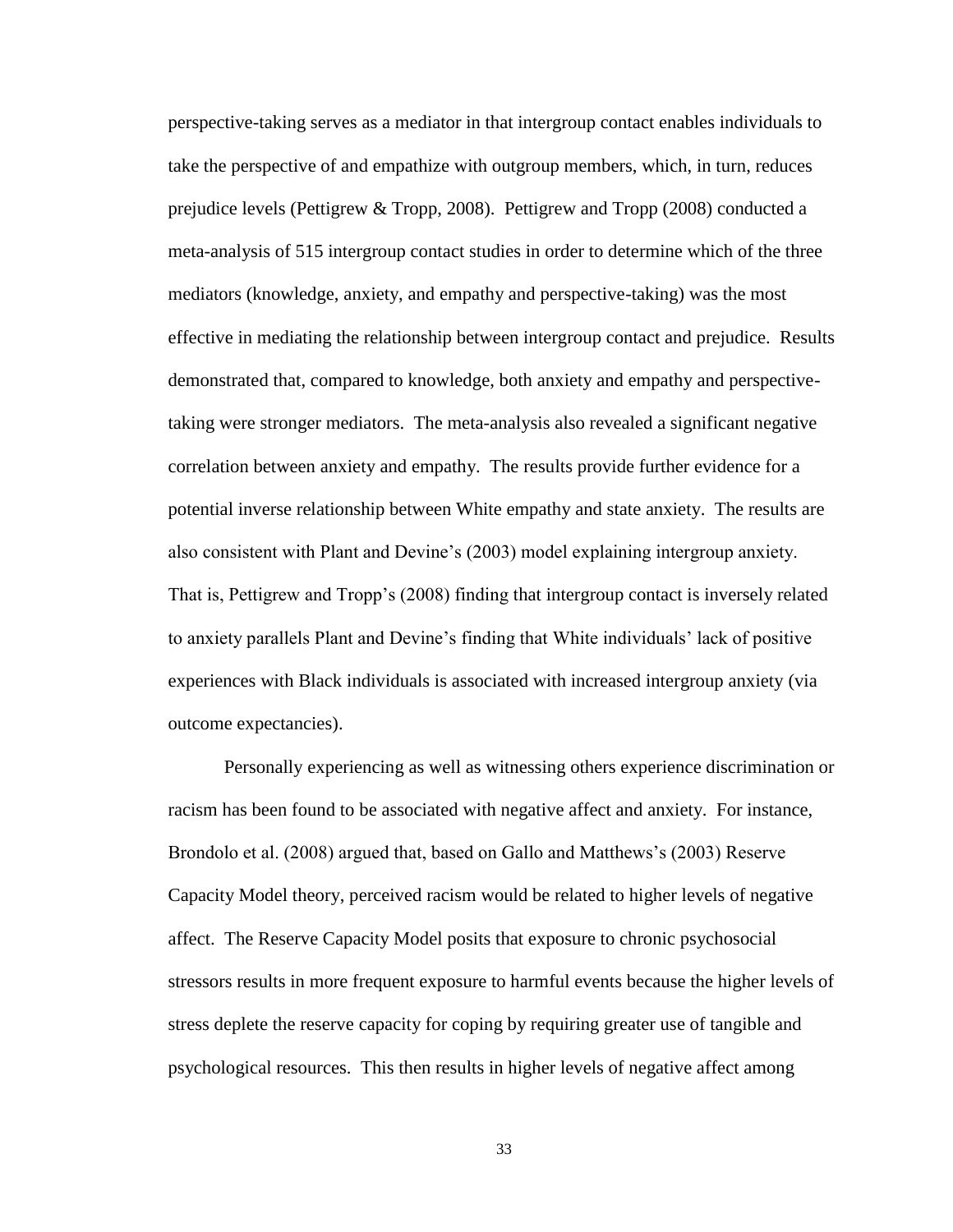perspective-taking serves as a mediator in that intergroup contact enables individuals to take the perspective of and empathize with outgroup members, which, in turn, reduces prejudice levels (Pettigrew & Tropp, 2008). Pettigrew and Tropp (2008) conducted a meta-analysis of 515 intergroup contact studies in order to determine which of the three mediators (knowledge, anxiety, and empathy and perspective-taking) was the most effective in mediating the relationship between intergroup contact and prejudice. Results demonstrated that, compared to knowledge, both anxiety and empathy and perspective-taking were stronger mediators. The meta-analysis also revealed a significant negative correlation between anxiety and empathy. The results provide further evidence for a potential inverse relationship between White empathy and state anxiety. The results are also consistent with Plant and Devine's (2003) model explaining intergroup anxiety. That is, Pettigrew and Tropp's (2008) finding that intergroup contact is inversely related to anxiety parallels Plant and Devine's finding that White individuals' lack of positive experiences with Black individuals is associated with increased intergroup anxiety (via outcome expectancies).

Personally experiencing as well as witnessing others experience discrimination or racism has been found to be associated with negative affect and anxiety. For instance, Brondolo et al. (2008) argued that, based on Gallo and Matthews's (2003) Reserve Capacity Model theory, perceived racism would be related to higher levels of negative affect. The Reserve Capacity Model posits that exposure to chronic psychosocial stressors results in more frequent exposure to harmful events because the higher levels of stress deplete the reserve capacity for coping by requiring greater use of tangible and psychological resources. This then results in higher levels of negative affect among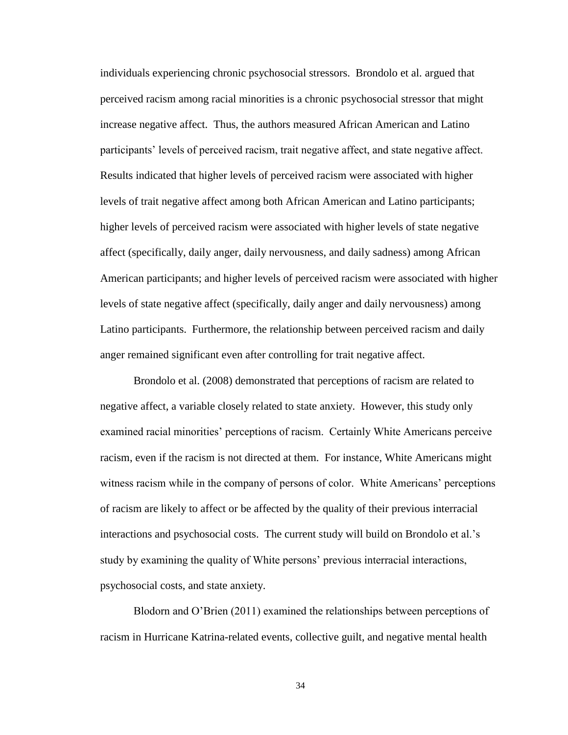individuals experiencing chronic psychosocial stressors. Brondolo et al. argued that perceived racism among racial minorities is a chronic psychosocial stressor that might increase negative affect. Thus, the authors measured African American and Latino participants' levels of perceived racism, trait negative affect, and state negative affect. Results indicated that higher levels of perceived racism were associated with higher levels of trait negative affect among both African American and Latino participants; higher levels of perceived racism were associated with higher levels of state negative affect (specifically, daily anger, daily nervousness, and daily sadness) among African American participants; and higher levels of perceived racism were associated with higher levels of state negative affect (specifically, daily anger and daily nervousness) among Latino participants. Furthermore, the relationship between perceived racism and daily anger remained significant even after controlling for trait negative affect.

Brondolo et al. (2008) demonstrated that perceptions of racism are related to negative affect, a variable closely related to state anxiety. However, this study only examined racial minorities' perceptions of racism. Certainly White Americans perceive racism, even if the racism is not directed at them. For instance, White Americans might witness racism while in the company of persons of color. White Americans' perceptions of racism are likely to affect or be affected by the quality of their previous interracial interactions and psychosocial costs. The current study will build on Brondolo et al.'s study by examining the quality of White persons' previous interracial interactions, psychosocial costs, and state anxiety.

Blodorn and O'Brien (2011) examined the relationships between perceptions of racism in Hurricane Katrina-related events, collective guilt, and negative mental health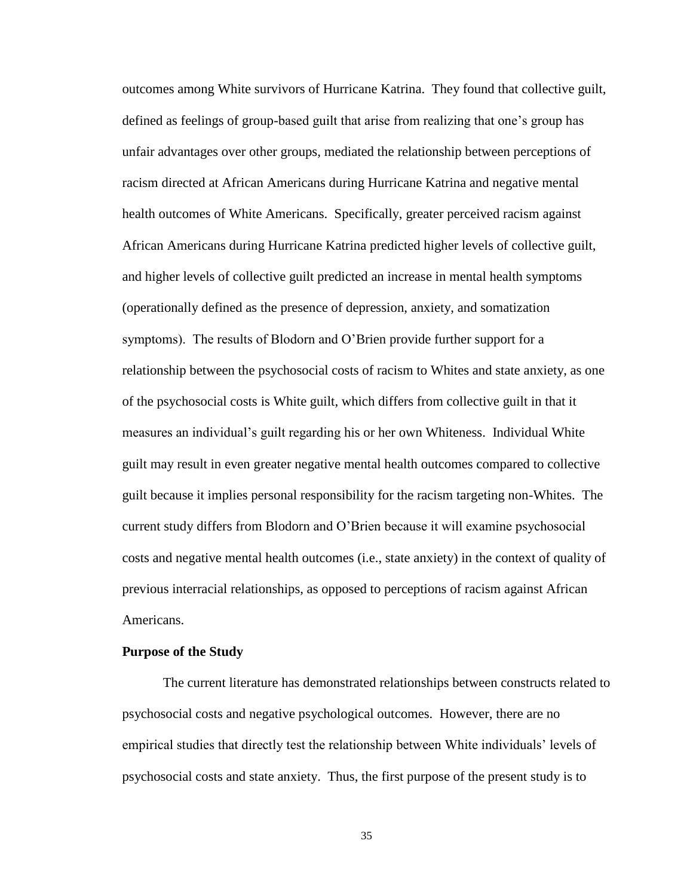outcomes among White survivors of Hurricane Katrina. They found that collective guilt, defined as feelings of group-based guilt that arise from realizing that one's group has unfair advantages over other groups, mediated the relationship between perceptions of racism directed at African Americans during Hurricane Katrina and negative mental health outcomes of White Americans. Specifically, greater perceived racism against African Americans during Hurricane Katrina predicted higher levels of collective guilt, and higher levels of collective guilt predicted an increase in mental health symptoms (operationally defined as the presence of depression, anxiety, and somatization symptoms). The results of Blodorn and O'Brien provide further support for a relationship between the psychosocial costs of racism to Whites and state anxiety, as one of the psychosocial costs is White guilt, which differs from collective guilt in that it measures an individual's guilt regarding his or her own Whiteness. Individual White guilt may result in even greater negative mental health outcomes compared to collective guilt because it implies personal responsibility for the racism targeting non-Whites. The current study differs from Blodorn and O'Brien because it will examine psychosocial costs and negative mental health outcomes (i.e., state anxiety) in the context of quality of previous interracial relationships, as opposed to perceptions of racism against African Americans.

**Purpose of the Study**

The current literature has demonstrated relationships between constructs related to psychosocial costs and negative psychological outcomes. However, there are no empirical studies that directly test the relationship between White individuals' levels of psychosocial costs and state anxiety. Thus, the first purpose of the present study is to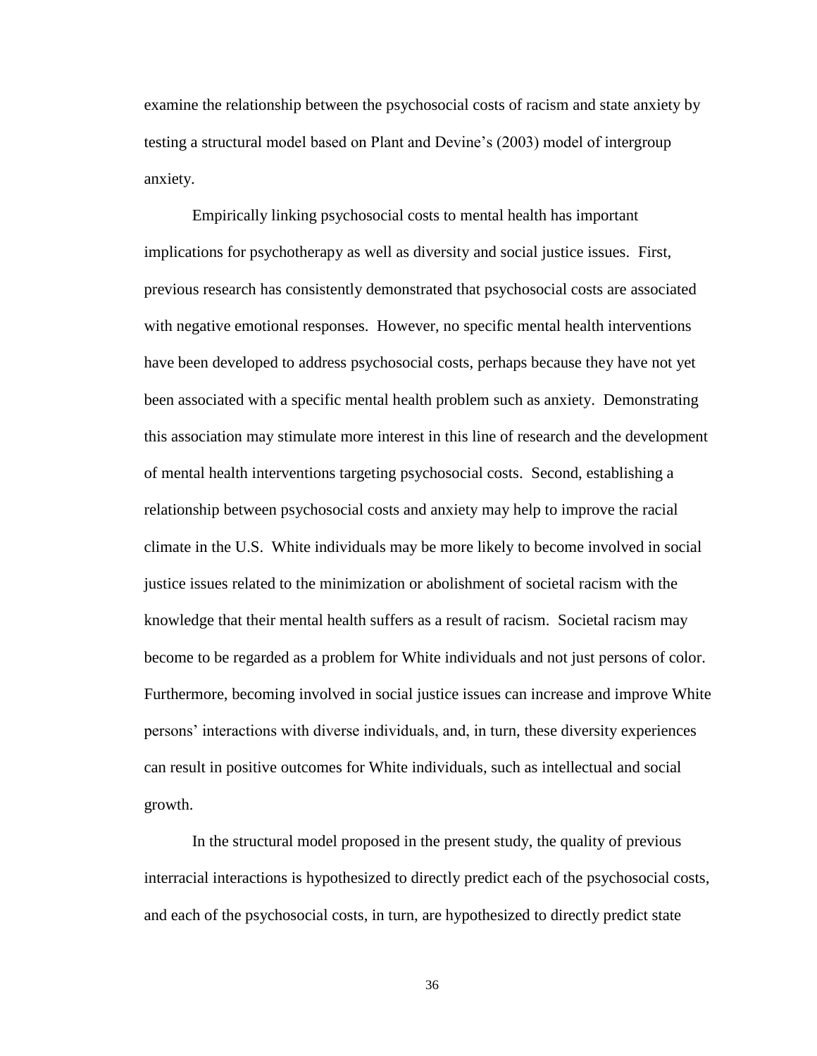examine the relationship between the psychosocial costs of racism and state anxiety by testing a structural model based on Plant and Devine's (2003) model of intergroup anxiety.

Empirically linking psychosocial costs to mental health has important implications for psychotherapy as well as diversity and social justice issues. First, previous research has consistently demonstrated that psychosocial costs are associated with negative emotional responses. However, no specific mental health interventions have been developed to address psychosocial costs, perhaps because they have not yet been associated with a specific mental health problem such as anxiety. Demonstrating this association may stimulate more interest in this line of research and the development of mental health interventions targeting psychosocial costs. Second, establishing a relationship between psychosocial costs and anxiety may help to improve the racial climate in the U.S. White individuals may be more likely to become involved in social justice issues related to the minimization or abolishment of societal racism with the knowledge that their mental health suffers as a result of racism. Societal racism may become to be regarded as a problem for White individuals and not just persons of color. Furthermore, becoming involved in social justice issues can increase and improve White persons' interactions with diverse individuals, and, in turn, these diversity experiences can result in positive outcomes for White individuals, such as intellectual and social growth.

In the structural model proposed in the present study, the quality of previous interracial interactions is hypothesized to directly predict each of the psychosocial costs, and each of the psychosocial costs, in turn, are hypothesized to directly predict state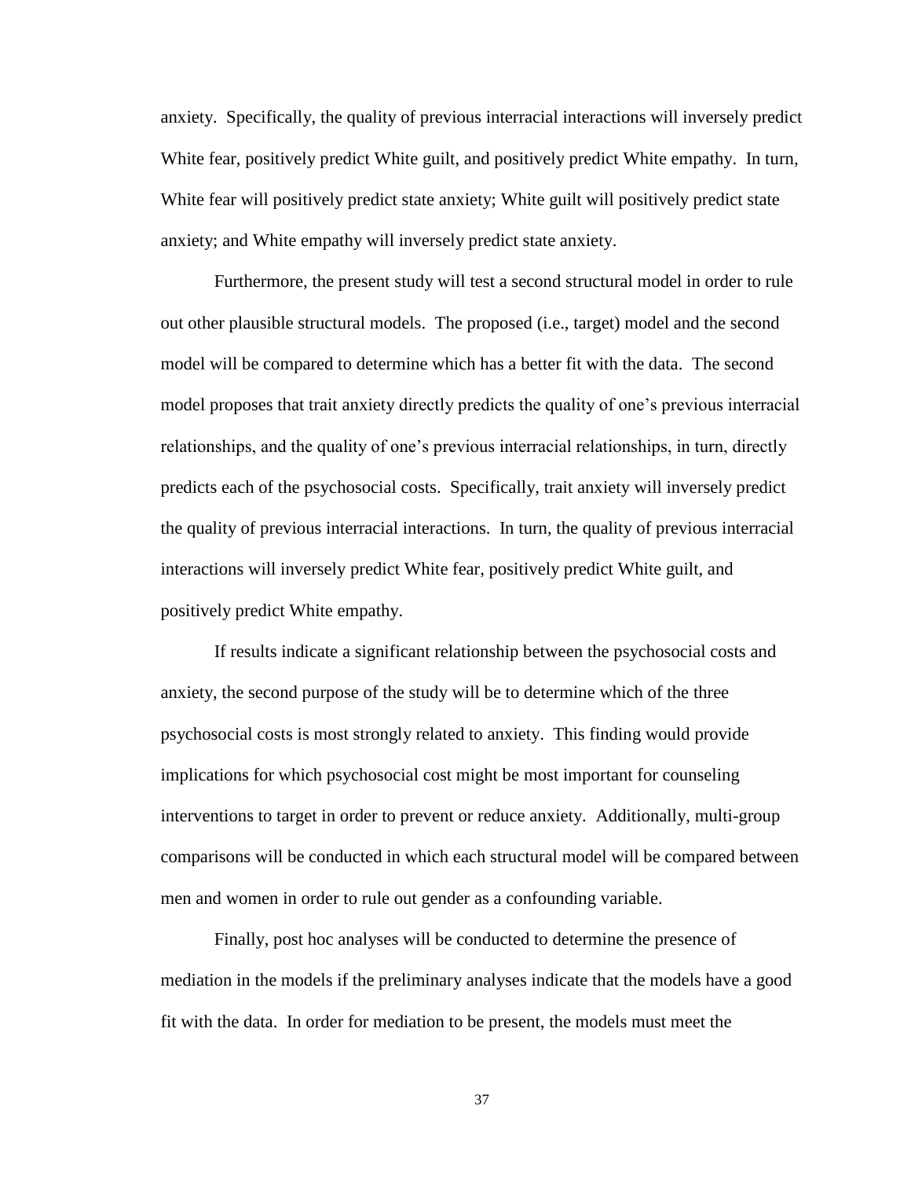anxiety. Specifically, the quality of previous interracial interactions will inversely predict White fear, positively predict White guilt, and positively predict White empathy. In turn, White fear will positively predict state anxiety; White guilt will positively predict state anxiety; and White empathy will inversely predict state anxiety.

Furthermore, the present study will test a second structural model in order to rule out other plausible structural models. The proposed (i.e., target) model and the second model will be compared to determine which has a better fit with the data. The second model proposes that trait anxiety directly predicts the quality of one's previous interracial relationships, and the quality of one's previous interracial relationships, in turn, directly predicts each of the psychosocial costs. Specifically, trait anxiety will inversely predict the quality of previous interracial interactions. In turn, the quality of previous interracial interactions will inversely predict White fear, positively predict White guilt, and positively predict White empathy.

If results indicate a significant relationship between the psychosocial costs and anxiety, the second purpose of the study will be to determine which of the three psychosocial costs is most strongly related to anxiety. This finding would provide implications for which psychosocial cost might be most important for counseling interventions to target in order to prevent or reduce anxiety. Additionally, multi-group comparisons will be conducted in which each structural model will be compared between men and women in order to rule out gender as a confounding variable.

Finally, post hoc analyses will be conducted to determine the presence of mediation in the models if the preliminary analyses indicate that the models have a good fit with the data. In order for mediation to be present, the models must meet the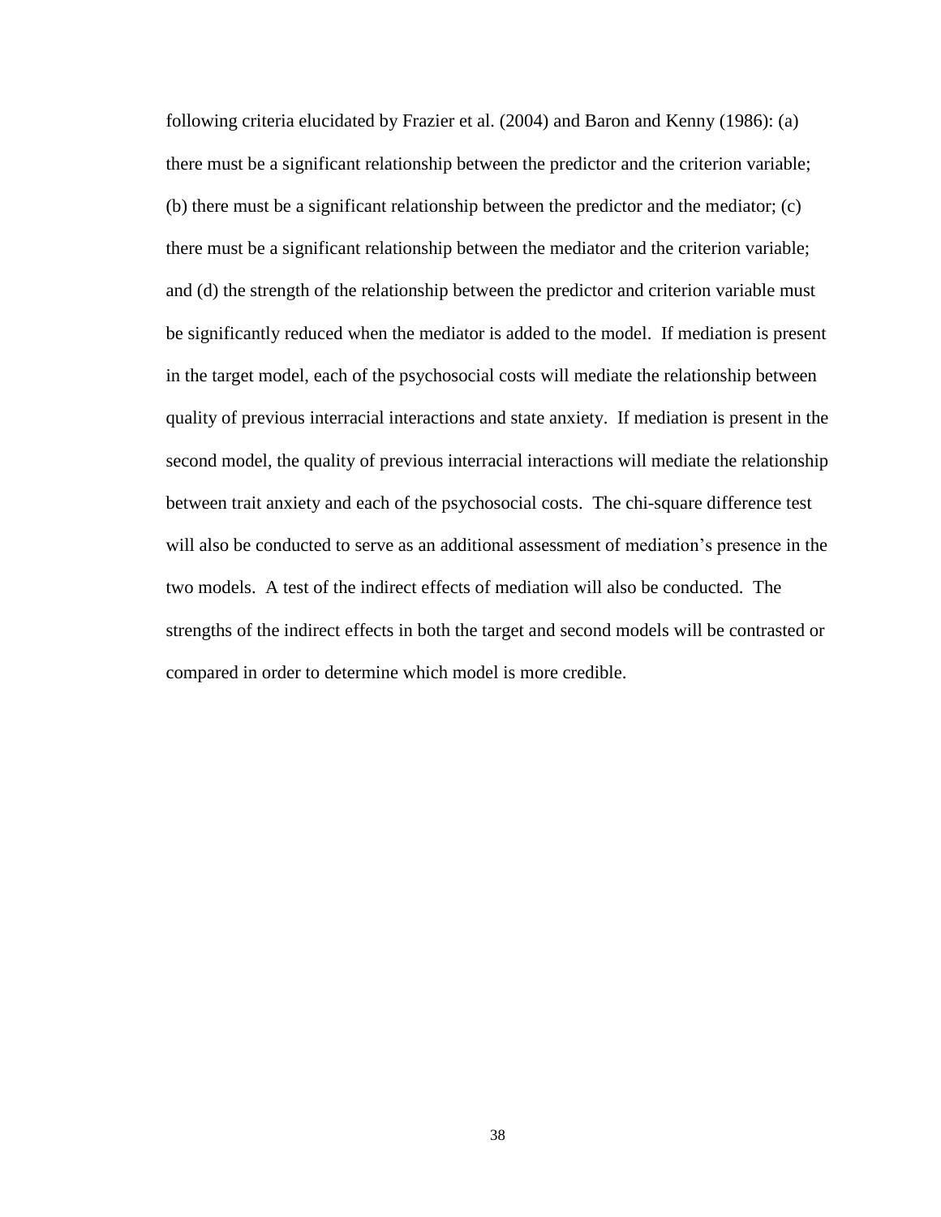following criteria elucidated by Frazier et al. (2004) and Baron and Kenny (1986): (a) there must be a significant relationship between the predictor and the criterion variable; (b) there must be a significant relationship between the predictor and the mediator; (c) there must be a significant relationship between the mediator and the criterion variable; and (d) the strength of the relationship between the predictor and criterion variable must be significantly reduced when the mediator is added to the model. If mediation is present in the target model, each of the psychosocial costs will mediate the relationship between quality of previous interracial interactions and state anxiety. If mediation is present in the second model, the quality of previous interracial interactions will mediate the relationship between trait anxiety and each of the psychosocial costs. The chi-square difference test will also be conducted to serve as an additional assessment of mediation's presence in the two models. A test of the indirect effects of mediation will also be conducted. The strengths of the indirect effects in both the target and second models will be contrasted or compared in order to determine which model is more credible.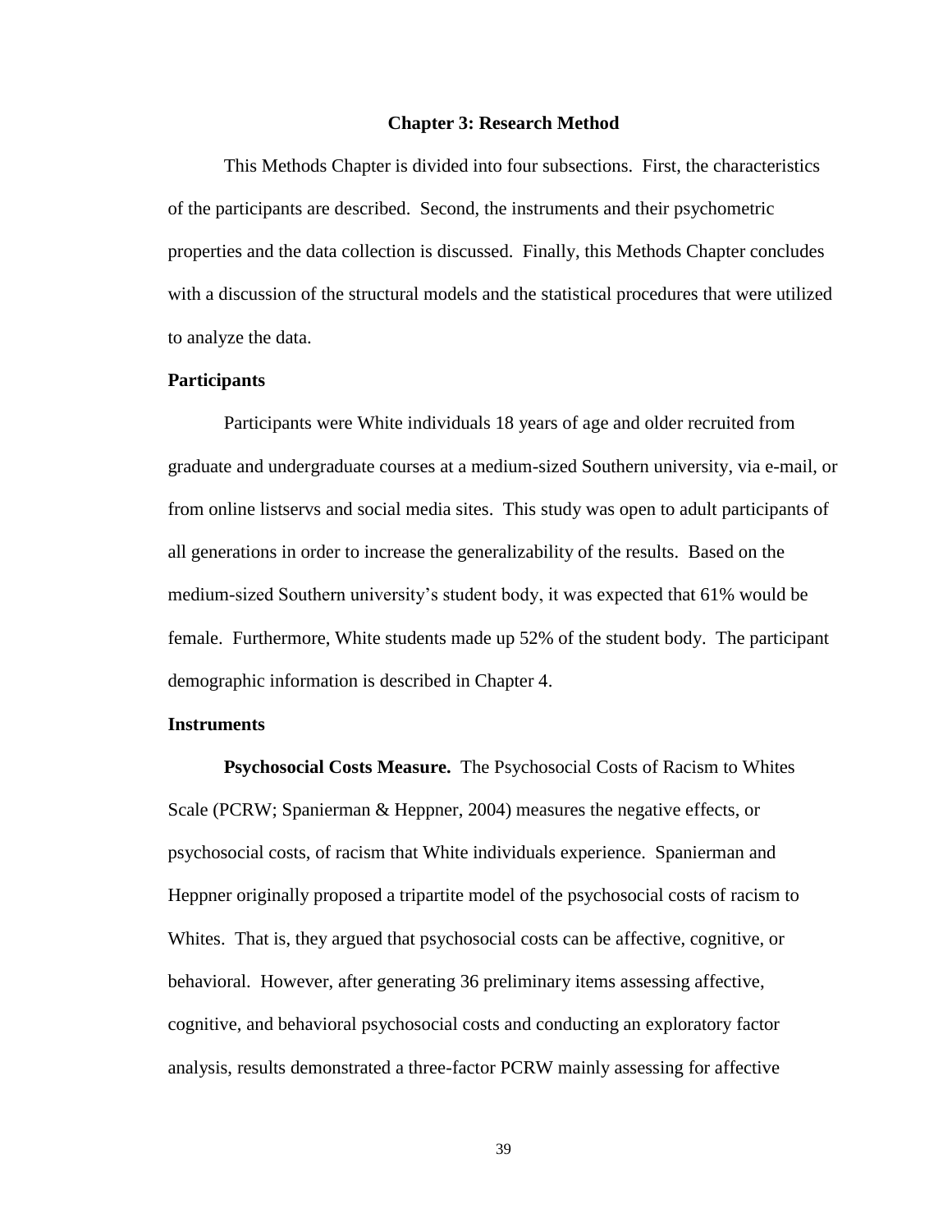# Chapter 3: Research Method

This Methods Chapter is divided into four subsections. First, the characteristics of the participants are described. Second, the instruments and their psychometric properties and the data collection is discussed. Finally, this Methods Chapter concludes with a discussion of the structural models and the statistical procedures that were utilized to analyze the data.

## Participants

Participants were White individuals 18 years of age and older recruited from graduate and undergraduate courses at a medium-sized Southern university, via e-mail, or from online listservs and social media sites. This study was open to adult participants of all generations in order to increase the generalizability of the results. Based on the medium-sized Southern university's student body, it was expected that 61% would be female. Furthermore, White students made up 52% of the student body. The participant demographic information is described in Chapter 4.

## Instruments

**Psychosocial Costs Measure.** The Psychosocial Costs of Racism to Whites Scale (PCRW; Spanierman & Heppner, 2004) measures the negative effects, or psychosocial costs, of racism that White individuals experience. Spanierman and Heppner originally proposed a tripartite model of the psychosocial costs of racism to Whites. That is, they argued that psychosocial costs can be affective, cognitive, or behavioral. However, after generating 36 preliminary items assessing affective, cognitive, and behavioral psychosocial costs and conducting an exploratory factor analysis, results demonstrated a three-factor PCRW mainly assessing for affective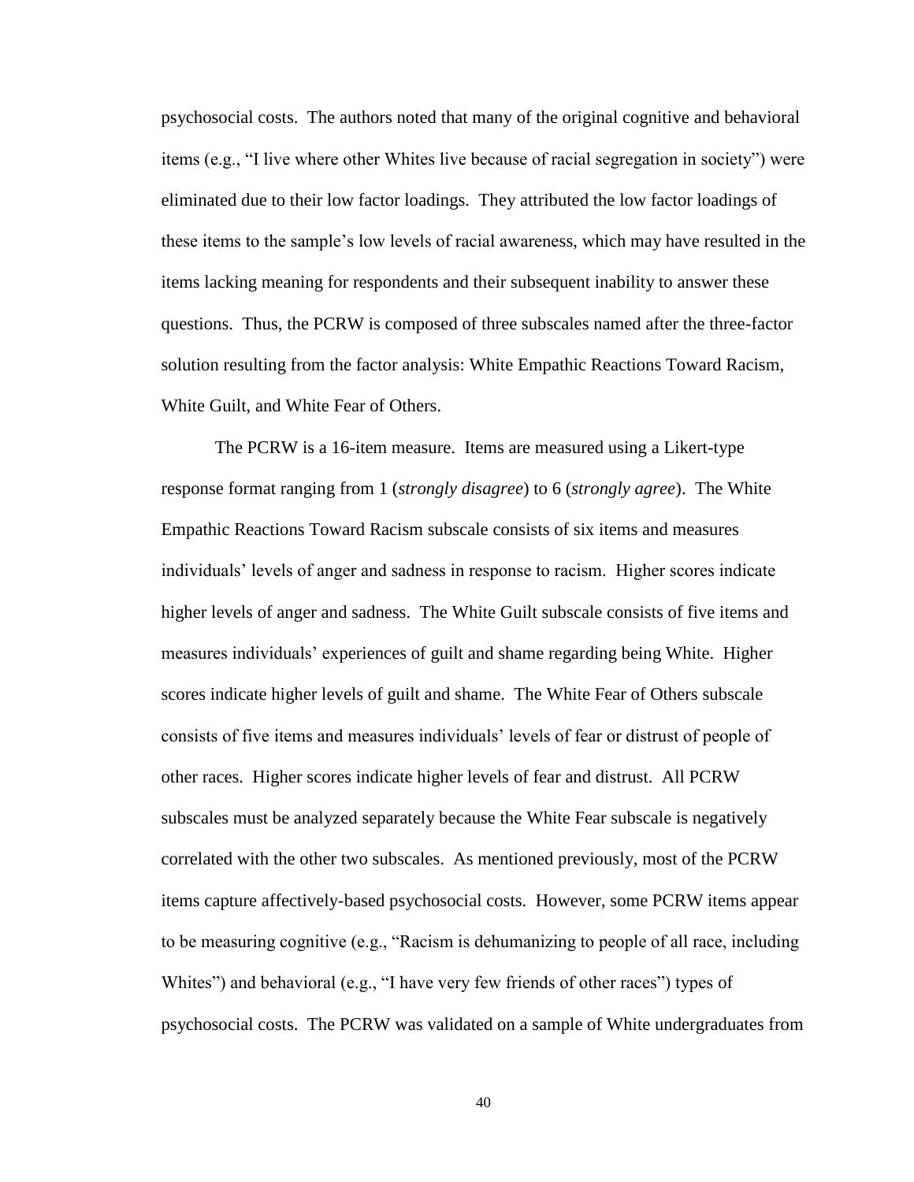psychosocial costs. The authors noted that many of the original cognitive and behavioral items (e.g., "I live where other Whites live because of racial segregation in society") were eliminated due to their low factor loadings. They attributed the low factor loadings of these items to the sample's low levels of racial awareness, which may have resulted in the items lacking meaning for respondents and their subsequent inability to answer these questions. Thus, the PCRW is composed of three subscales named after the three-factor solution resulting from the factor analysis: White Empathic Reactions Toward Racism, White Guilt, and White Fear of Others.

The PCRW is a 16-item measure. Items are measured using a Likert-type response format ranging from 1 (*strongly disagree*) to 6 (*strongly agree*). The White Empathic Reactions Toward Racism subscale consists of six items and measures individuals' levels of anger and sadness in response to racism. Higher scores indicate higher levels of anger and sadness. The White Guilt subscale consists of five items and measures individuals' experiences of guilt and shame regarding being White. Higher scores indicate higher levels of guilt and shame. The White Fear of Others subscale consists of five items and measures individuals' levels of fear or distrust of people of other races. Higher scores indicate higher levels of fear and distrust. All PCRW subscales must be analyzed separately because the White Fear subscale is negatively correlated with the other two subscales. As mentioned previously, most of the PCRW items capture affectively-based psychosocial costs. However, some PCRW items appear to be measuring cognitive (e.g., "Racism is dehumanizing to people of all race, including Whites") and behavioral (e.g., "I have very few friends of other races") types of psychosocial costs. The PCRW was validated on a sample of White undergraduates from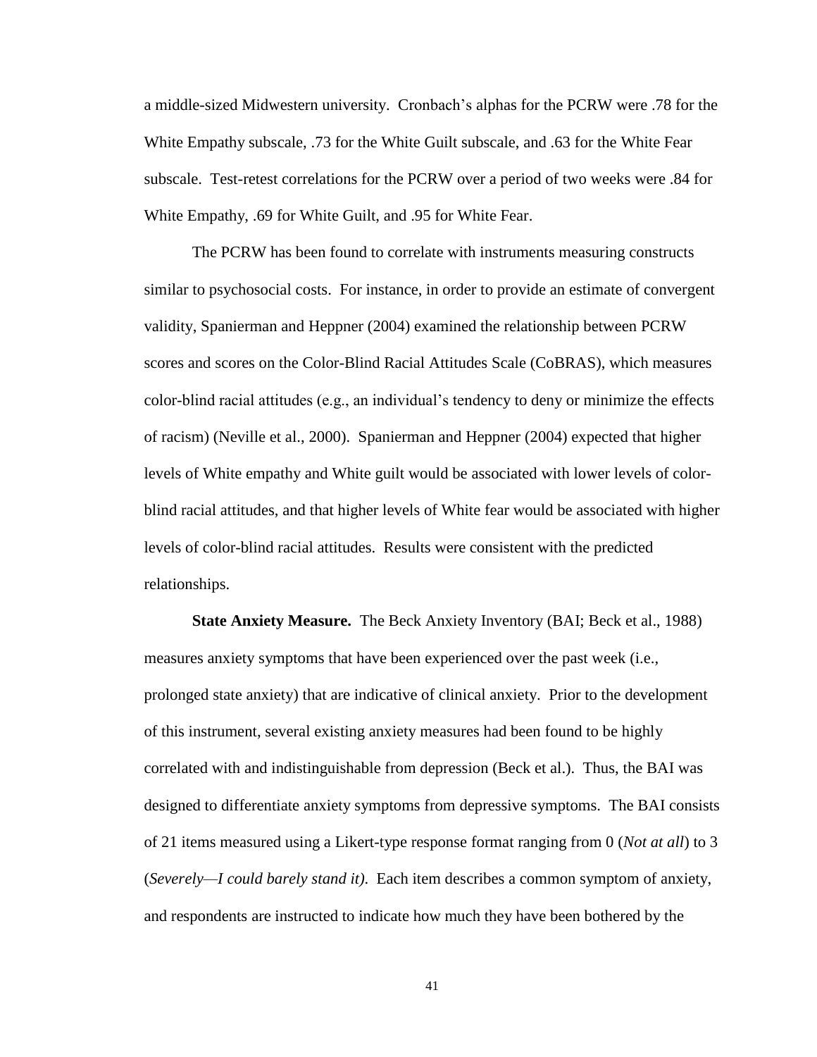a middle-sized Midwestern university. Cronbach's alphas for the PCRW were .78 for the White Empathy subscale, .73 for the White Guilt subscale, and .63 for the White Fear subscale. Test-retest correlations for the PCRW over a period of two weeks were .84 for White Empathy, .69 for White Guilt, and .95 for White Fear.

The PCRW has been found to correlate with instruments measuring constructs similar to psychosocial costs. For instance, in order to provide an estimate of convergent validity, Spanierman and Heppner (2004) examined the relationship between PCRW scores and scores on the Color-Blind Racial Attitudes Scale (CoBRAS), which measures color-blind racial attitudes (e.g., an individual's tendency to deny or minimize the effects of racism) (Neville et al., 2000). Spanierman and Heppner (2004) expected that higher levels of White empathy and White guilt would be associated with lower levels of color-blind racial attitudes, and that higher levels of White fear would be associated with higher levels of color-blind racial attitudes. Results were consistent with the predicted relationships.

**State Anxiety Measure.** The Beck Anxiety Inventory (BAI; Beck et al., 1988) measures anxiety symptoms that have been experienced over the past week (i.e., prolonged state anxiety) that are indicative of clinical anxiety. Prior to the development of this instrument, several existing anxiety measures had been found to be highly correlated with and indistinguishable from depression (Beck et al.). Thus, the BAI was designed to differentiate anxiety symptoms from depressive symptoms. The BAI consists of 21 items measured using a Likert-type response format ranging from 0 (*Not at all*) to 3 (*Severely—I could barely stand it)*. Each item describes a common symptom of anxiety, and respondents are instructed to indicate how much they have been bothered by the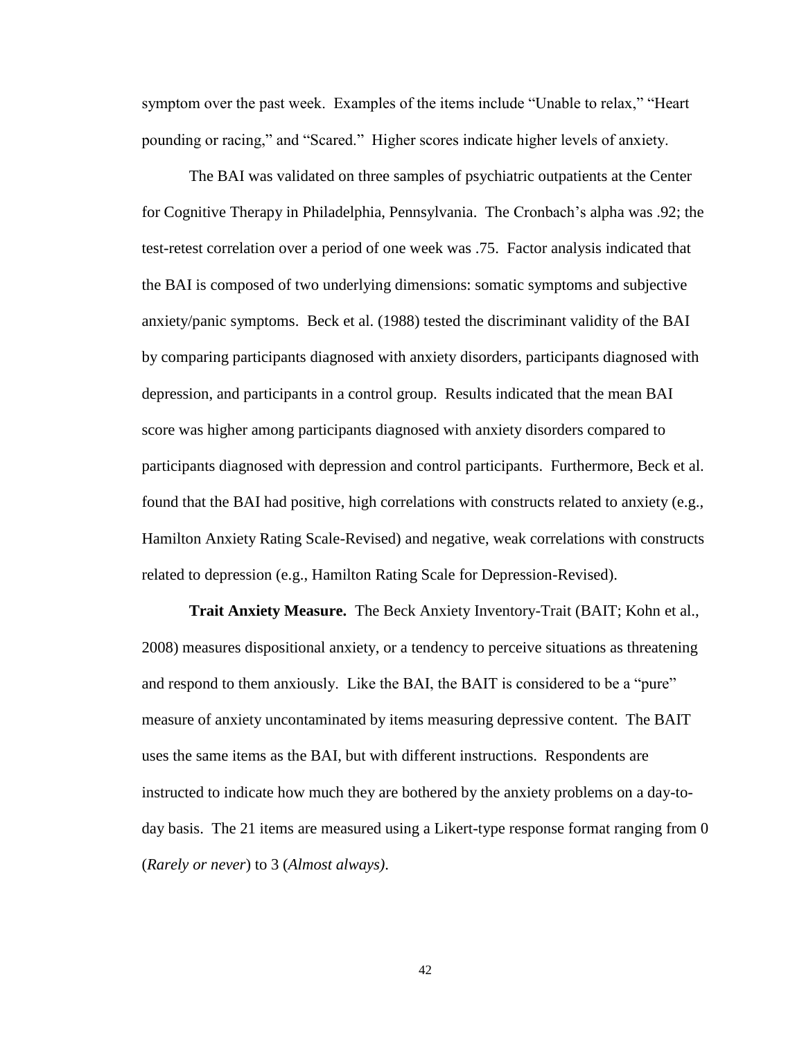symptom over the past week. Examples of the items include "Unable to relax," "Heart pounding or racing," and "Scared." Higher scores indicate higher levels of anxiety.

The BAI was validated on three samples of psychiatric outpatients at the Center for Cognitive Therapy in Philadelphia, Pennsylvania. The Cronbach's alpha was .92; the test-retest correlation over a period of one week was .75. Factor analysis indicated that the BAI is composed of two underlying dimensions: somatic symptoms and subjective anxiety/panic symptoms. Beck et al. (1988) tested the discriminant validity of the BAI by comparing participants diagnosed with anxiety disorders, participants diagnosed with depression, and participants in a control group. Results indicated that the mean BAI score was higher among participants diagnosed with anxiety disorders compared to participants diagnosed with depression and control participants. Furthermore, Beck et al. found that the BAI had positive, high correlations with constructs related to anxiety (e.g., Hamilton Anxiety Rating Scale-Revised) and negative, weak correlations with constructs related to depression (e.g., Hamilton Rating Scale for Depression-Revised).

**Trait Anxiety Measure.** The Beck Anxiety Inventory-Trait (BAIT; Kohn et al., 2008) measures dispositional anxiety, or a tendency to perceive situations as threatening and respond to them anxiously. Like the BAI, the BAIT is considered to be a "pure" measure of anxiety uncontaminated by items measuring depressive content. The BAIT uses the same items as the BAI, but with different instructions. Respondents are instructed to indicate how much they are bothered by the anxiety problems on a day-to-day basis. The 21 items are measured using a Likert-type response format ranging from 0 (*Rarely or never*) to 3 (*Almost always)*.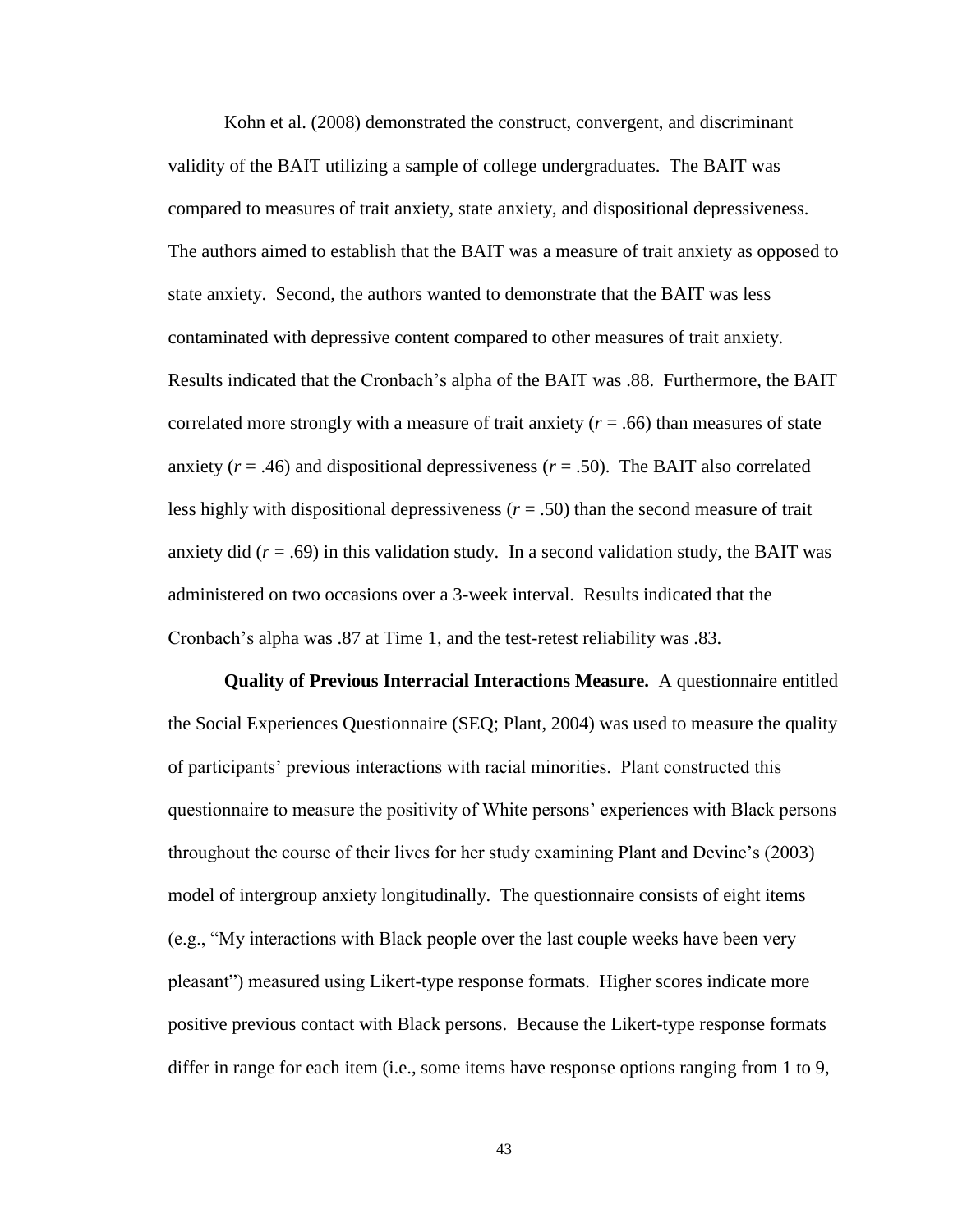Kohn et al. (2008) demonstrated the construct, convergent, and discriminant validity of the BAIT utilizing a sample of college undergraduates. The BAIT was compared to measures of trait anxiety, state anxiety, and dispositional depressiveness. The authors aimed to establish that the BAIT was a measure of trait anxiety as opposed to state anxiety. Second, the authors wanted to demonstrate that the BAIT was less contaminated with depressive content compared to other measures of trait anxiety. Results indicated that the Cronbach's alpha of the BAIT was .88. Furthermore, the BAIT correlated more strongly with a measure of trait anxiety ($r = .66$) than measures of state anxiety ($r = .46$) and dispositional depressiveness ($r = .50$). The BAIT also correlated less highly with dispositional depressiveness ($r = .50$) than the second measure of trait anxiety did ($r = .69$) in this validation study. In a second validation study, the BAIT was administered on two occasions over a 3-week interval. Results indicated that the Cronbach's alpha was .87 at Time 1, and the test-retest reliability was .83.

**Quality of Previous Interracial Interactions Measure.** A questionnaire entitled the Social Experiences Questionnaire (SEQ; Plant, 2004) was used to measure the quality of participants' previous interactions with racial minorities. Plant constructed this questionnaire to measure the positivity of White persons' experiences with Black persons throughout the course of their lives for her study examining Plant and Devine's (2003) model of intergroup anxiety longitudinally. The questionnaire consists of eight items (e.g., "My interactions with Black people over the last couple weeks have been very pleasant") measured using Likert-type response formats. Higher scores indicate more positive previous contact with Black persons. Because the Likert-type response formats differ in range for each item (i.e., some items have response options ranging from 1 to 9,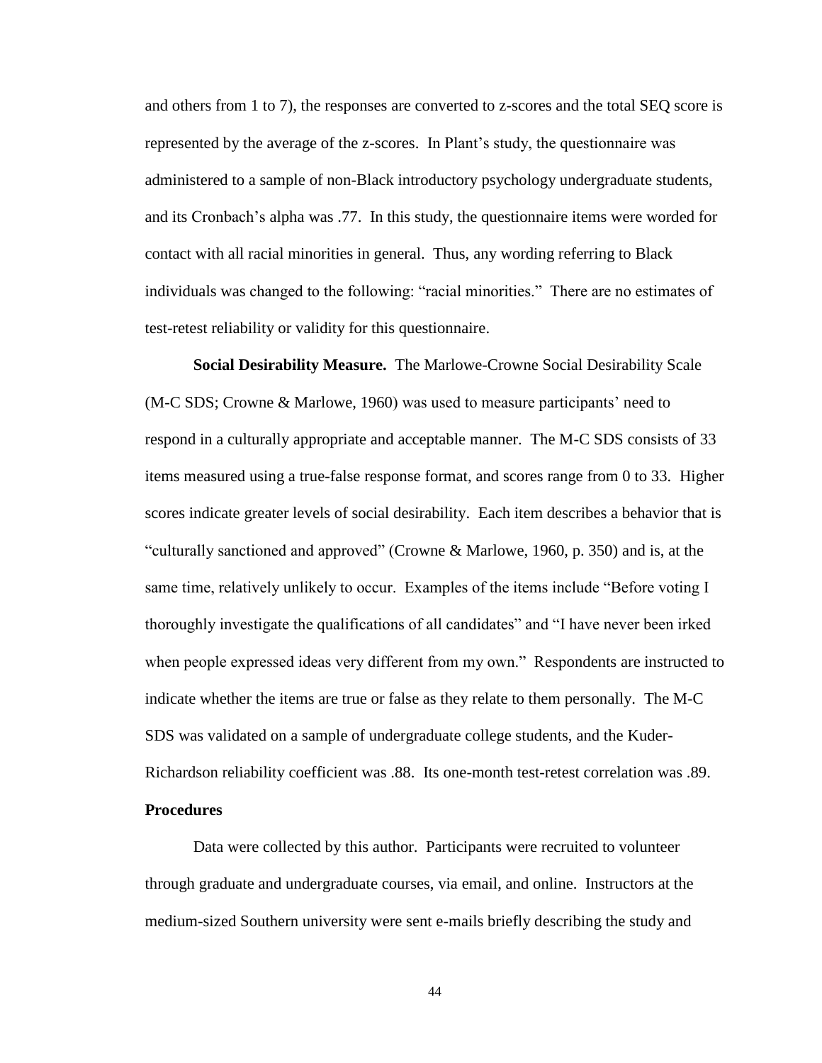and others from 1 to 7), the responses are converted to z-scores and the total SEQ score is represented by the average of the z-scores. In Plant's study, the questionnaire was administered to a sample of non-Black introductory psychology undergraduate students, and its Cronbach's alpha was .77. In this study, the questionnaire items were worded for contact with all racial minorities in general. Thus, any wording referring to Black individuals was changed to the following: "racial minorities." There are no estimates of test-retest reliability or validity for this questionnaire.

**Social Desirability Measure.** The Marlowe-Crowne Social Desirability Scale (M-C SDS; Crowne & Marlowe, 1960) was used to measure participants' need to respond in a culturally appropriate and acceptable manner. The M-C SDS consists of 33 items measured using a true-false response format, and scores range from 0 to 33. Higher scores indicate greater levels of social desirability. Each item describes a behavior that is "culturally sanctioned and approved" (Crowne & Marlowe, 1960, p. 350) and is, at the same time, relatively unlikely to occur. Examples of the items include "Before voting I thoroughly investigate the qualifications of all candidates" and "I have never been irked when people expressed ideas very different from my own." Respondents are instructed to indicate whether the items are true or false as they relate to them personally. The M-C SDS was validated on a sample of undergraduate college students, and the Kuder-Richardson reliability coefficient was .88. Its one-month test-retest correlation was .89.

## Procedures

Data were collected by this author. Participants were recruited to volunteer through graduate and undergraduate courses, via email, and online. Instructors at the medium-sized Southern university were sent e-mails briefly describing the study and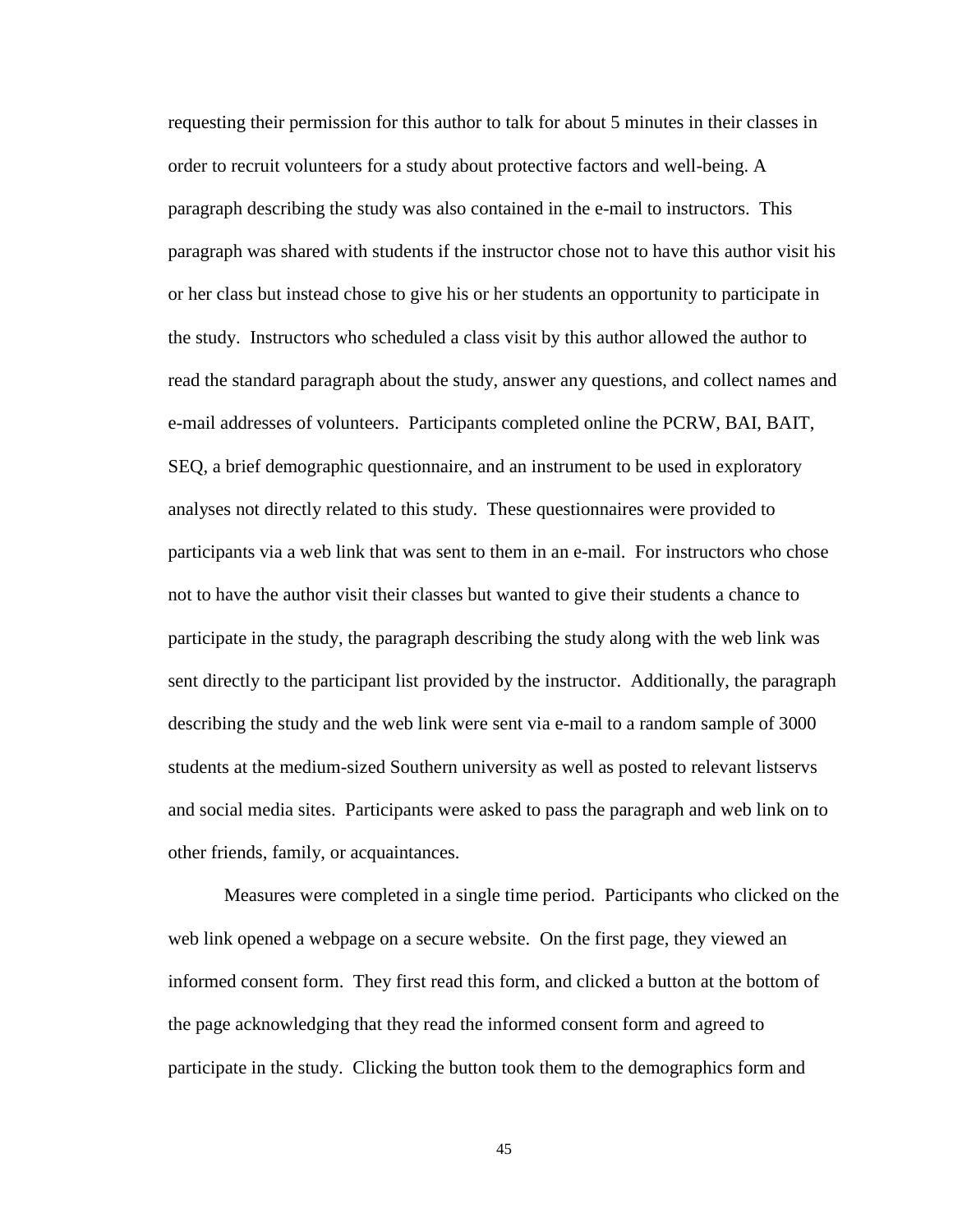requesting their permission for this author to talk for about 5 minutes in their classes in order to recruit volunteers for a study about protective factors and well-being. A paragraph describing the study was also contained in the e-mail to instructors. This paragraph was shared with students if the instructor chose not to have this author visit his or her class but instead chose to give his or her students an opportunity to participate in the study. Instructors who scheduled a class visit by this author allowed the author to read the standard paragraph about the study, answer any questions, and collect names and e-mail addresses of volunteers. Participants completed online the PCRW, BAI, BAIT, SEQ, a brief demographic questionnaire, and an instrument to be used in exploratory analyses not directly related to this study. These questionnaires were provided to participants via a web link that was sent to them in an e-mail. For instructors who chose not to have the author visit their classes but wanted to give their students a chance to participate in the study, the paragraph describing the study along with the web link was sent directly to the participant list provided by the instructor. Additionally, the paragraph describing the study and the web link were sent via e-mail to a random sample of 3000 students at the medium-sized Southern university as well as posted to relevant listservs and social media sites. Participants were asked to pass the paragraph and web link on to other friends, family, or acquaintances.

Measures were completed in a single time period. Participants who clicked on the web link opened a webpage on a secure website. On the first page, they viewed an informed consent form. They first read this form, and clicked a button at the bottom of the page acknowledging that they read the informed consent form and agreed to participate in the study. Clicking the button took them to the demographics form and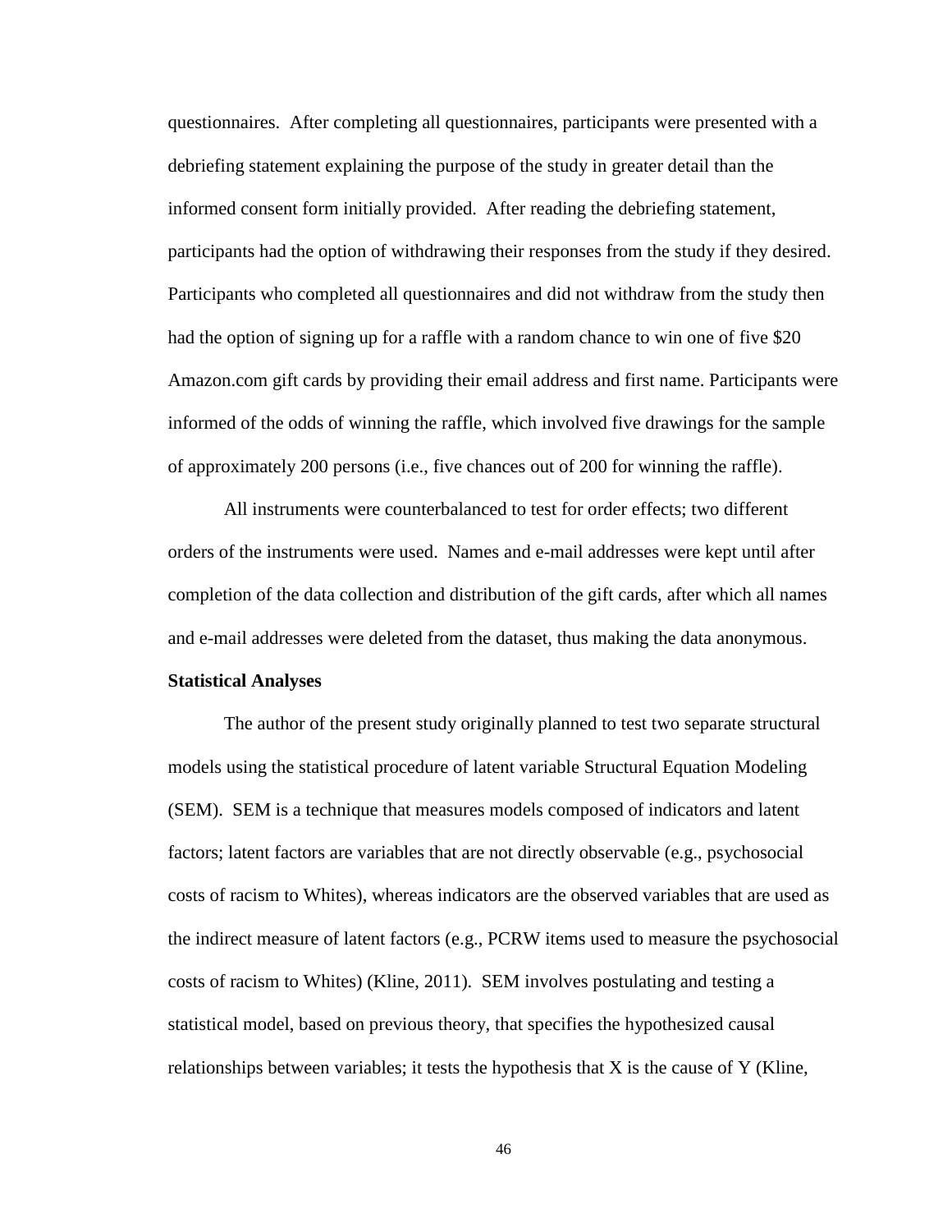questionnaires. After completing all questionnaires, participants were presented with a debriefing statement explaining the purpose of the study in greater detail than the informed consent form initially provided. After reading the debriefing statement, participants had the option of withdrawing their responses from the study if they desired. Participants who completed all questionnaires and did not withdraw from the study then had the option of signing up for a raffle with a random chance to win one of five $20 Amazon.com gift cards by providing their email address and first name. Participants were informed of the odds of winning the raffle, which involved five drawings for the sample of approximately 200 persons (i.e., five chances out of 200 for winning the raffle).

All instruments were counterbalanced to test for order effects; two different orders of the instruments were used. Names and e-mail addresses were kept until after completion of the data collection and distribution of the gift cards, after which all names and e-mail addresses were deleted from the dataset, thus making the data anonymous.

**Statistical Analyses**

The author of the present study originally planned to test two separate structural models using the statistical procedure of latent variable Structural Equation Modeling (SEM). SEM is a technique that measures models composed of indicators and latent factors; latent factors are variables that are not directly observable (e.g., psychosocial costs of racism to Whites), whereas indicators are the observed variables that are used as the indirect measure of latent factors (e.g., PCRW items used to measure the psychosocial costs of racism to Whites) (Kline, 2011). SEM involves postulating and testing a statistical model, based on previous theory, that specifies the hypothesized causal relationships between variables; it tests the hypothesis that X is the cause of Y (Kline,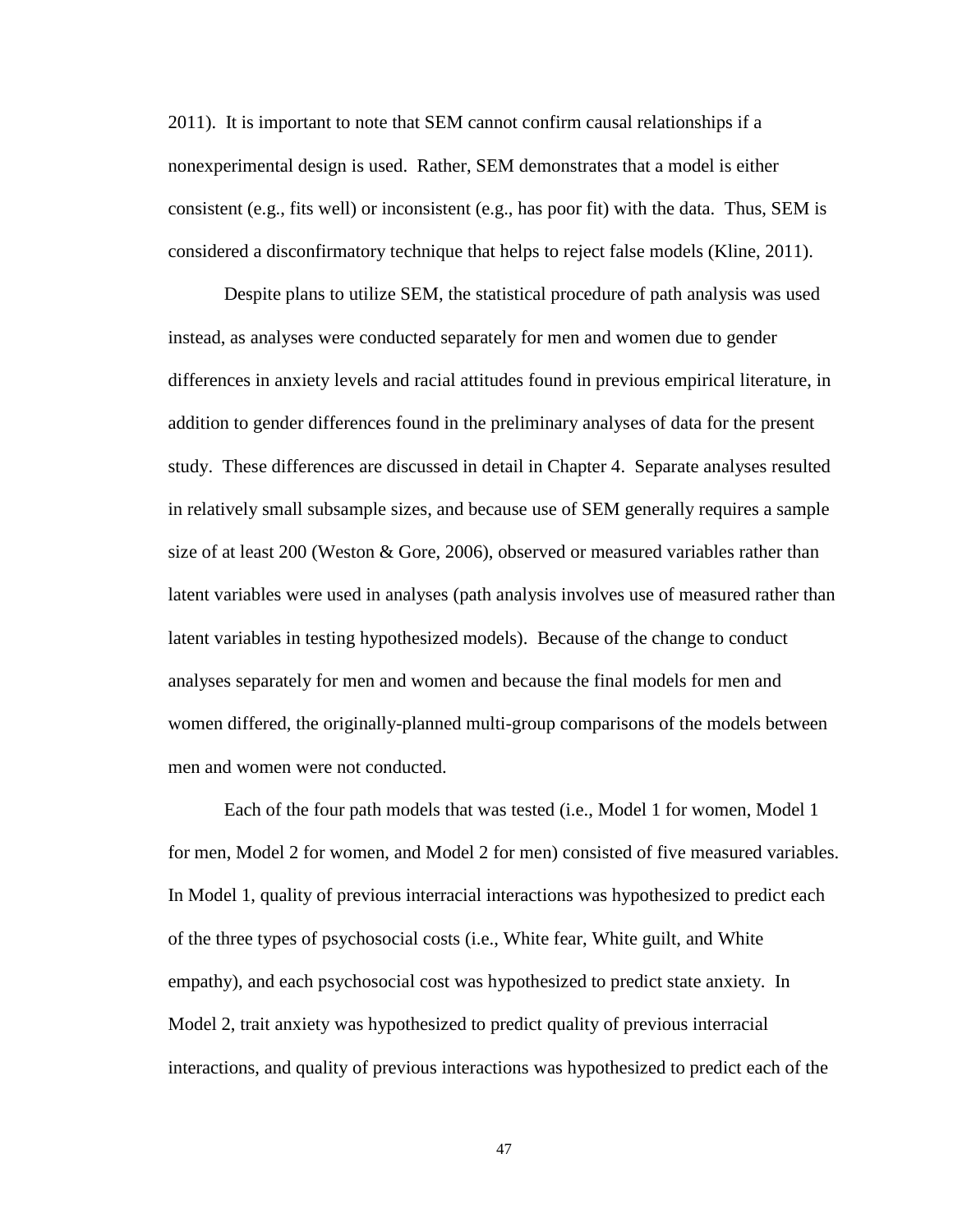2011). It is important to note that SEM cannot confirm causal relationships if a nonexperimental design is used. Rather, SEM demonstrates that a model is either consistent (e.g., fits well) or inconsistent (e.g., has poor fit) with the data. Thus, SEM is considered a disconfirmatory technique that helps to reject false models (Kline, 2011).

Despite plans to utilize SEM, the statistical procedure of path analysis was used instead, as analyses were conducted separately for men and women due to gender differences in anxiety levels and racial attitudes found in previous empirical literature, in addition to gender differences found in the preliminary analyses of data for the present study. These differences are discussed in detail in Chapter 4. Separate analyses resulted in relatively small subsample sizes, and because use of SEM generally requires a sample size of at least 200 (Weston & Gore, 2006), observed or measured variables rather than latent variables were used in analyses (path analysis involves use of measured rather than latent variables in testing hypothesized models). Because of the change to conduct analyses separately for men and women and because the final models for men and women differed, the originally-planned multi-group comparisons of the models between men and women were not conducted.

Each of the four path models that was tested (i.e., Model 1 for women, Model 1 for men, Model 2 for women, and Model 2 for men) consisted of five measured variables. In Model 1, quality of previous interracial interactions was hypothesized to predict each of the three types of psychosocial costs (i.e., White fear, White guilt, and White empathy), and each psychosocial cost was hypothesized to predict state anxiety. In Model 2, trait anxiety was hypothesized to predict quality of previous interracial interactions, and quality of previous interactions was hypothesized to predict each of the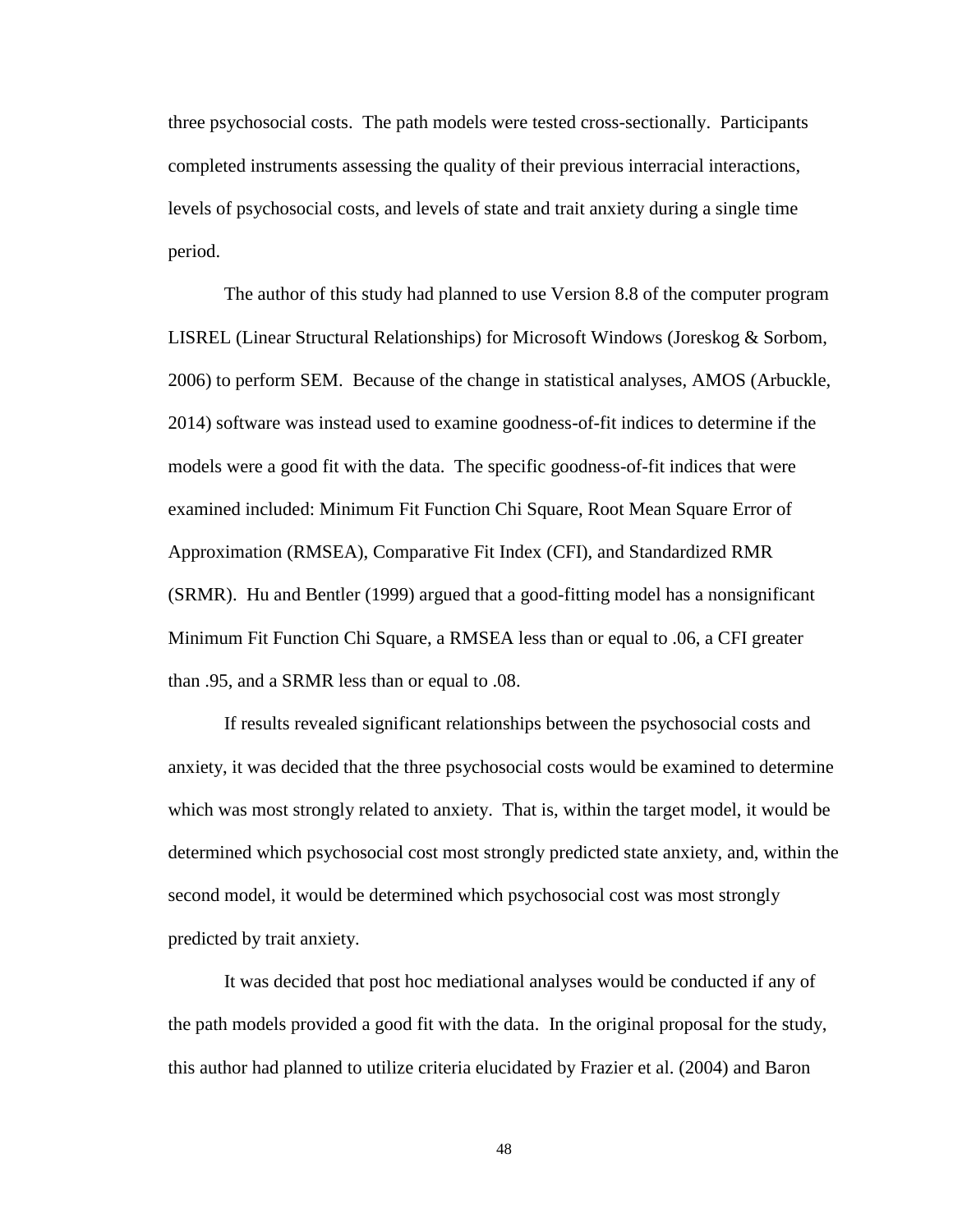three psychosocial costs. The path models were tested cross-sectionally. Participants completed instruments assessing the quality of their previous interracial interactions, levels of psychosocial costs, and levels of state and trait anxiety during a single time period.

The author of this study had planned to use Version 8.8 of the computer program LISREL (Linear Structural Relationships) for Microsoft Windows (Joreskog & Sorbom, 2006) to perform SEM. Because of the change in statistical analyses, AMOS (Arbuckle, 2014) software was instead used to examine goodness-of-fit indices to determine if the models were a good fit with the data. The specific goodness-of-fit indices that were examined included: Minimum Fit Function Chi Square, Root Mean Square Error of Approximation (RMSEA), Comparative Fit Index (CFI), and Standardized RMR (SRMR). Hu and Bentler (1999) argued that a good-fitting model has a nonsignificant Minimum Fit Function Chi Square, a RMSEA less than or equal to .06, a CFI greater than .95, and a SRMR less than or equal to .08.

If results revealed significant relationships between the psychosocial costs and anxiety, it was decided that the three psychosocial costs would be examined to determine which was most strongly related to anxiety. That is, within the target model, it would be determined which psychosocial cost most strongly predicted state anxiety, and, within the second model, it would be determined which psychosocial cost was most strongly predicted by trait anxiety.

It was decided that post hoc mediational analyses would be conducted if any of the path models provided a good fit with the data. In the original proposal for the study, this author had planned to utilize criteria elucidated by Frazier et al. (2004) and Baron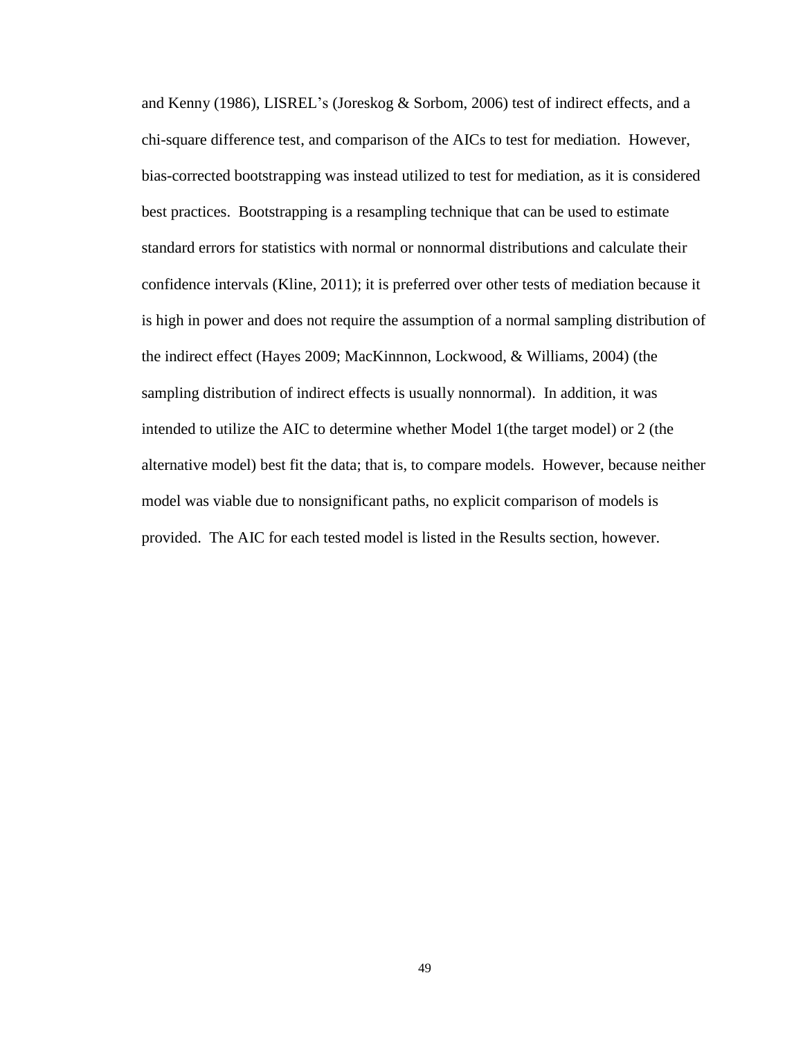and Kenny (1986), LISREL's (Joreskog & Sorbom, 2006) test of indirect effects, and a chi-square difference test, and comparison of the AICs to test for mediation. However, bias-corrected bootstrapping was instead utilized to test for mediation, as it is considered best practices. Bootstrapping is a resampling technique that can be used to estimate standard errors for statistics with normal or nonnormal distributions and calculate their confidence intervals (Kline, 2011); it is preferred over other tests of mediation because it is high in power and does not require the assumption of a normal sampling distribution of the indirect effect (Hayes 2009; MacKinnnon, Lockwood, & Williams, 2004) (the sampling distribution of indirect effects is usually nonnormal). In addition, it was intended to utilize the AIC to determine whether Model 1(the target model) or 2 (the alternative model) best fit the data; that is, to compare models. However, because neither model was viable due to nonsignificant paths, no explicit comparison of models is provided. The AIC for each tested model is listed in the Results section, however.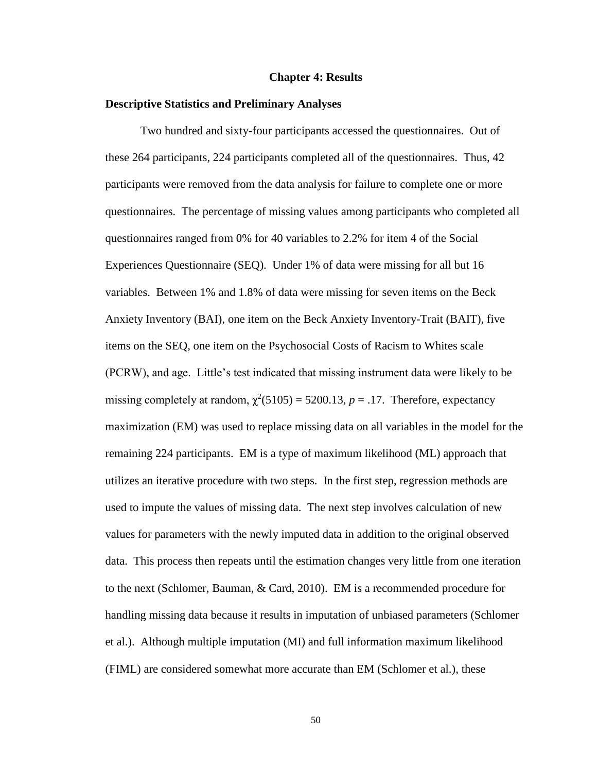# Chapter 4: Results

## Descriptive Statistics and Preliminary Analyses

Two hundred and sixty-four participants accessed the questionnaires. Out of these 264 participants, 224 participants completed all of the questionnaires. Thus, 42 participants were removed from the data analysis for failure to complete one or more questionnaires. The percentage of missing values among participants who completed all questionnaires ranged from 0% for 40 variables to 2.2% for item 4 of the Social Experiences Questionnaire (SEQ). Under 1% of data were missing for all but 16 variables. Between 1% and 1.8% of data were missing for seven items on the Beck Anxiety Inventory (BAI), one item on the Beck Anxiety Inventory-Trait (BAIT), five items on the SEQ, one item on the Psychosocial Costs of Racism to Whites scale (PCRW), and age. Little's test indicated that missing instrument data were likely to be missing completely at random, $\chi^2(5105) = 5200.13$, $p = .17$. Therefore, expectancy maximization (EM) was used to replace missing data on all variables in the model for the remaining 224 participants. EM is a type of maximum likelihood (ML) approach that utilizes an iterative procedure with two steps. In the first step, regression methods are used to impute the values of missing data. The next step involves calculation of new values for parameters with the newly imputed data in addition to the original observed data. This process then repeats until the estimation changes very little from one iteration to the next (Schlomer, Bauman, & Card, 2010). EM is a recommended procedure for handling missing data because it results in imputation of unbiased parameters (Schlomer et al.). Although multiple imputation (MI) and full information maximum likelihood (FIML) are considered somewhat more accurate than EM (Schlomer et al.), these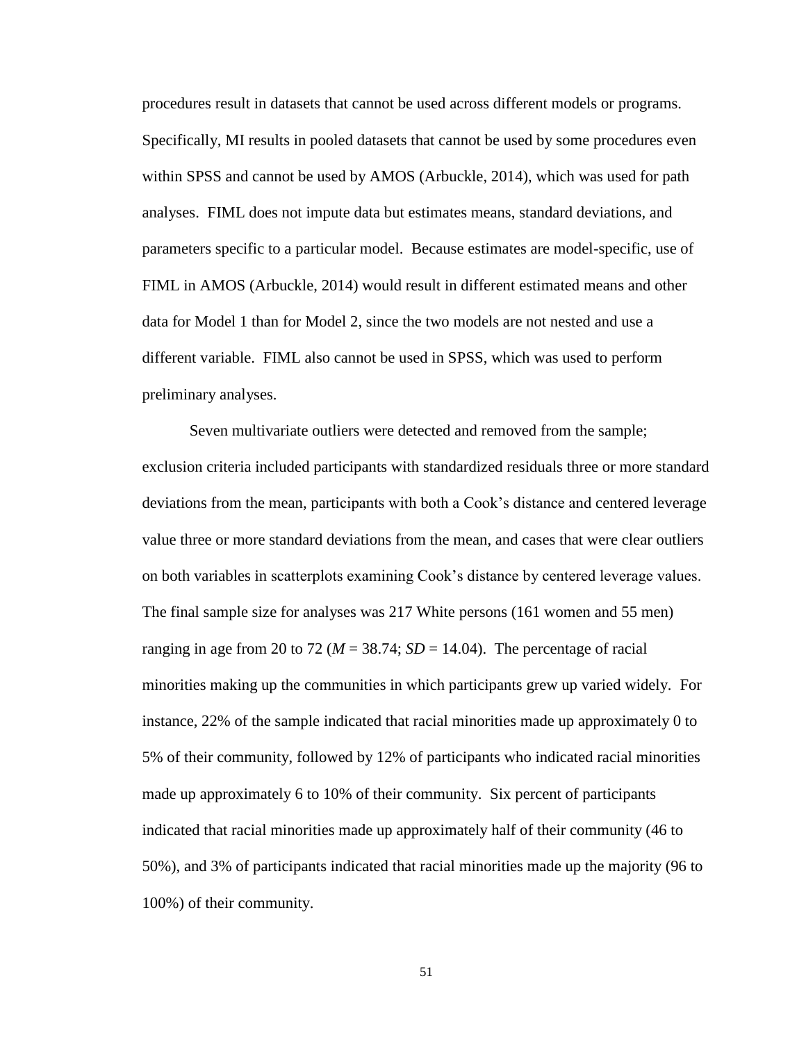procedures result in datasets that cannot be used across different models or programs. Specifically, MI results in pooled datasets that cannot be used by some procedures even within SPSS and cannot be used by AMOS (Arbuckle, 2014), which was used for path analyses. FIML does not impute data but estimates means, standard deviations, and parameters specific to a particular model. Because estimates are model-specific, use of FIML in AMOS (Arbuckle, 2014) would result in different estimated means and other data for Model 1 than for Model 2, since the two models are not nested and use a different variable. FIML also cannot be used in SPSS, which was used to perform preliminary analyses.

Seven multivariate outliers were detected and removed from the sample; exclusion criteria included participants with standardized residuals three or more standard deviations from the mean, participants with both a Cook's distance and centered leverage value three or more standard deviations from the mean, and cases that were clear outliers on both variables in scatterplots examining Cook's distance by centered leverage values. The final sample size for analyses was 217 White persons (161 women and 55 men) ranging in age from 20 to 72 ($M$ = 38.74; $SD$ = 14.04). The percentage of racial minorities making up the communities in which participants grew up varied widely. For instance, 22% of the sample indicated that racial minorities made up approximately 0 to 5% of their community, followed by 12% of participants who indicated racial minorities made up approximately 6 to 10% of their community. Six percent of participants indicated that racial minorities made up approximately half of their community (46 to 50%), and 3% of participants indicated that racial minorities made up the majority (96 to 100%) of their community.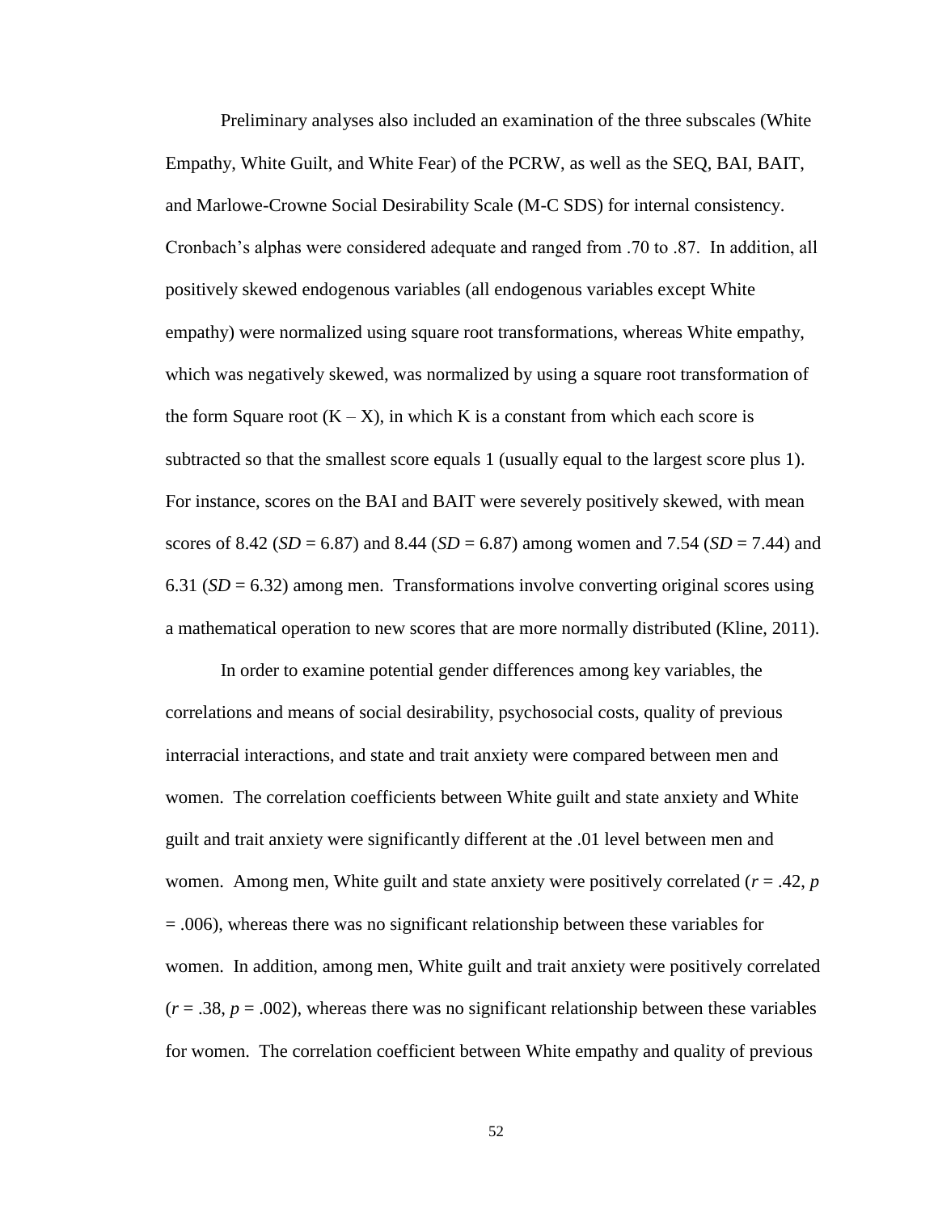Preliminary analyses also included an examination of the three subscales (White Empathy, White Guilt, and White Fear) of the PCRW, as well as the SEQ, BAI, BAIT, and Marlowe-Crowne Social Desirability Scale (M-C SDS) for internal consistency. Cronbach's alphas were considered adequate and ranged from .70 to .87. In addition, all positively skewed endogenous variables (all endogenous variables except White empathy) were normalized using square root transformations, whereas White empathy, which was negatively skewed, was normalized by using a square root transformation of the form Square root (K – X), in which K is a constant from which each score is subtracted so that the smallest score equals 1 (usually equal to the largest score plus 1). For instance, scores on the BAI and BAIT were severely positively skewed, with mean scores of 8.42 (*SD* = 6.87) and 8.44 (*SD* = 6.87) among women and 7.54 (*SD* = 7.44) and 6.31 (*SD* = 6.32) among men. Transformations involve converting original scores using a mathematical operation to new scores that are more normally distributed (Kline, 2011).

In order to examine potential gender differences among key variables, the correlations and means of social desirability, psychosocial costs, quality of previous interracial interactions, and state and trait anxiety were compared between men and women. The correlation coefficients between White guilt and state anxiety and White guilt and trait anxiety were significantly different at the .01 level between men and women. Among men, White guilt and state anxiety were positively correlated ($r = .42$, $p = .006$), whereas there was no significant relationship between these variables for women. In addition, among men, White guilt and trait anxiety were positively correlated ($r = .38$, $p = .002$), whereas there was no significant relationship between these variables for women. The correlation coefficient between White empathy and quality of previous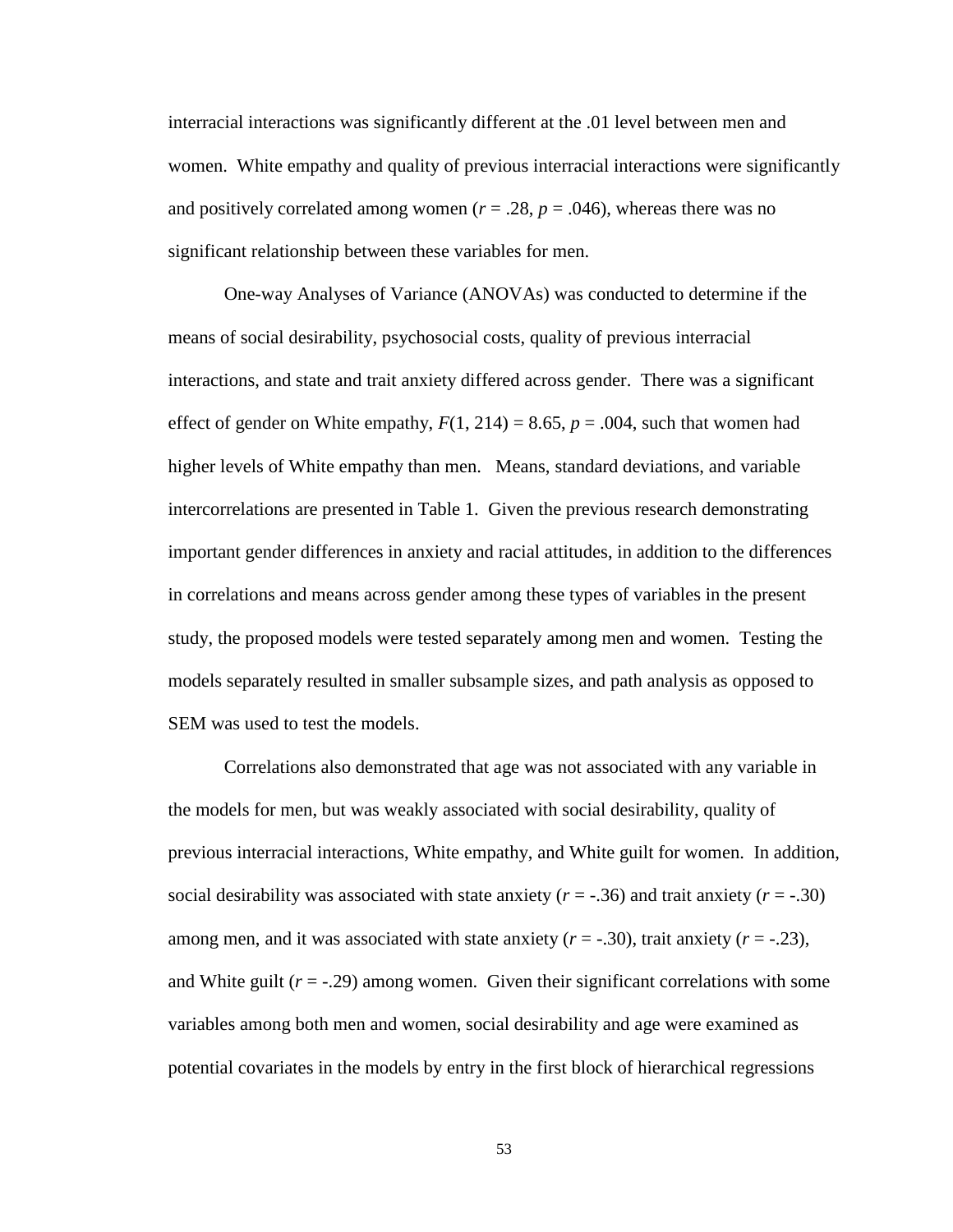interracial interactions was significantly different at the .01 level between men and women. White empathy and quality of previous interracial interactions were significantly and positively correlated among women ($r$ = .28, $p$ = .046), whereas there was no significant relationship between these variables for men.

One-way Analyses of Variance (ANOVAs) was conducted to determine if the means of social desirability, psychosocial costs, quality of previous interracial interactions, and state and trait anxiety differed across gender. There was a significant effect of gender on White empathy, $F(1, 214) = 8.65$, $p$ = .004, such that women had higher levels of White empathy than men. Means, standard deviations, and variable intercorrelations are presented in Table 1. Given the previous research demonstrating important gender differences in anxiety and racial attitudes, in addition to the differences in correlations and means across gender among these types of variables in the present study, the proposed models were tested separately among men and women. Testing the models separately resulted in smaller subsample sizes, and path analysis as opposed to SEM was used to test the models.

Correlations also demonstrated that age was not associated with any variable in the models for men, but was weakly associated with social desirability, quality of previous interracial interactions, White empathy, and White guilt for women. In addition, social desirability was associated with state anxiety ($r$ = -.36) and trait anxiety ($r$ = -.30) among men, and it was associated with state anxiety ($r$ = -.30), trait anxiety ($r$ = -.23), and White guilt ($r$ = -.29) among women. Given their significant correlations with some variables among both men and women, social desirability and age were examined as potential covariates in the models by entry in the first block of hierarchical regressions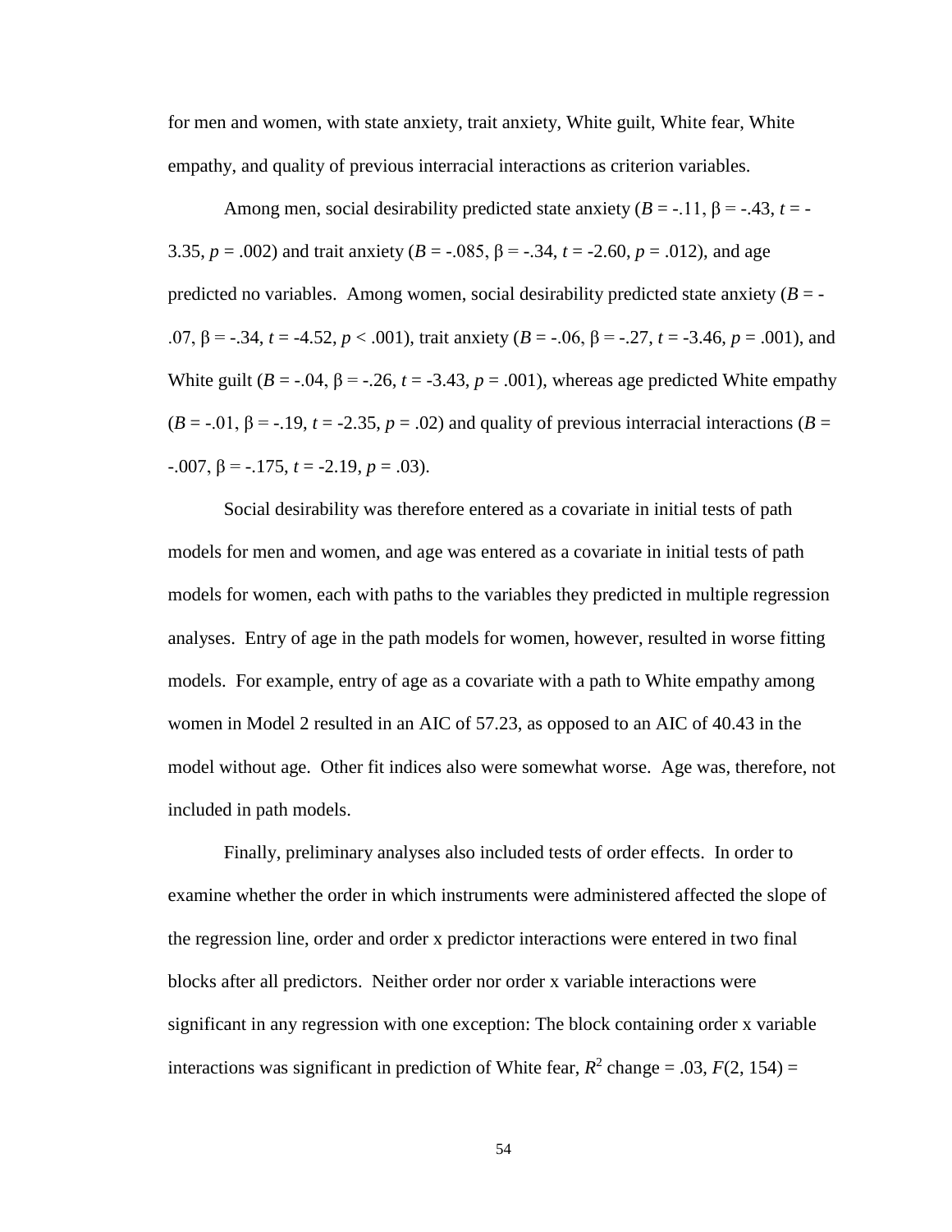for men and women, with state anxiety, trait anxiety, White guilt, White fear, White empathy, and quality of previous interracial interactions as criterion variables.

Among men, social desirability predicted state anxiety ($B$ = -.11, β = -.43, $t$ = -3.35, $p$ = .002) and trait anxiety ($B$ = -.085, β = -.34, $t$ = -2.60, $p$ = .012), and age predicted no variables. Among women, social desirability predicted state anxiety ($B$ = -.07, β = -.34, $t$ = -4.52, $p$ < .001), trait anxiety ($B$ = -.06, β = -.27, $t$ = -3.46, $p$ = .001), and White guilt ($B$ = -.04, β = -.26, $t$ = -3.43, $p$ = .001), whereas age predicted White empathy ($B$ = -.01, β = -.19, $t$ = -2.35, $p$ = .02) and quality of previous interracial interactions ($B$ = -.007, β = -.175, $t$ = -2.19, $p$ = .03).

Social desirability was therefore entered as a covariate in initial tests of path models for men and women, and age was entered as a covariate in initial tests of path models for women, each with paths to the variables they predicted in multiple regression analyses. Entry of age in the path models for women, however, resulted in worse fitting models. For example, entry of age as a covariate with a path to White empathy among women in Model 2 resulted in an AIC of 57.23, as opposed to an AIC of 40.43 in the model without age. Other fit indices also were somewhat worse. Age was, therefore, not included in path models.

Finally, preliminary analyses also included tests of order effects. In order to examine whether the order in which instruments were administered affected the slope of the regression line, order and order x predictor interactions were entered in two final blocks after all predictors. Neither order nor order x variable interactions were significant in any regression with one exception: The block containing order x variable interactions was significant in prediction of White fear, $R^2$ change = .03, $F(2, 154)$ =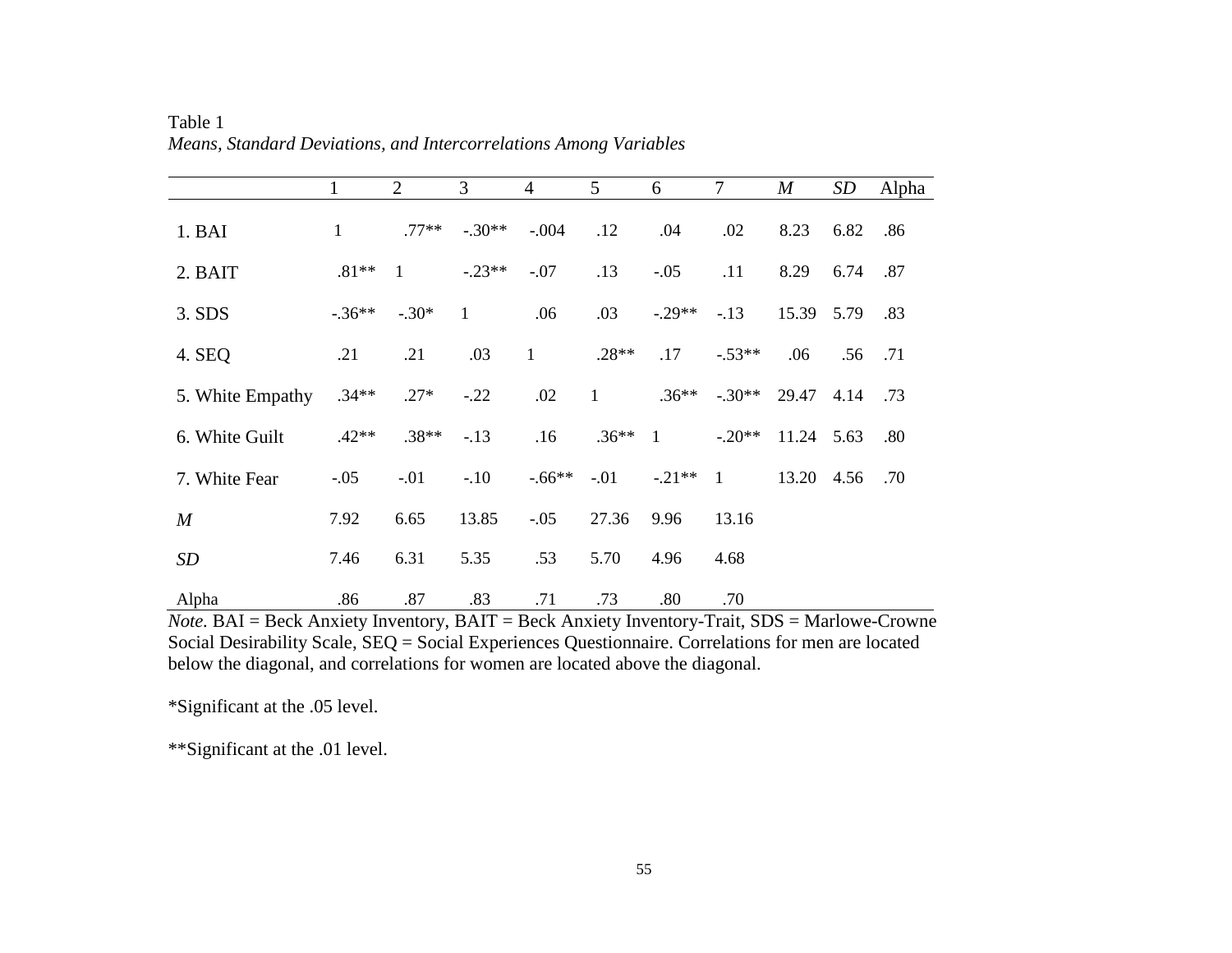Table 1

*Means, Standard Deviations, and Intercorrelations Among Variables*

| | 1 | 2 | 3 | 4 | 5 | 6 | 7 | *M* | *SD* | Alpha |
|---|---|---|---|---|---|---|---|---|---|---|
| 1. BAI | 1 | .77** | -.30** | -.004 | .12 | .04 | .02 | 8.23 | 6.82 | .86 |
| 2. BAIT | .81** | 1 | -.23** | -.07 | .13 | -.05 | .11 | 8.29 | 6.74 | .87 |
| 3. SDS | -.36** | -.30* | 1 | .06 | .03 | -.29** | -.13 | 15.39 | 5.79 | .83 |
| 4. SEQ | .21 | .21 | .03 | 1 | .28** | .17 | -.53** | .06 | .56 | .71 |
| 5. White Empathy | .34** | .27* | -.22 | .02 | 1 | .36** | -.30** | 29.47 | 4.14 | .73 |
| 6. White Guilt | .42** | .38** | -.13 | .16 | .36** | 1 | -.20** | 11.24 | 5.63 | .80 |
| 7. White Fear | -.05 | -.01 | -.10 | -.66** | -.01 | -.21** | 1 | 13.20 | 4.56 | .70 |
| *M* | 7.92 | 6.65 | 13.85 | -.05 | 27.36 | 9.96 | 13.16 | | | |
| *SD* | 7.46 | 6.31 | 5.35 | .53 | 5.70 | 4.96 | 4.68 | | | |
| Alpha | .86 | .87 | .83 | .71 | .73 | .80 | .70 | | | |

*Note.* BAI = Beck Anxiety Inventory, BAIT = Beck Anxiety Inventory-Trait, SDS = Marlowe-Crowne Social Desirability Scale, SEQ = Social Experiences Questionnaire. Correlations for men are located below the diagonal, and correlations for women are located above the diagonal.

*Significant at the .05 level.

**Significant at the .01 level.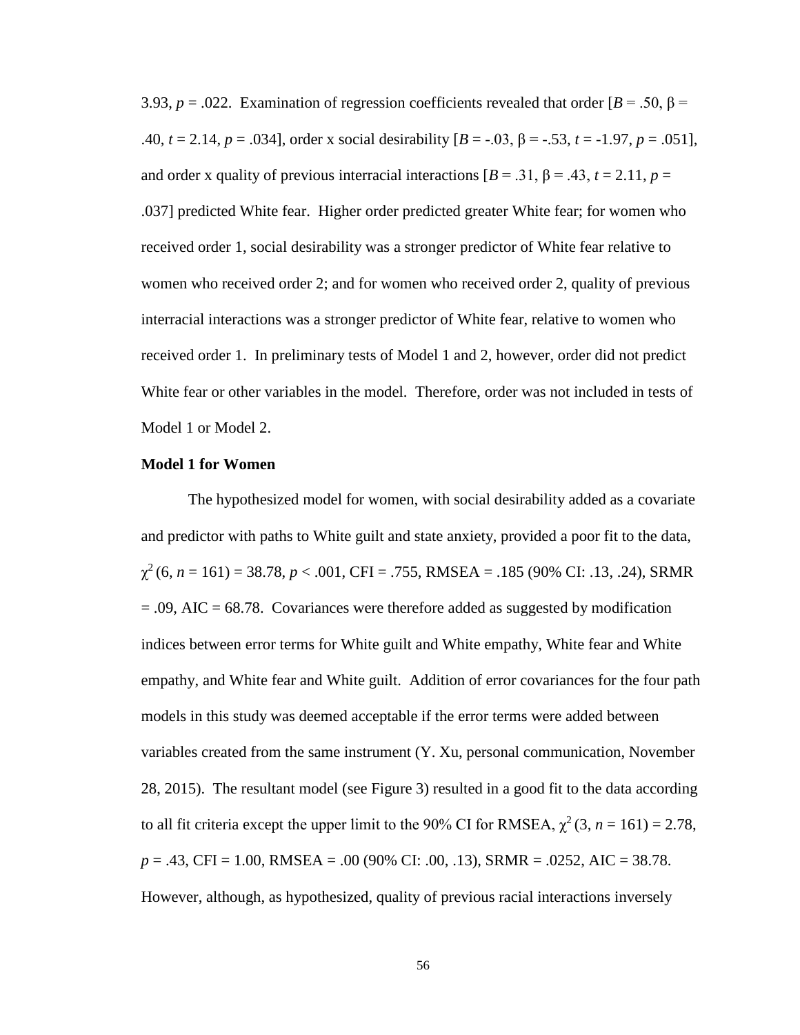3.93, $p = .022$. Examination of regression coefficients revealed that order [$B = .50$, $\beta = .40$, $t = 2.14$, $p = .034$], order x social desirability [$B = -.03$, $\beta = -.53$, $t = -1.97$, $p = .051$], and order x quality of previous interracial interactions [$B = .31$, $\beta = .43$, $t = 2.11$, $p = .037$] predicted White fear. Higher order predicted greater White fear; for women who received order 1, social desirability was a stronger predictor of White fear relative to women who received order 2; and for women who received order 2, quality of previous interracial interactions was a stronger predictor of White fear, relative to women who received order 1. In preliminary tests of Model 1 and 2, however, order did not predict White fear or other variables in the model. Therefore, order was not included in tests of Model 1 or Model 2.

**Model 1 for Women**

The hypothesized model for women, with social desirability added as a covariate and predictor with paths to White guilt and state anxiety, provided a poor fit to the data, $\chi^2 (6, n = 161) = 38.78$, $p < .001$, CFI = .755, RMSEA = .185 (90% CI: .13, .24), SRMR = .09, AIC = 68.78. Covariances were therefore added as suggested by modification indices between error terms for White guilt and White empathy, White fear and White empathy, and White fear and White guilt. Addition of error covariances for the four path models in this study was deemed acceptable if the error terms were added between variables created from the same instrument (Y. Xu, personal communication, November 28, 2015). The resultant model (see Figure 3) resulted in a good fit to the data according to all fit criteria except the upper limit to the 90% CI for RMSEA, $\chi^2 (3, n = 161) = 2.78$, $p = .43$, CFI = 1.00, RMSEA = .00 (90% CI: .00, .13), SRMR = .0252, AIC = 38.78. However, although, as hypothesized, quality of previous racial interactions inversely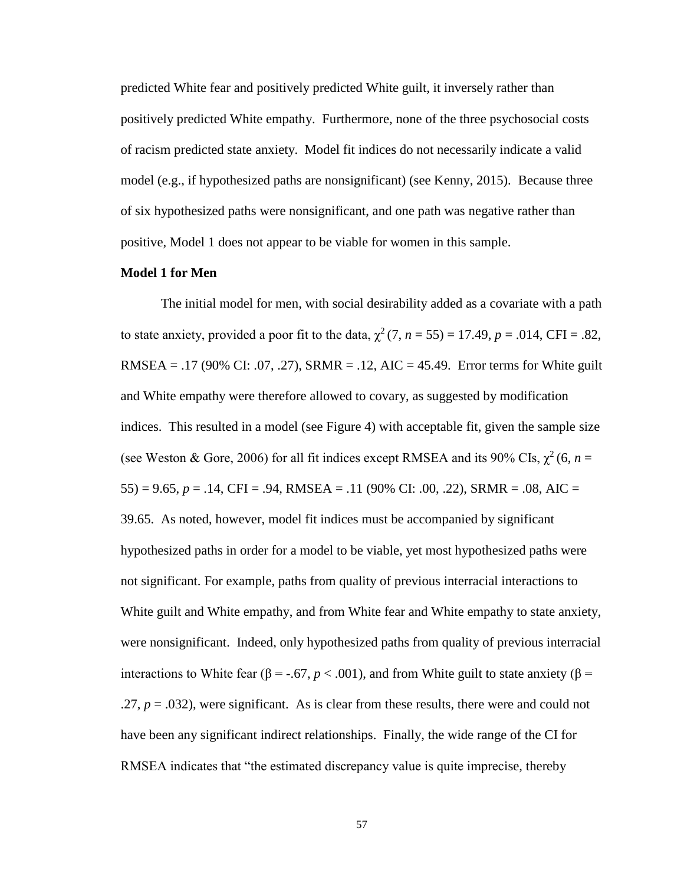predicted White fear and positively predicted White guilt, it inversely rather than positively predicted White empathy. Furthermore, none of the three psychosocial costs of racism predicted state anxiety. Model fit indices do not necessarily indicate a valid model (e.g., if hypothesized paths are nonsignificant) (see Kenny, 2015). Because three of six hypothesized paths were nonsignificant, and one path was negative rather than positive, Model 1 does not appear to be viable for women in this sample.

**Model 1 for Men**

The initial model for men, with social desirability added as a covariate with a path to state anxiety, provided a poor fit to the data, $\chi^2$ (7, *n* = 55) = 17.49, *p* = .014, CFI = .82, RMSEA = .17 (90% CI: .07, .27), SRMR = .12, AIC = 45.49. Error terms for White guilt and White empathy were therefore allowed to covary, as suggested by modification indices. This resulted in a model (see Figure 4) with acceptable fit, given the sample size (see Weston & Gore, 2006) for all fit indices except RMSEA and its 90% CIs, $\chi^2$ (6, *n* = 55) = 9.65, *p* = .14, CFI = .94, RMSEA = .11 (90% CI: .00, .22), SRMR = .08, AIC = 39.65. As noted, however, model fit indices must be accompanied by significant hypothesized paths in order for a model to be viable, yet most hypothesized paths were not significant. For example, paths from quality of previous interracial interactions to White guilt and White empathy, and from White fear and White empathy to state anxiety, were nonsignificant. Indeed, only hypothesized paths from quality of previous interracial interactions to White fear (β = -.67, *p* < .001), and from White guilt to state anxiety (β = .27, *p* = .032), were significant. As is clear from these results, there were and could not have been any significant indirect relationships. Finally, the wide range of the CI for RMSEA indicates that "the estimated discrepancy value is quite imprecise, thereby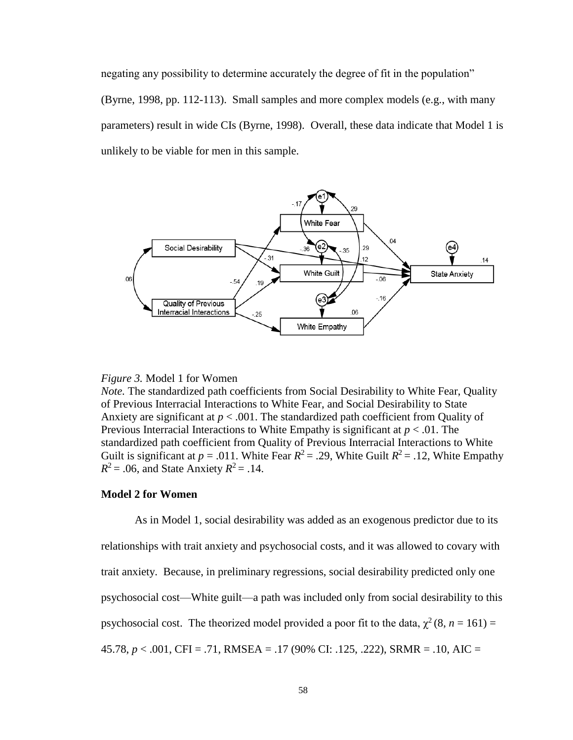negating any possibility to determine accurately the degree of fit in the population" (Byrne, 1998, pp. 112-113). Small samples and more complex models (e.g., with many parameters) result in wide CIs (Byrne, 1998). Overall, these data indicate that Model 1 is unlikely to be viable for men in this sample.

*Figure 3.* Model 1 for Women

*Note.* The standardized path coefficients from Social Desirability to White Fear, Quality of Previous Interracial Interactions to White Fear, and Social Desirability to State Anxiety are significant at $p < .001$. The standardized path coefficient from Quality of Previous Interracial Interactions to White Empathy is significant at $p < .01$. The standardized path coefficient from Quality of Previous Interracial Interactions to White Guilt is significant at $p = .011$. White Fear $R^2 = .29$, White Guilt $R^2 = .12$, White Empathy $R^2 = .06$, and State Anxiety $R^2 = .14$.

**Model 2 for Women**

As in Model 1, social desirability was added as an exogenous predictor due to its relationships with trait anxiety and psychosocial costs, and it was allowed to covary with trait anxiety. Because, in preliminary regressions, social desirability predicted only one psychosocial cost—White guilt—a path was included only from social desirability to this psychosocial cost. The theorized model provided a poor fit to the data, $\chi^2\,(8, n = 161) = 45.78$, $p < .001$, CFI = .71, RMSEA = .17 (90% CI: .125, .222), SRMR = .10, AIC =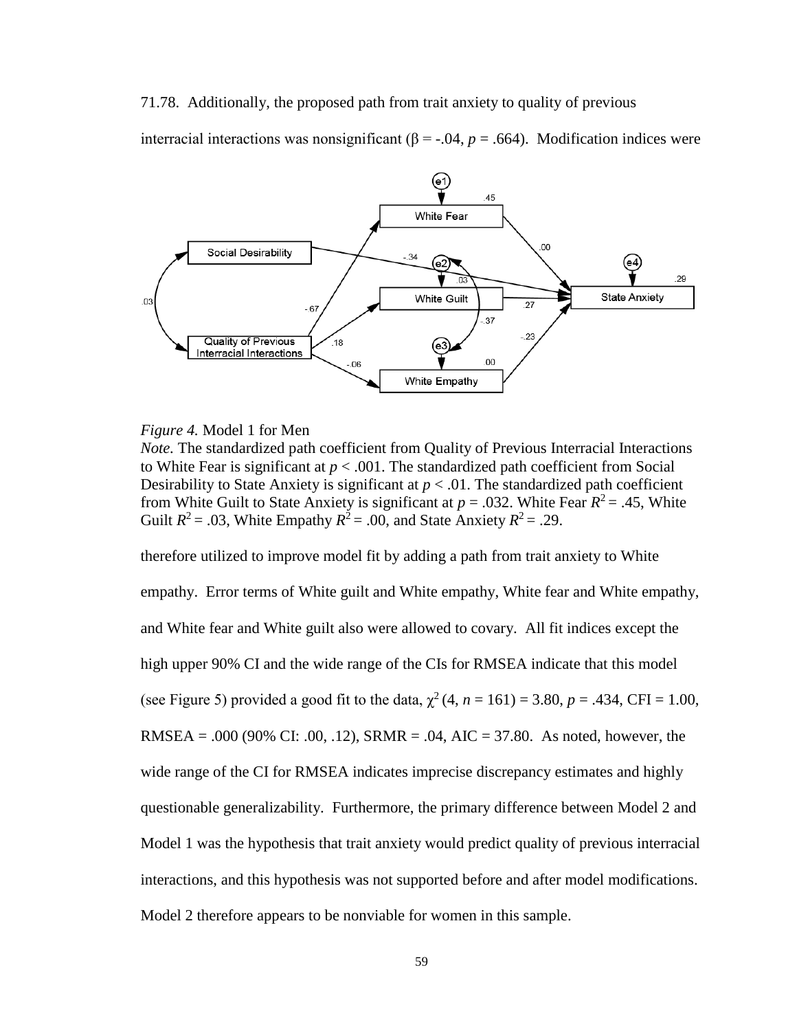71.78. Additionally, the proposed path from trait anxiety to quality of previous interracial interactions was nonsignificant (β = -.04, $p$ = .664). Modification indices were

*Figure 4.* Model 1 for Men

*Note.* The standardized path coefficient from Quality of Previous Interracial Interactions to White Fear is significant at $p < .001$. The standardized path coefficient from Social Desirability to State Anxiety is significant at $p < .01$. The standardized path coefficient from White Guilt to State Anxiety is significant at $p = .032$. White Fear $R^2 = .45$, White Guilt $R^2 = .03$, White Empathy $R^2 = .00$, and State Anxiety $R^2 = .29$.

therefore utilized to improve model fit by adding a path from trait anxiety to White empathy. Error terms of White guilt and White empathy, White fear and White empathy, and White fear and White guilt also were allowed to covary. All fit indices except the high upper 90% CI and the wide range of the CIs for RMSEA indicate that this model (see Figure 5) provided a good fit to the data, $\chi^2$ (4, $n$ = 161) = 3.80, $p$ = .434, CFI = 1.00, RMSEA = .000 (90% CI: .00, .12), SRMR = .04, AIC = 37.80. As noted, however, the wide range of the CI for RMSEA indicates imprecise discrepancy estimates and highly questionable generalizability. Furthermore, the primary difference between Model 2 and Model 1 was the hypothesis that trait anxiety would predict quality of previous interracial interactions, and this hypothesis was not supported before and after model modifications. Model 2 therefore appears to be nonviable for women in this sample.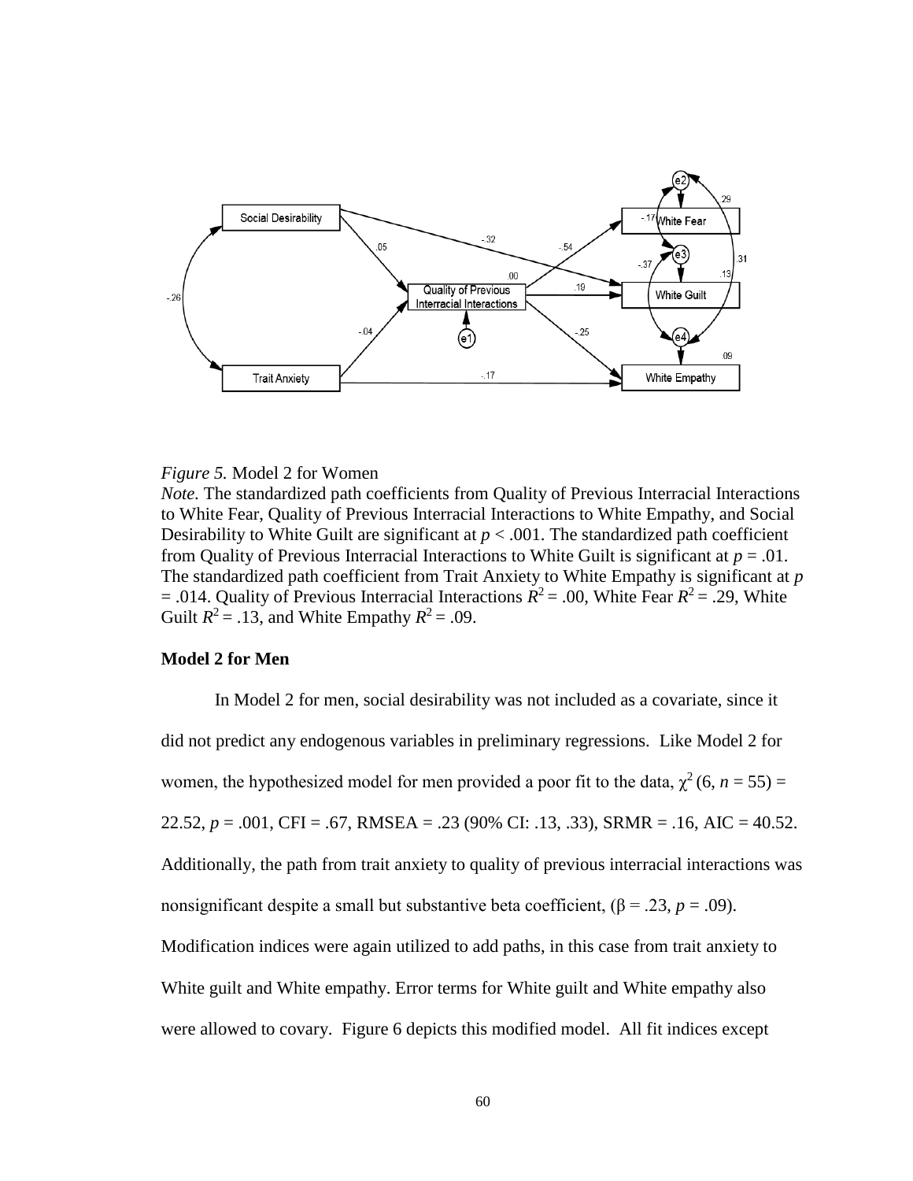*Figure 5.* Model 2 for Women

*Note.* The standardized path coefficients from Quality of Previous Interracial Interactions to White Fear, Quality of Previous Interracial Interactions to White Empathy, and Social Desirability to White Guilt are significant at $p < .001$. The standardized path coefficient from Quality of Previous Interracial Interactions to White Guilt is significant at $p = .01$. The standardized path coefficient from Trait Anxiety to White Empathy is significant at $p = .014$. Quality of Previous Interracial Interactions $R^2 = .00$, White Fear $R^2 = .29$, White Guilt $R^2 = .13$, and White Empathy $R^2 = .09$.

**Model 2 for Men**

In Model 2 for men, social desirability was not included as a covariate, since it did not predict any endogenous variables in preliminary regressions. Like Model 2 for women, the hypothesized model for men provided a poor fit to the data, $\chi^2$ (6, $n = 55$) = 22.52, $p = .001$, CFI = .67, RMSEA = .23 (90% CI: .13, .33), SRMR = .16, AIC = 40.52. Additionally, the path from trait anxiety to quality of previous interracial interactions was nonsignificant despite a small but substantive beta coefficient, ($\beta = .23$, $p = .09$). Modification indices were again utilized to add paths, in this case from trait anxiety to White guilt and White empathy. Error terms for White guilt and White empathy also were allowed to covary. Figure 6 depicts this modified model. All fit indices except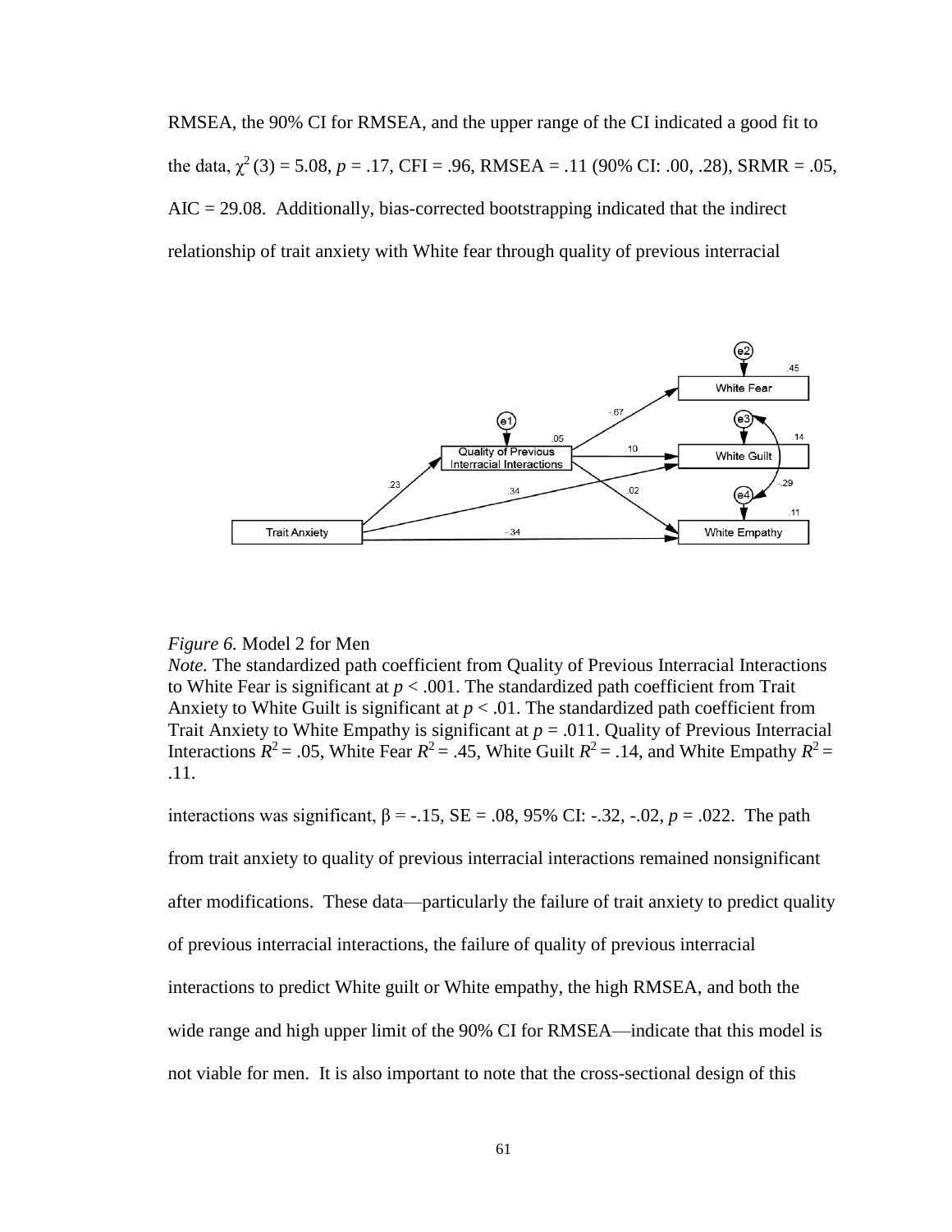RMSEA, the 90% CI for RMSEA, and the upper range of the CI indicated a good fit to the data, $\chi^2$ (3) = 5.08, *p* = .17, CFI = .96, RMSEA = .11 (90% CI: .00, .28), SRMR = .05, AIC = 29.08. Additionally, bias-corrected bootstrapping indicated that the indirect relationship of trait anxiety with White fear through quality of previous interracial

*Figure 6.* Model 2 for Men
*Note.* The standardized path coefficient from Quality of Previous Interracial Interactions to White Fear is significant at $p < .001$. The standardized path coefficient from Trait Anxiety to White Guilt is significant at $p < .01$. The standardized path coefficient from Trait Anxiety to White Empathy is significant at $p = .011$. Quality of Previous Interracial Interactions $R^2 = .05$, White Fear $R^2 = .45$, White Guilt $R^2 = .14$, and White Empathy $R^2 = .11$.

interactions was significant, β = -.15, SE = .08, 95% CI: -.32, -.02, *p* = .022. The path from trait anxiety to quality of previous interracial interactions remained nonsignificant after modifications. These data—particularly the failure of trait anxiety to predict quality of previous interracial interactions, the failure of quality of previous interracial interactions to predict White guilt or White empathy, the high RMSEA, and both the wide range and high upper limit of the 90% CI for RMSEA—indicate that this model is not viable for men. It is also important to note that the cross-sectional design of this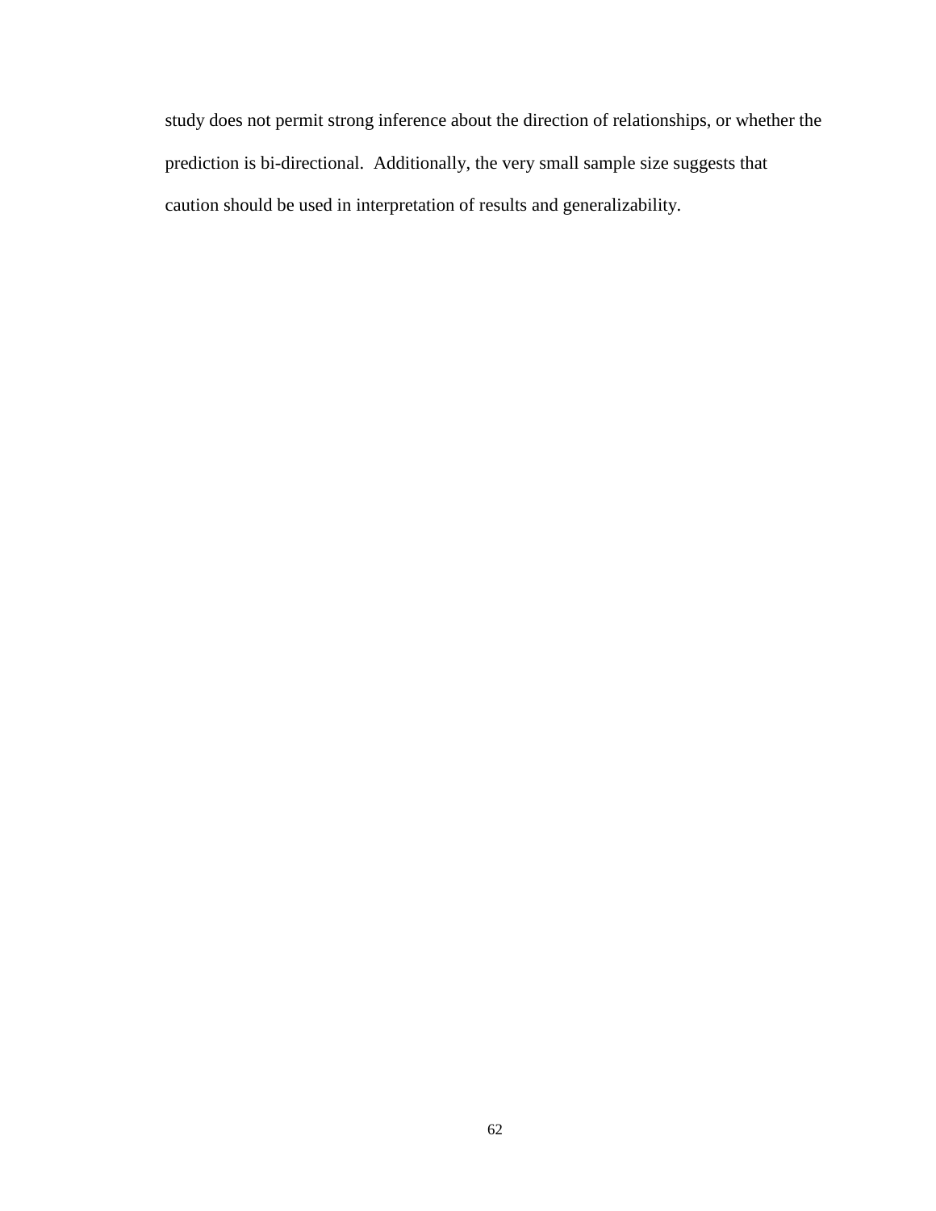study does not permit strong inference about the direction of relationships, or whether the prediction is bi-directional.  Additionally, the very small sample size suggests that caution should be used in interpretation of results and generalizability.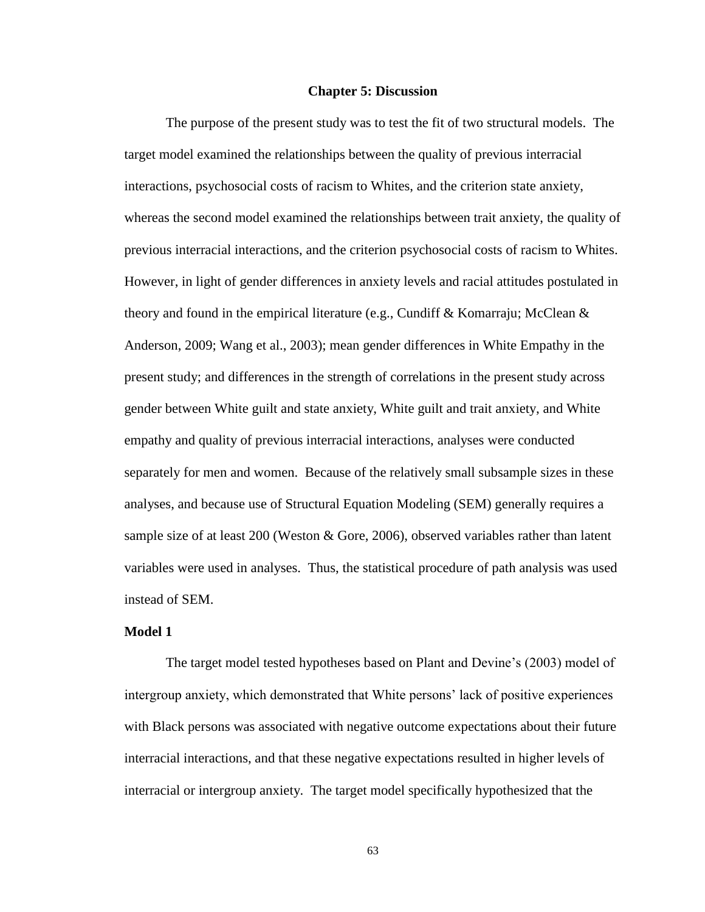# Chapter 5: Discussion

The purpose of the present study was to test the fit of two structural models. The target model examined the relationships between the quality of previous interracial interactions, psychosocial costs of racism to Whites, and the criterion state anxiety, whereas the second model examined the relationships between trait anxiety, the quality of previous interracial interactions, and the criterion psychosocial costs of racism to Whites. However, in light of gender differences in anxiety levels and racial attitudes postulated in theory and found in the empirical literature (e.g., Cundiff & Komarraju; McClean & Anderson, 2009; Wang et al., 2003); mean gender differences in White Empathy in the present study; and differences in the strength of correlations in the present study across gender between White guilt and state anxiety, White guilt and trait anxiety, and White empathy and quality of previous interracial interactions, analyses were conducted separately for men and women. Because of the relatively small subsample sizes in these analyses, and because use of Structural Equation Modeling (SEM) generally requires a sample size of at least 200 (Weston & Gore, 2006), observed variables rather than latent variables were used in analyses. Thus, the statistical procedure of path analysis was used instead of SEM.

## Model 1

The target model tested hypotheses based on Plant and Devine's (2003) model of intergroup anxiety, which demonstrated that White persons' lack of positive experiences with Black persons was associated with negative outcome expectations about their future interracial interactions, and that these negative expectations resulted in higher levels of interracial or intergroup anxiety. The target model specifically hypothesized that the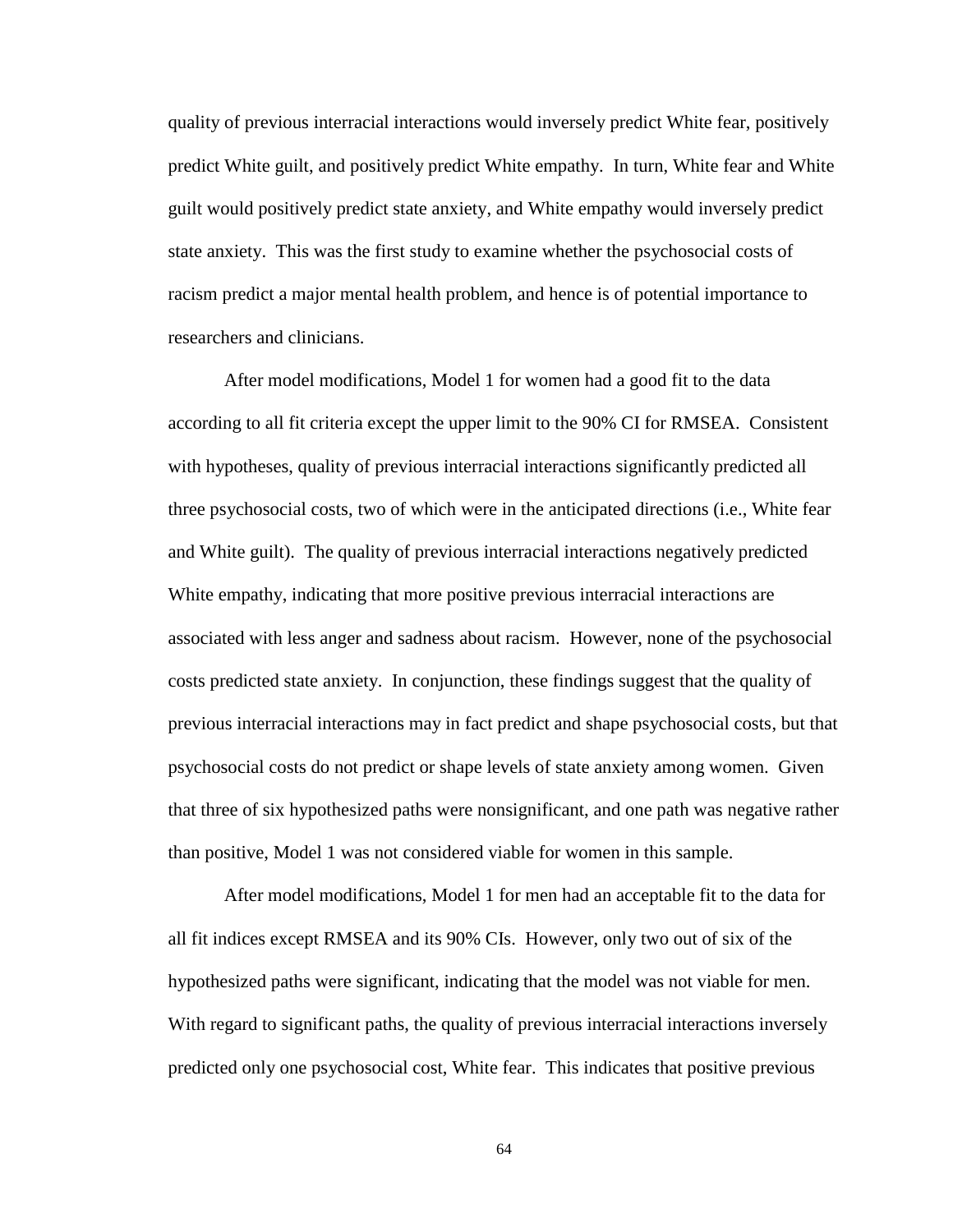quality of previous interracial interactions would inversely predict White fear, positively predict White guilt, and positively predict White empathy. In turn, White fear and White guilt would positively predict state anxiety, and White empathy would inversely predict state anxiety. This was the first study to examine whether the psychosocial costs of racism predict a major mental health problem, and hence is of potential importance to researchers and clinicians.

After model modifications, Model 1 for women had a good fit to the data according to all fit criteria except the upper limit to the 90% CI for RMSEA. Consistent with hypotheses, quality of previous interracial interactions significantly predicted all three psychosocial costs, two of which were in the anticipated directions (i.e., White fear and White guilt). The quality of previous interracial interactions negatively predicted White empathy, indicating that more positive previous interracial interactions are associated with less anger and sadness about racism. However, none of the psychosocial costs predicted state anxiety. In conjunction, these findings suggest that the quality of previous interracial interactions may in fact predict and shape psychosocial costs, but that psychosocial costs do not predict or shape levels of state anxiety among women. Given that three of six hypothesized paths were nonsignificant, and one path was negative rather than positive, Model 1 was not considered viable for women in this sample.

After model modifications, Model 1 for men had an acceptable fit to the data for all fit indices except RMSEA and its 90% CIs. However, only two out of six of the hypothesized paths were significant, indicating that the model was not viable for men. With regard to significant paths, the quality of previous interracial interactions inversely predicted only one psychosocial cost, White fear. This indicates that positive previous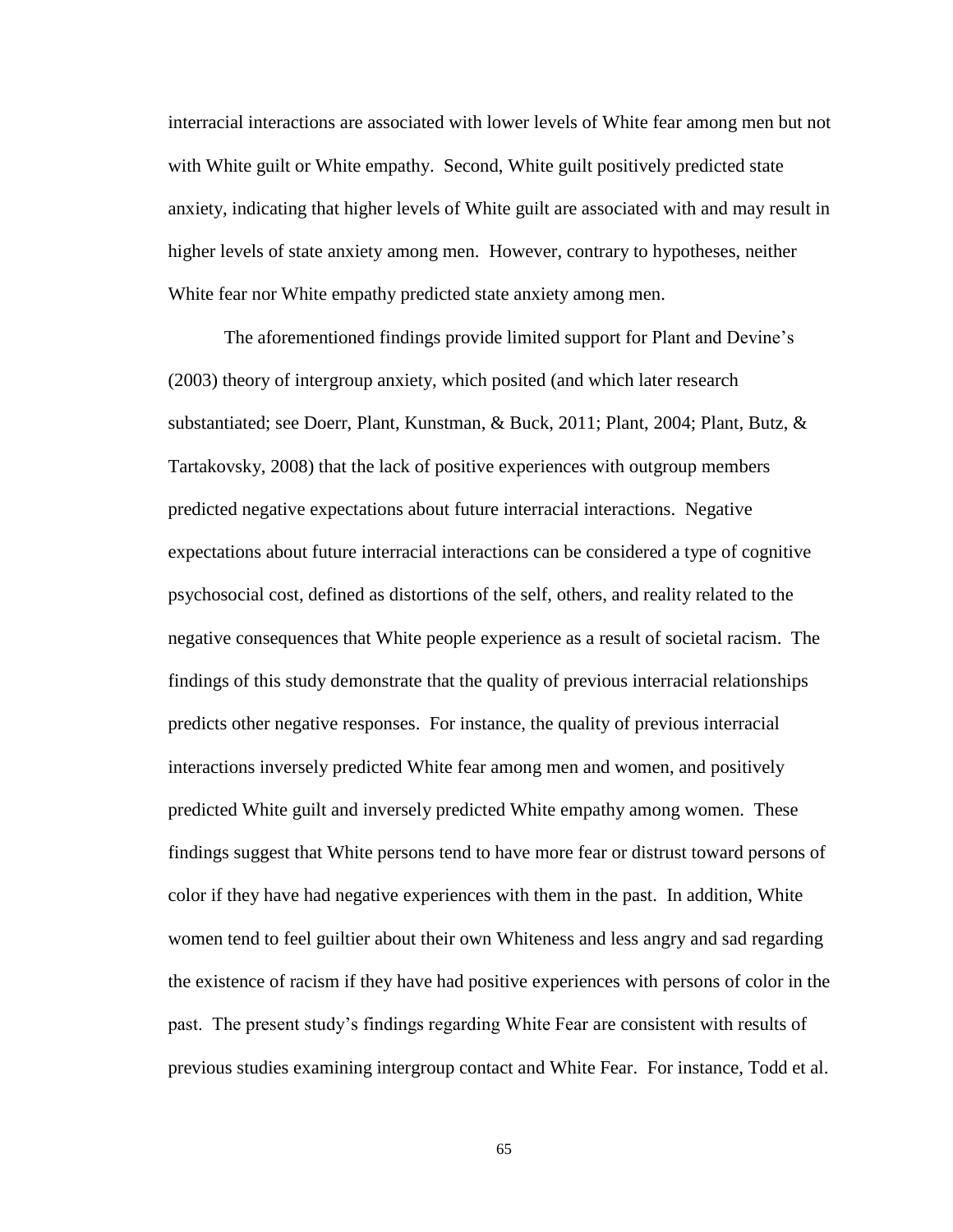interracial interactions are associated with lower levels of White fear among men but not with White guilt or White empathy. Second, White guilt positively predicted state anxiety, indicating that higher levels of White guilt are associated with and may result in higher levels of state anxiety among men. However, contrary to hypotheses, neither White fear nor White empathy predicted state anxiety among men.

The aforementioned findings provide limited support for Plant and Devine's (2003) theory of intergroup anxiety, which posited (and which later research substantiated; see Doerr, Plant, Kunstman, & Buck, 2011; Plant, 2004; Plant, Butz, & Tartakovsky, 2008) that the lack of positive experiences with outgroup members predicted negative expectations about future interracial interactions. Negative expectations about future interracial interactions can be considered a type of cognitive psychosocial cost, defined as distortions of the self, others, and reality related to the negative consequences that White people experience as a result of societal racism. The findings of this study demonstrate that the quality of previous interracial relationships predicts other negative responses. For instance, the quality of previous interracial interactions inversely predicted White fear among men and women, and positively predicted White guilt and inversely predicted White empathy among women. These findings suggest that White persons tend to have more fear or distrust toward persons of color if they have had negative experiences with them in the past. In addition, White women tend to feel guiltier about their own Whiteness and less angry and sad regarding the existence of racism if they have had positive experiences with persons of color in the past. The present study's findings regarding White Fear are consistent with results of previous studies examining intergroup contact and White Fear. For instance, Todd et al.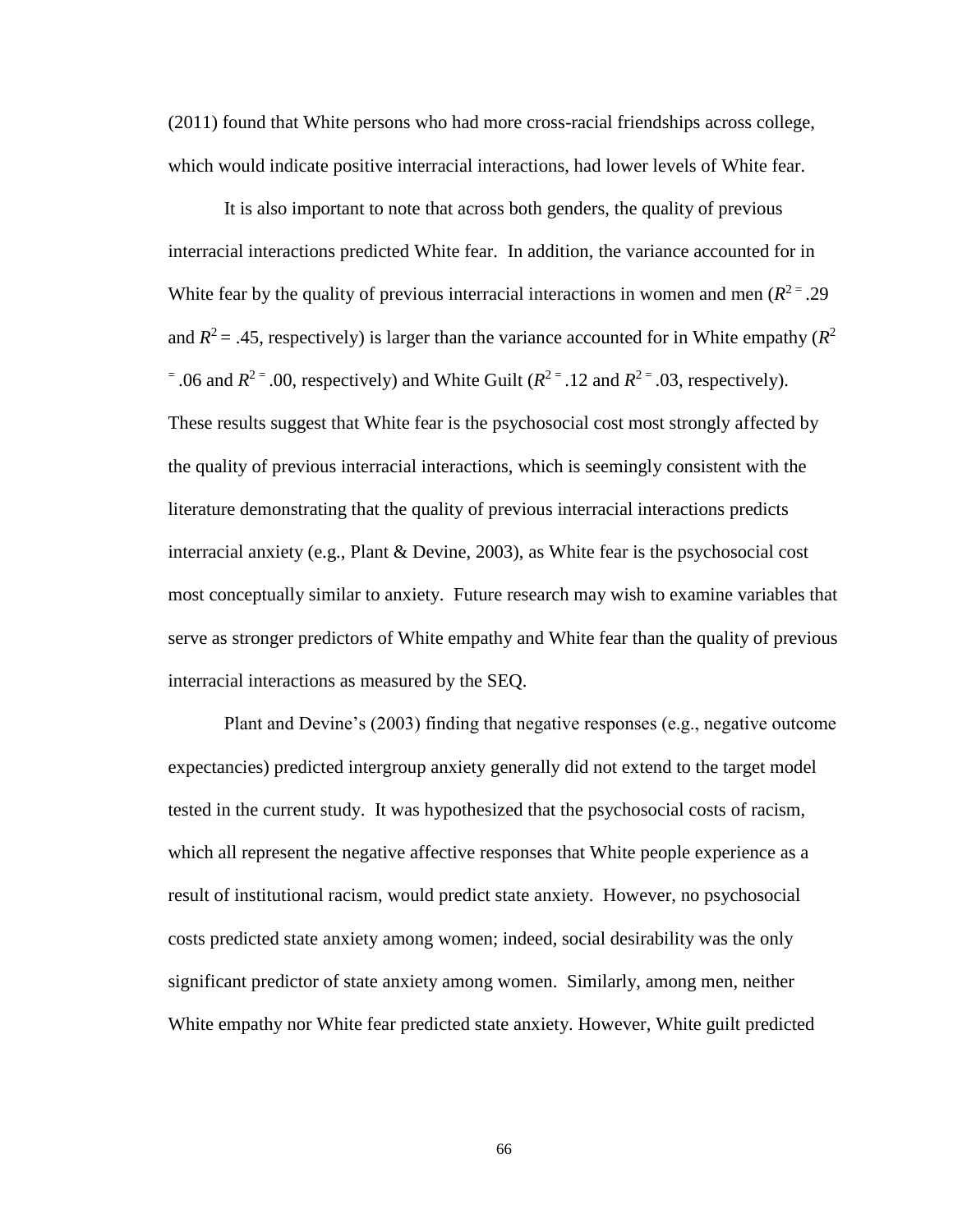(2011) found that White persons who had more cross-racial friendships across college, which would indicate positive interracial interactions, had lower levels of White fear.

It is also important to note that across both genders, the quality of previous interracial interactions predicted White fear. In addition, the variance accounted for in White fear by the quality of previous interracial interactions in women and men ($R^2 = .29$ and $R^2 = .45$, respectively) is larger than the variance accounted for in White empathy ($R^2 = .06$ and $R^2 = .00$, respectively) and White Guilt ($R^2 = .12$ and $R^2 = .03$, respectively). These results suggest that White fear is the psychosocial cost most strongly affected by the quality of previous interracial interactions, which is seemingly consistent with the literature demonstrating that the quality of previous interracial interactions predicts interracial anxiety (e.g., Plant & Devine, 2003), as White fear is the psychosocial cost most conceptually similar to anxiety. Future research may wish to examine variables that serve as stronger predictors of White empathy and White fear than the quality of previous interracial interactions as measured by the SEQ.

Plant and Devine's (2003) finding that negative responses (e.g., negative outcome expectancies) predicted intergroup anxiety generally did not extend to the target model tested in the current study. It was hypothesized that the psychosocial costs of racism, which all represent the negative affective responses that White people experience as a result of institutional racism, would predict state anxiety. However, no psychosocial costs predicted state anxiety among women; indeed, social desirability was the only significant predictor of state anxiety among women. Similarly, among men, neither White empathy nor White fear predicted state anxiety. However, White guilt predicted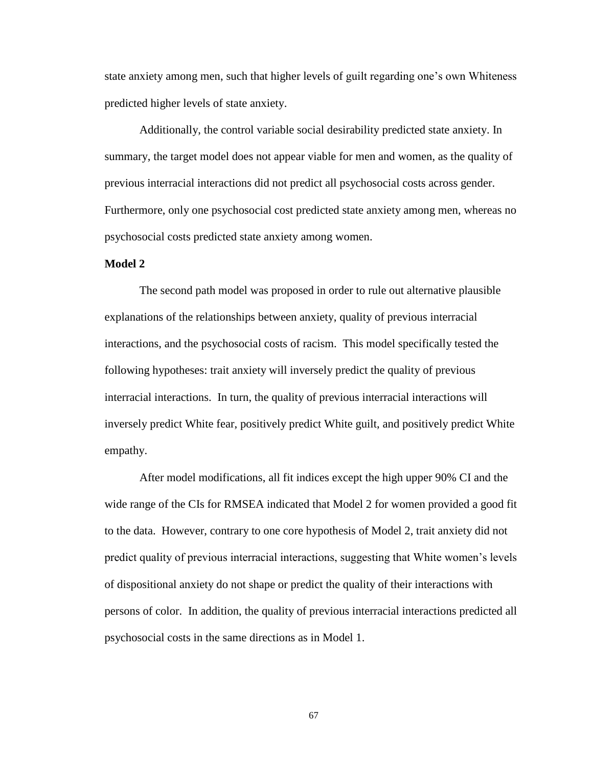state anxiety among men, such that higher levels of guilt regarding one's own Whiteness predicted higher levels of state anxiety.

Additionally, the control variable social desirability predicted state anxiety. In summary, the target model does not appear viable for men and women, as the quality of previous interracial interactions did not predict all psychosocial costs across gender. Furthermore, only one psychosocial cost predicted state anxiety among men, whereas no psychosocial costs predicted state anxiety among women.

**Model 2**

The second path model was proposed in order to rule out alternative plausible explanations of the relationships between anxiety, quality of previous interracial interactions, and the psychosocial costs of racism. This model specifically tested the following hypotheses: trait anxiety will inversely predict the quality of previous interracial interactions. In turn, the quality of previous interracial interactions will inversely predict White fear, positively predict White guilt, and positively predict White empathy.

After model modifications, all fit indices except the high upper 90% CI and the wide range of the CIs for RMSEA indicated that Model 2 for women provided a good fit to the data. However, contrary to one core hypothesis of Model 2, trait anxiety did not predict quality of previous interracial interactions, suggesting that White women's levels of dispositional anxiety do not shape or predict the quality of their interactions with persons of color. In addition, the quality of previous interracial interactions predicted all psychosocial costs in the same directions as in Model 1.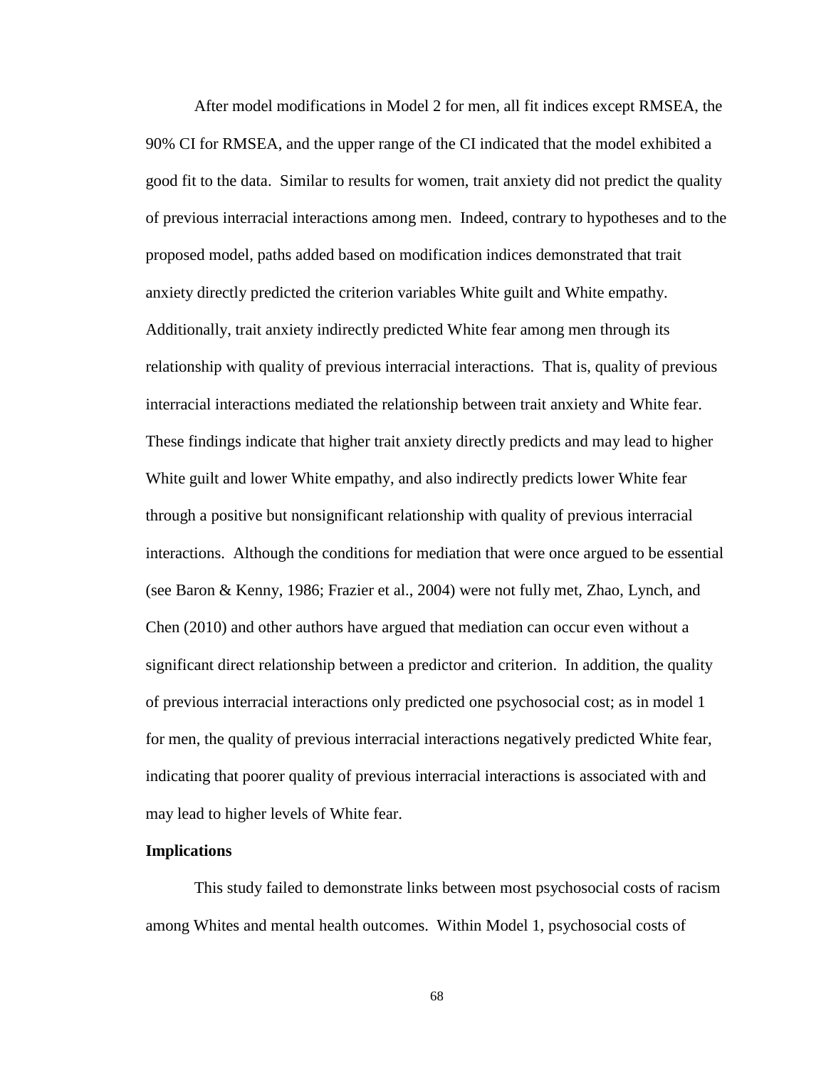After model modifications in Model 2 for men, all fit indices except RMSEA, the 90% CI for RMSEA, and the upper range of the CI indicated that the model exhibited a good fit to the data. Similar to results for women, trait anxiety did not predict the quality of previous interracial interactions among men. Indeed, contrary to hypotheses and to the proposed model, paths added based on modification indices demonstrated that trait anxiety directly predicted the criterion variables White guilt and White empathy. Additionally, trait anxiety indirectly predicted White fear among men through its relationship with quality of previous interracial interactions. That is, quality of previous interracial interactions mediated the relationship between trait anxiety and White fear. These findings indicate that higher trait anxiety directly predicts and may lead to higher White guilt and lower White empathy, and also indirectly predicts lower White fear through a positive but nonsignificant relationship with quality of previous interracial interactions. Although the conditions for mediation that were once argued to be essential (see Baron & Kenny, 1986; Frazier et al., 2004) were not fully met, Zhao, Lynch, and Chen (2010) and other authors have argued that mediation can occur even without a significant direct relationship between a predictor and criterion. In addition, the quality of previous interracial interactions only predicted one psychosocial cost; as in model 1 for men, the quality of previous interracial interactions negatively predicted White fear, indicating that poorer quality of previous interracial interactions is associated with and may lead to higher levels of White fear.

**Implications**

This study failed to demonstrate links between most psychosocial costs of racism among Whites and mental health outcomes. Within Model 1, psychosocial costs of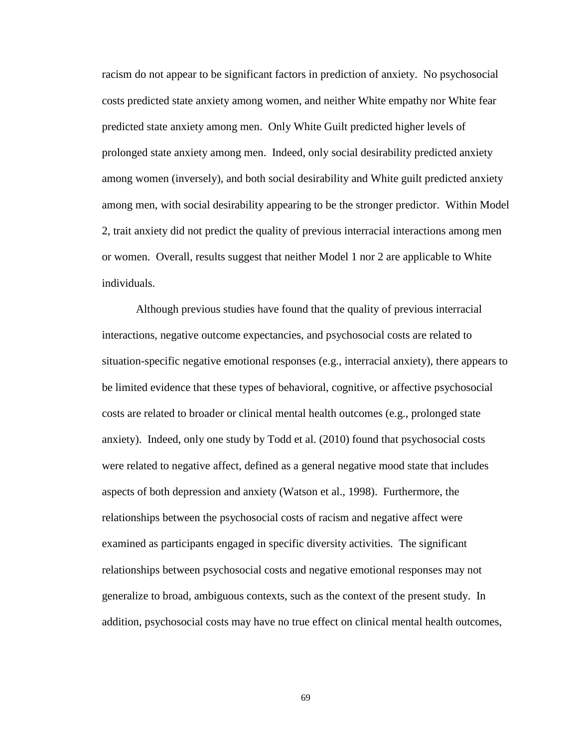racism do not appear to be significant factors in prediction of anxiety. No psychosocial costs predicted state anxiety among women, and neither White empathy nor White fear predicted state anxiety among men. Only White Guilt predicted higher levels of prolonged state anxiety among men. Indeed, only social desirability predicted anxiety among women (inversely), and both social desirability and White guilt predicted anxiety among men, with social desirability appearing to be the stronger predictor. Within Model 2, trait anxiety did not predict the quality of previous interracial interactions among men or women. Overall, results suggest that neither Model 1 nor 2 are applicable to White individuals.

Although previous studies have found that the quality of previous interracial interactions, negative outcome expectancies, and psychosocial costs are related to situation-specific negative emotional responses (e.g., interracial anxiety), there appears to be limited evidence that these types of behavioral, cognitive, or affective psychosocial costs are related to broader or clinical mental health outcomes (e.g., prolonged state anxiety). Indeed, only one study by Todd et al. (2010) found that psychosocial costs were related to negative affect, defined as a general negative mood state that includes aspects of both depression and anxiety (Watson et al., 1998). Furthermore, the relationships between the psychosocial costs of racism and negative affect were examined as participants engaged in specific diversity activities. The significant relationships between psychosocial costs and negative emotional responses may not generalize to broad, ambiguous contexts, such as the context of the present study. In addition, psychosocial costs may have no true effect on clinical mental health outcomes,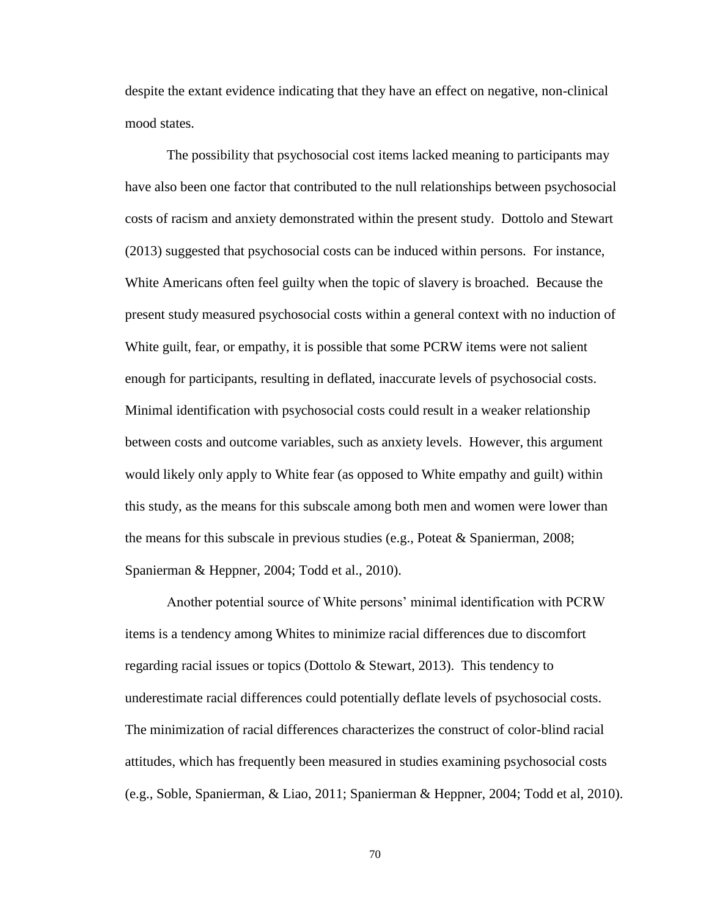despite the extant evidence indicating that they have an effect on negative, non-clinical mood states.

The possibility that psychosocial cost items lacked meaning to participants may have also been one factor that contributed to the null relationships between psychosocial costs of racism and anxiety demonstrated within the present study. Dottolo and Stewart (2013) suggested that psychosocial costs can be induced within persons. For instance, White Americans often feel guilty when the topic of slavery is broached. Because the present study measured psychosocial costs within a general context with no induction of White guilt, fear, or empathy, it is possible that some PCRW items were not salient enough for participants, resulting in deflated, inaccurate levels of psychosocial costs. Minimal identification with psychosocial costs could result in a weaker relationship between costs and outcome variables, such as anxiety levels. However, this argument would likely only apply to White fear (as opposed to White empathy and guilt) within this study, as the means for this subscale among both men and women were lower than the means for this subscale in previous studies (e.g., Poteat & Spanierman, 2008; Spanierman & Heppner, 2004; Todd et al., 2010).

Another potential source of White persons' minimal identification with PCRW items is a tendency among Whites to minimize racial differences due to discomfort regarding racial issues or topics (Dottolo & Stewart, 2013). This tendency to underestimate racial differences could potentially deflate levels of psychosocial costs. The minimization of racial differences characterizes the construct of color-blind racial attitudes, which has frequently been measured in studies examining psychosocial costs (e.g., Soble, Spanierman, & Liao, 2011; Spanierman & Heppner, 2004; Todd et al, 2010).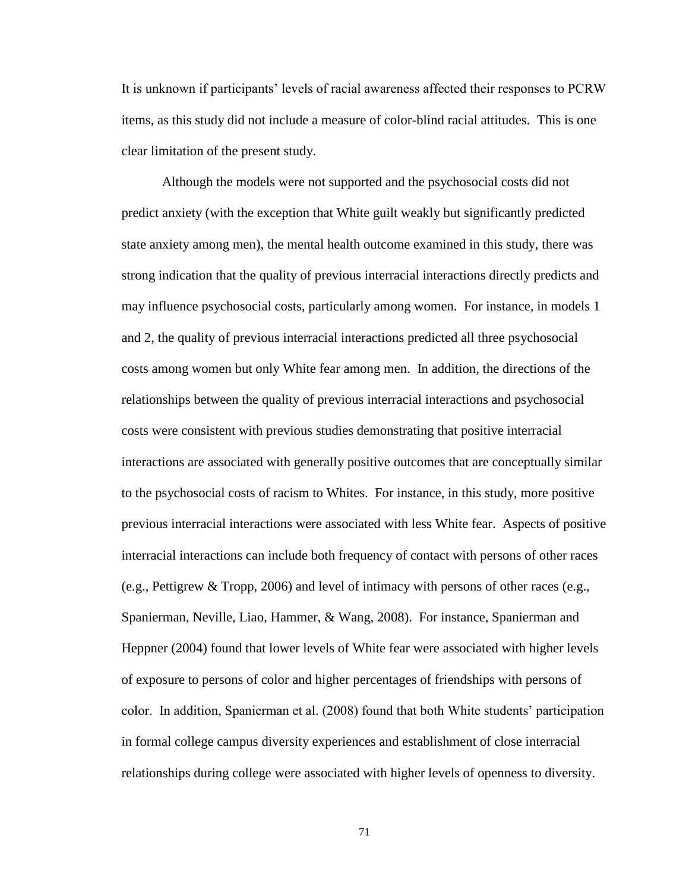It is unknown if participants' levels of racial awareness affected their responses to PCRW items, as this study did not include a measure of color-blind racial attitudes. This is one clear limitation of the present study.

Although the models were not supported and the psychosocial costs did not predict anxiety (with the exception that White guilt weakly but significantly predicted state anxiety among men), the mental health outcome examined in this study, there was strong indication that the quality of previous interracial interactions directly predicts and may influence psychosocial costs, particularly among women. For instance, in models 1 and 2, the quality of previous interracial interactions predicted all three psychosocial costs among women but only White fear among men. In addition, the directions of the relationships between the quality of previous interracial interactions and psychosocial costs were consistent with previous studies demonstrating that positive interracial interactions are associated with generally positive outcomes that are conceptually similar to the psychosocial costs of racism to Whites. For instance, in this study, more positive previous interracial interactions were associated with less White fear. Aspects of positive interracial interactions can include both frequency of contact with persons of other races (e.g., Pettigrew & Tropp, 2006) and level of intimacy with persons of other races (e.g., Spanierman, Neville, Liao, Hammer, & Wang, 2008). For instance, Spanierman and Heppner (2004) found that lower levels of White fear were associated with higher levels of exposure to persons of color and higher percentages of friendships with persons of color. In addition, Spanierman et al. (2008) found that both White students' participation in formal college campus diversity experiences and establishment of close interracial relationships during college were associated with higher levels of openness to diversity.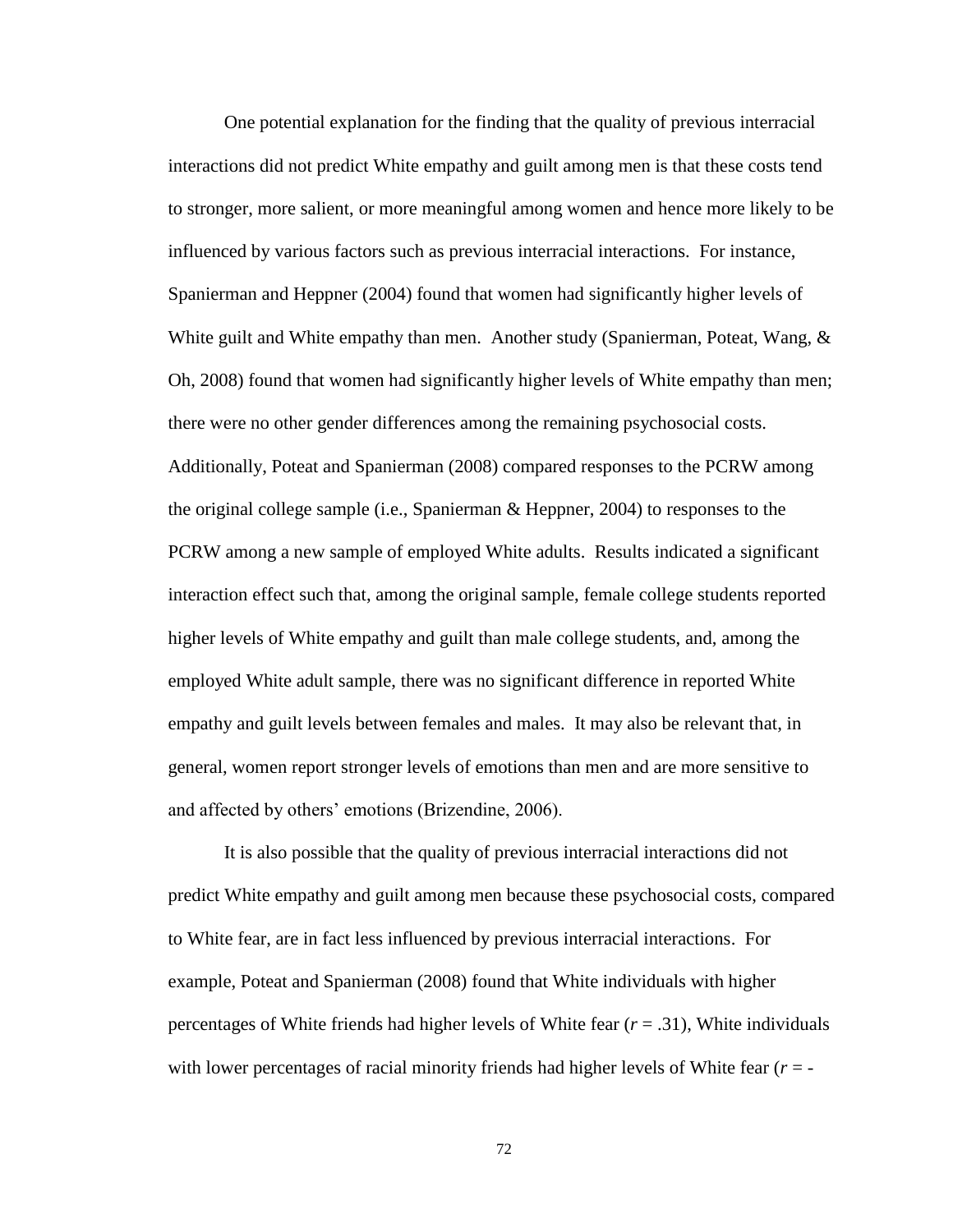One potential explanation for the finding that the quality of previous interracial interactions did not predict White empathy and guilt among men is that these costs tend to stronger, more salient, or more meaningful among women and hence more likely to be influenced by various factors such as previous interracial interactions. For instance, Spanierman and Heppner (2004) found that women had significantly higher levels of White guilt and White empathy than men. Another study (Spanierman, Poteat, Wang, & Oh, 2008) found that women had significantly higher levels of White empathy than men; there were no other gender differences among the remaining psychosocial costs. Additionally, Poteat and Spanierman (2008) compared responses to the PCRW among the original college sample (i.e., Spanierman & Heppner, 2004) to responses to the PCRW among a new sample of employed White adults. Results indicated a significant interaction effect such that, among the original sample, female college students reported higher levels of White empathy and guilt than male college students, and, among the employed White adult sample, there was no significant difference in reported White empathy and guilt levels between females and males. It may also be relevant that, in general, women report stronger levels of emotions than men and are more sensitive to and affected by others' emotions (Brizendine, 2006).

It is also possible that the quality of previous interracial interactions did not predict White empathy and guilt among men because these psychosocial costs, compared to White fear, are in fact less influenced by previous interracial interactions. For example, Poteat and Spanierman (2008) found that White individuals with higher percentages of White friends had higher levels of White fear ($r$ = .31), White individuals with lower percentages of racial minority friends had higher levels of White fear ($r$ = -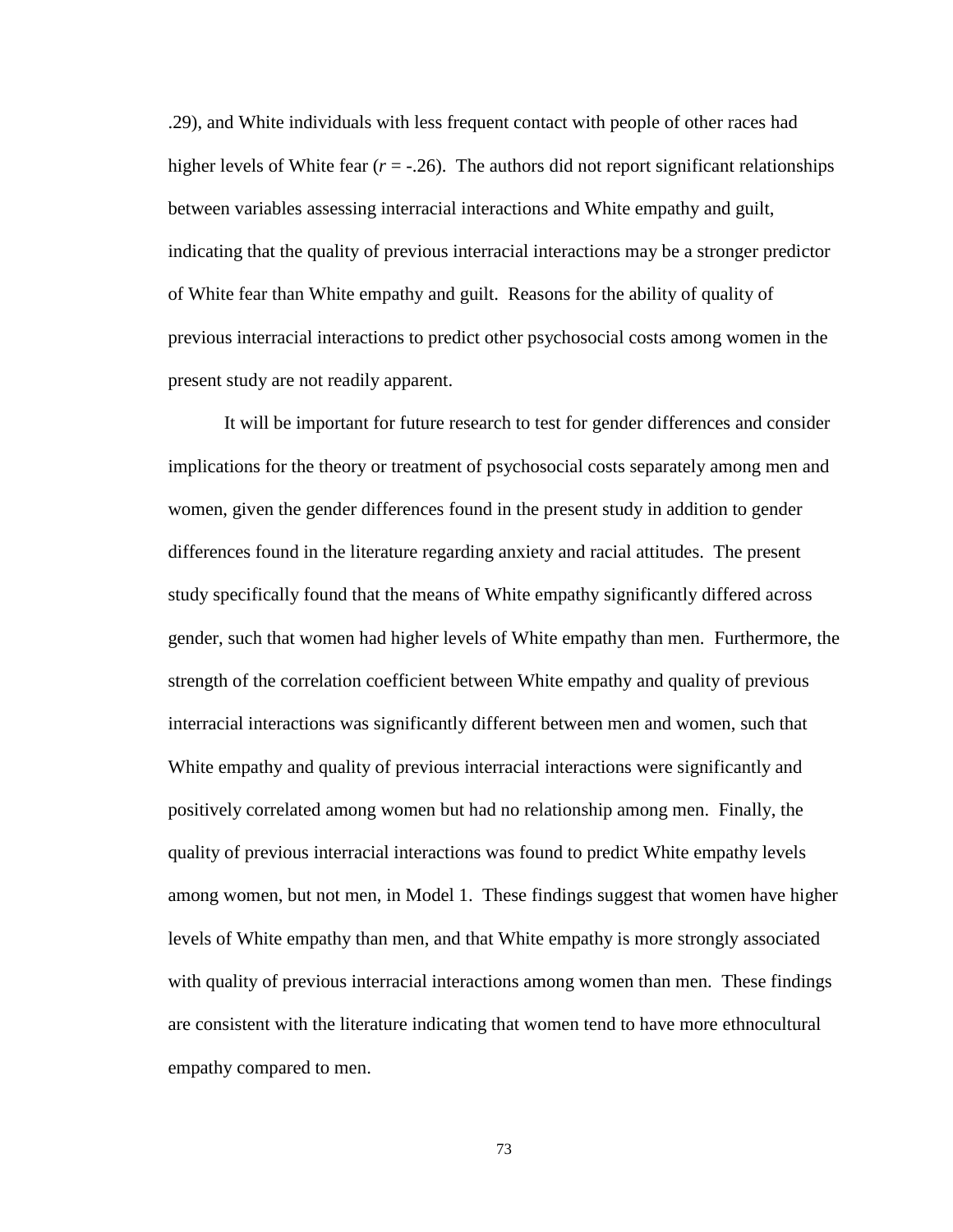.29), and White individuals with less frequent contact with people of other races had higher levels of White fear ($r = -.26$). The authors did not report significant relationships between variables assessing interracial interactions and White empathy and guilt, indicating that the quality of previous interracial interactions may be a stronger predictor of White fear than White empathy and guilt. Reasons for the ability of quality of previous interracial interactions to predict other psychosocial costs among women in the present study are not readily apparent.

It will be important for future research to test for gender differences and consider implications for the theory or treatment of psychosocial costs separately among men and women, given the gender differences found in the present study in addition to gender differences found in the literature regarding anxiety and racial attitudes. The present study specifically found that the means of White empathy significantly differed across gender, such that women had higher levels of White empathy than men. Furthermore, the strength of the correlation coefficient between White empathy and quality of previous interracial interactions was significantly different between men and women, such that White empathy and quality of previous interracial interactions were significantly and positively correlated among women but had no relationship among men. Finally, the quality of previous interracial interactions was found to predict White empathy levels among women, but not men, in Model 1. These findings suggest that women have higher levels of White empathy than men, and that White empathy is more strongly associated with quality of previous interracial interactions among women than men. These findings are consistent with the literature indicating that women tend to have more ethnocultural empathy compared to men.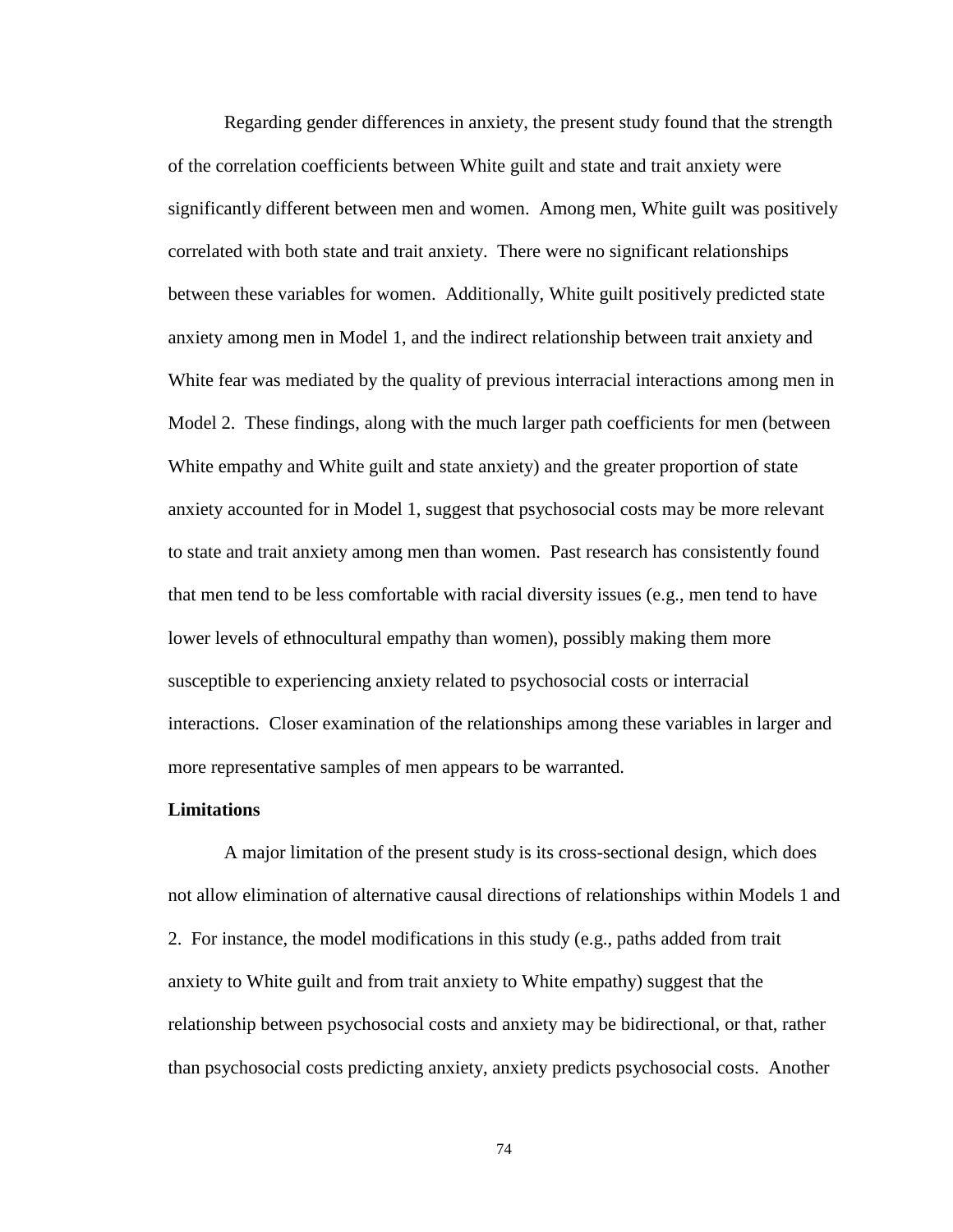Regarding gender differences in anxiety, the present study found that the strength of the correlation coefficients between White guilt and state and trait anxiety were significantly different between men and women. Among men, White guilt was positively correlated with both state and trait anxiety. There were no significant relationships between these variables for women. Additionally, White guilt positively predicted state anxiety among men in Model 1, and the indirect relationship between trait anxiety and White fear was mediated by the quality of previous interracial interactions among men in Model 2. These findings, along with the much larger path coefficients for men (between White empathy and White guilt and state anxiety) and the greater proportion of state anxiety accounted for in Model 1, suggest that psychosocial costs may be more relevant to state and trait anxiety among men than women. Past research has consistently found that men tend to be less comfortable with racial diversity issues (e.g., men tend to have lower levels of ethnocultural empathy than women), possibly making them more susceptible to experiencing anxiety related to psychosocial costs or interracial interactions. Closer examination of the relationships among these variables in larger and more representative samples of men appears to be warranted.

**Limitations**

A major limitation of the present study is its cross-sectional design, which does not allow elimination of alternative causal directions of relationships within Models 1 and 2. For instance, the model modifications in this study (e.g., paths added from trait anxiety to White guilt and from trait anxiety to White empathy) suggest that the relationship between psychosocial costs and anxiety may be bidirectional, or that, rather than psychosocial costs predicting anxiety, anxiety predicts psychosocial costs. Another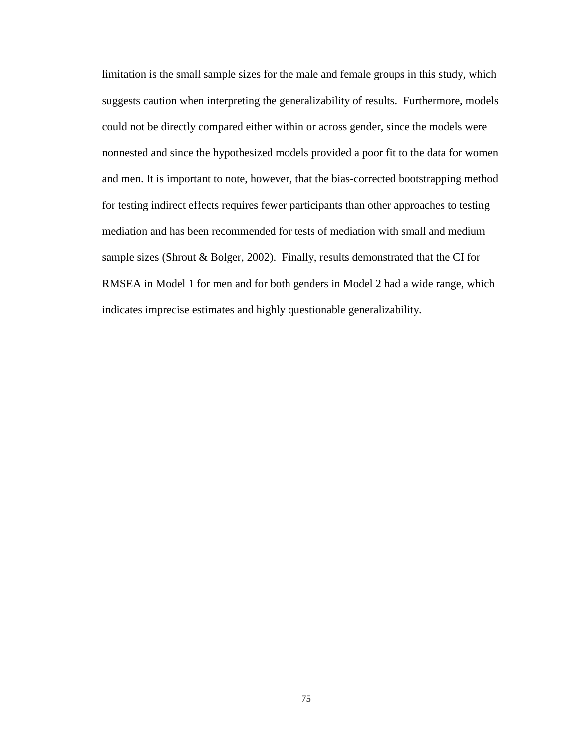limitation is the small sample sizes for the male and female groups in this study, which suggests caution when interpreting the generalizability of results. Furthermore, models could not be directly compared either within or across gender, since the models were nonnested and since the hypothesized models provided a poor fit to the data for women and men. It is important to note, however, that the bias-corrected bootstrapping method for testing indirect effects requires fewer participants than other approaches to testing mediation and has been recommended for tests of mediation with small and medium sample sizes (Shrout & Bolger, 2002). Finally, results demonstrated that the CI for RMSEA in Model 1 for men and for both genders in Model 2 had a wide range, which indicates imprecise estimates and highly questionable generalizability.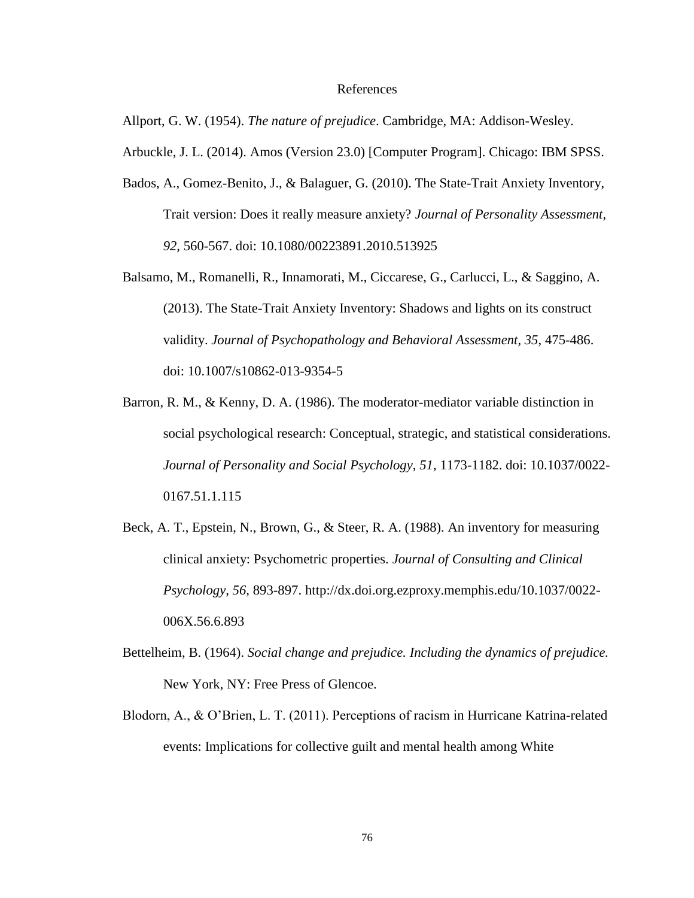# References

Allport, G. W. (1954). *The nature of prejudice*. Cambridge, MA: Addison-Wesley.

Arbuckle, J. L. (2014). Amos (Version 23.0) [Computer Program]. Chicago: IBM SPSS.

Bados, A., Gomez-Benito, J., & Balaguer, G. (2010). The State-Trait Anxiety Inventory, Trait version: Does it really measure anxiety? *Journal of Personality Assessment, 92,* 560-567. doi: 10.1080/00223891.2010.513925

Balsamo, M., Romanelli, R., Innamorati, M., Ciccarese, G., Carlucci, L., & Saggino, A. (2013). The State-Trait Anxiety Inventory: Shadows and lights on its construct validity. *Journal of Psychopathology and Behavioral Assessment, 35,* 475-486. doi: 10.1007/s10862-013-9354-5

Barron, R. M., & Kenny, D. A. (1986). The moderator-mediator variable distinction in social psychological research: Conceptual, strategic, and statistical considerations. *Journal of Personality and Social Psychology, 51*, 1173-1182. doi: 10.1037/0022-0167.51.1.115

Beck, A. T., Epstein, N., Brown, G., & Steer, R. A. (1988). An inventory for measuring clinical anxiety: Psychometric properties. *Journal of Consulting and Clinical Psychology, 56,* 893-897. http://dx.doi.org.ezproxy.memphis.edu/10.1037/0022-006X.56.6.893

Bettelheim, B. (1964). *Social change and prejudice. Including the dynamics of prejudice.* New York, NY: Free Press of Glencoe.

Blodorn, A., & O'Brien, L. T. (2011). Perceptions of racism in Hurricane Katrina-related events: Implications for collective guilt and mental health among White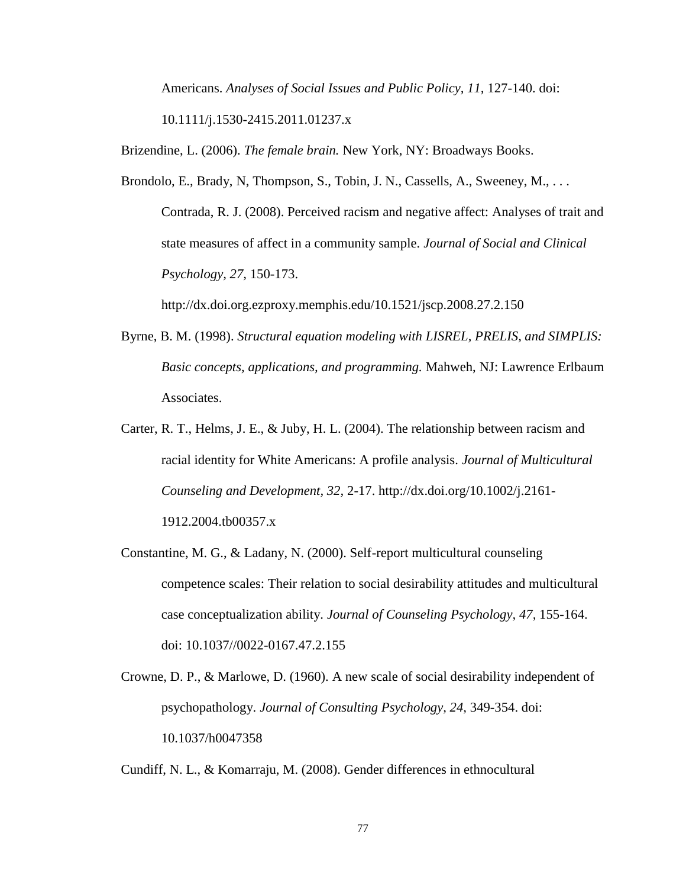Americans. *Analyses of Social Issues and Public Policy, 11,* 127-140. doi: 10.1111/j.1530-2415.2011.01237.x

Brizendine, L. (2006). *The female brain.* New York, NY: Broadways Books.

Brondolo, E., Brady, N, Thompson, S., Tobin, J. N., Cassells, A., Sweeney, M., . . . Contrada, R. J. (2008). Perceived racism and negative affect: Analyses of trait and state measures of affect in a community sample. *Journal of Social and Clinical Psychology, 27,* 150-173. http://dx.doi.org.ezproxy.memphis.edu/10.1521/jscp.2008.27.2.150

Byrne, B. M. (1998). *Structural equation modeling with LISREL, PRELIS, and SIMPLIS: Basic concepts, applications, and programming.* Mahweh, NJ: Lawrence Erlbaum Associates.

Carter, R. T., Helms, J. E., & Juby, H. L. (2004). The relationship between racism and racial identity for White Americans: A profile analysis. *Journal of Multicultural Counseling and Development, 32,* 2-17. http://dx.doi.org/10.1002/j.2161-1912.2004.tb00357.x

Constantine, M. G., & Ladany, N. (2000). Self-report multicultural counseling competence scales: Their relation to social desirability attitudes and multicultural case conceptualization ability. *Journal of Counseling Psychology, 47,* 155-164. doi: 10.1037//0022-0167.47.2.155

Crowne, D. P., & Marlowe, D. (1960). A new scale of social desirability independent of psychopathology. *Journal of Consulting Psychology, 24,* 349-354. doi: 10.1037/h0047358

Cundiff, N. L., & Komarraju, M. (2008). Gender differences in ethnocultural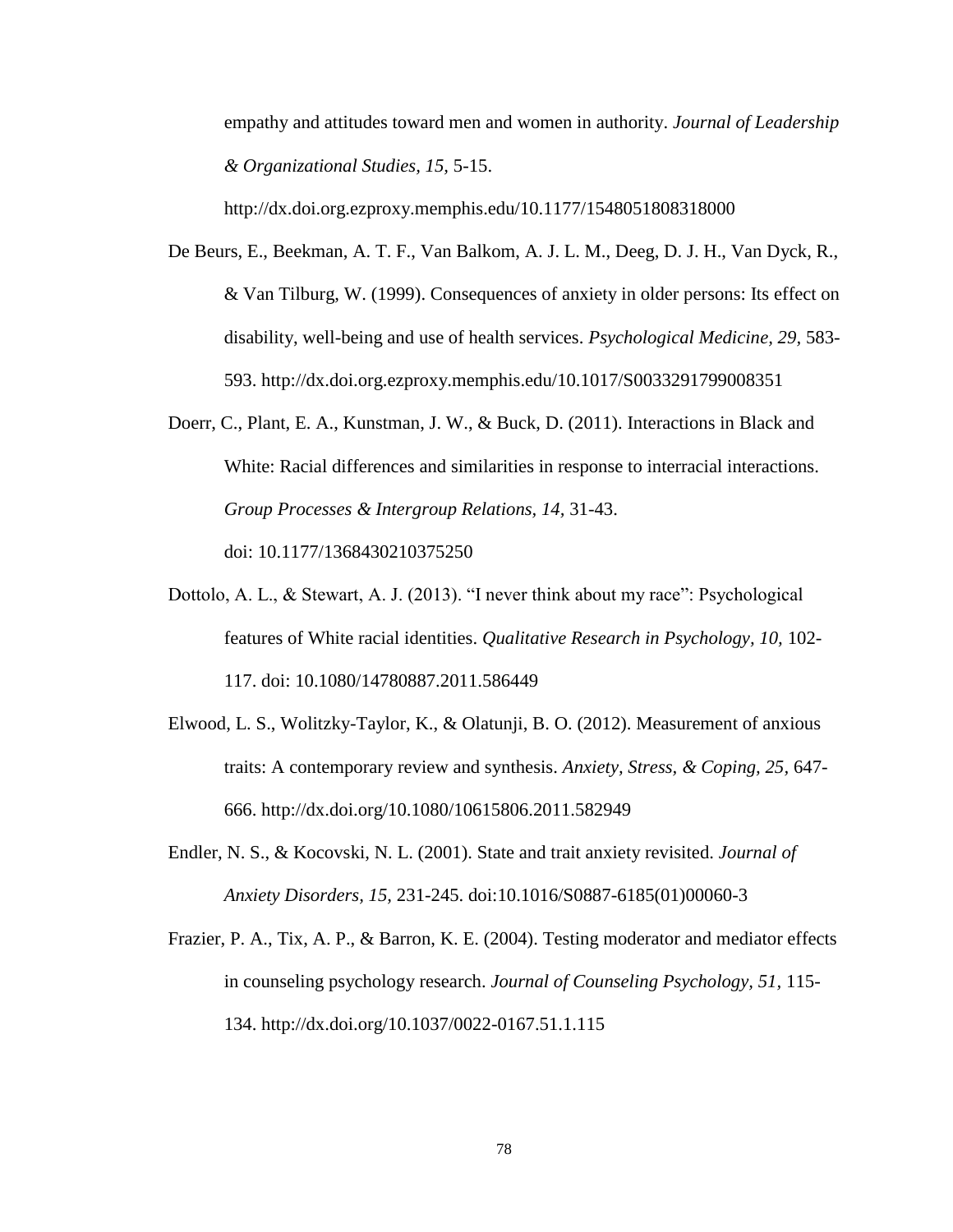empathy and attitudes toward men and women in authority. *Journal of Leadership & Organizational Studies, 15,* 5-15. http://dx.doi.org.ezproxy.memphis.edu/10.1177/1548051808318000

De Beurs, E., Beekman, A. T. F., Van Balkom, A. J. L. M., Deeg, D. J. H., Van Dyck, R., & Van Tilburg, W. (1999). Consequences of anxiety in older persons: Its effect on disability, well-being and use of health services. *Psychological Medicine, 29,* 583-593. http://dx.doi.org.ezproxy.memphis.edu/10.1017/S0033291799008351

Doerr, C., Plant, E. A., Kunstman, J. W., & Buck, D. (2011). Interactions in Black and White: Racial differences and similarities in response to interracial interactions. *Group Processes & Intergroup Relations, 14,* 31-43. doi: 10.1177/1368430210375250

Dottolo, A. L., & Stewart, A. J. (2013). "I never think about my race": Psychological features of White racial identities. *Qualitative Research in Psychology, 10,* 102-117. doi: 10.1080/14780887.2011.586449

Elwood, L. S., Wolitzky-Taylor, K., & Olatunji, B. O. (2012). Measurement of anxious traits: A contemporary review and synthesis. *Anxiety, Stress, & Coping, 25,* 647-666. http://dx.doi.org/10.1080/10615806.2011.582949

Endler, N. S., & Kocovski, N. L. (2001). State and trait anxiety revisited. *Journal of Anxiety Disorders, 15,* 231-245. doi:10.1016/S0887-6185(01)00060-3

Frazier, P. A., Tix, A. P., & Barron, K. E. (2004). Testing moderator and mediator effects in counseling psychology research. *Journal of Counseling Psychology, 51,* 115-134. http://dx.doi.org/10.1037/0022-0167.51.1.115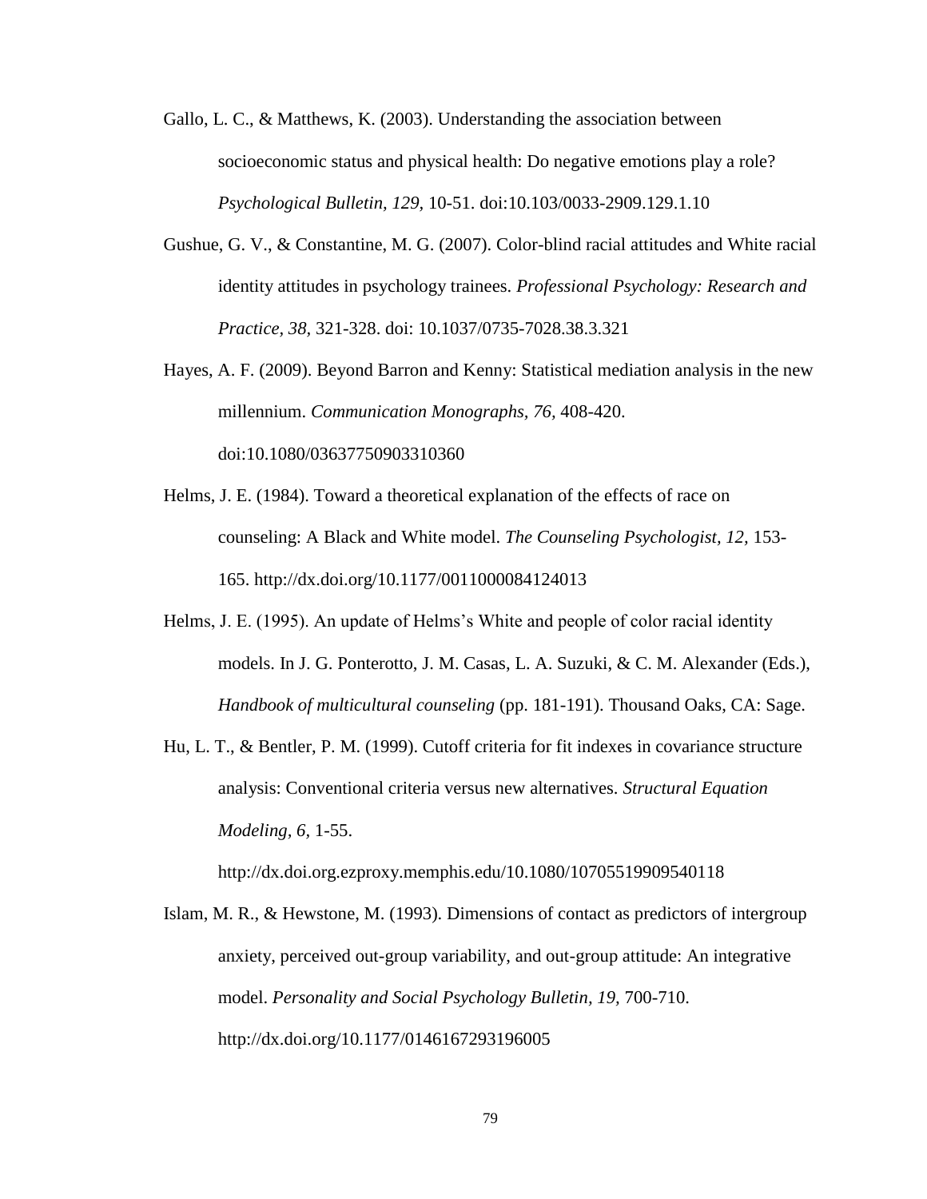Gallo, L. C., & Matthews, K. (2003). Understanding the association between socioeconomic status and physical health: Do negative emotions play a role? *Psychological Bulletin, 129*, 10-51. doi:10.103/0033-2909.129.1.10

Gushue, G. V., & Constantine, M. G. (2007). Color-blind racial attitudes and White racial identity attitudes in psychology trainees. *Professional Psychology: Research and Practice, 38*, 321-328. doi: 10.1037/0735-7028.38.3.321

Hayes, A. F. (2009). Beyond Barron and Kenny: Statistical mediation analysis in the new millennium. *Communication Monographs, 76*, 408-420. doi:10.1080/03637750903310360

Helms, J. E. (1984). Toward a theoretical explanation of the effects of race on counseling: A Black and White model. *The Counseling Psychologist, 12,* 153-165. http://dx.doi.org/10.1177/0011000084124013

Helms, J. E. (1995). An update of Helms's White and people of color racial identity models. In J. G. Ponterotto, J. M. Casas, L. A. Suzuki, & C. M. Alexander (Eds.), *Handbook of multicultural counseling* (pp. 181-191). Thousand Oaks, CA: Sage.

Hu, L. T., & Bentler, P. M. (1999). Cutoff criteria for fit indexes in covariance structure analysis: Conventional criteria versus new alternatives. *Structural Equation Modeling, 6,* 1-55. http://dx.doi.org.ezproxy.memphis.edu/10.1080/10705519909540118

Islam, M. R., & Hewstone, M. (1993). Dimensions of contact as predictors of intergroup anxiety, perceived out-group variability, and out-group attitude: An integrative model. *Personality and Social Psychology Bulletin, 19,* 700-710. http://dx.doi.org/10.1177/0146167293196005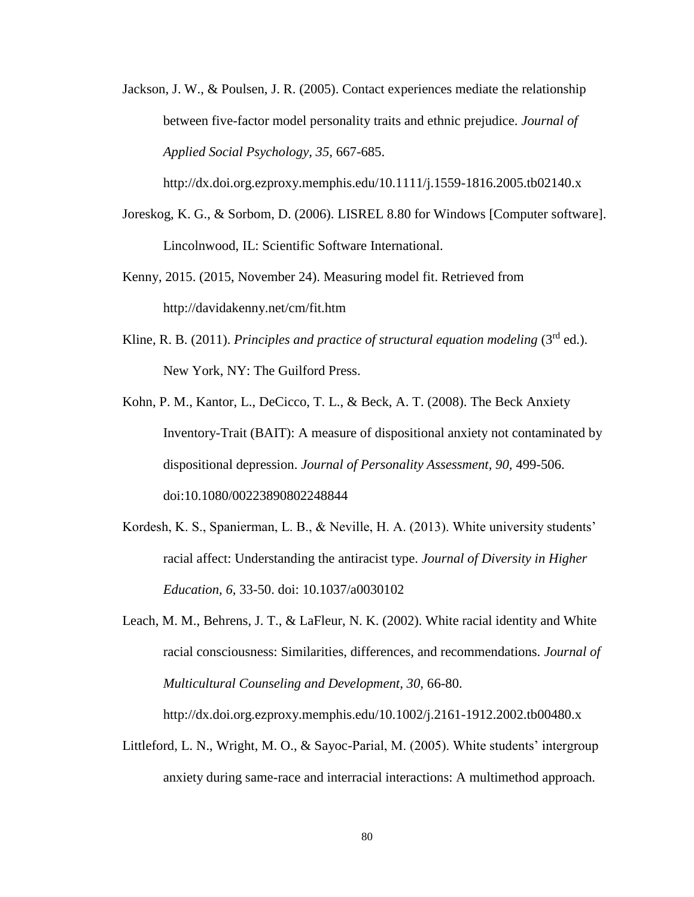Jackson, J. W., & Poulsen, J. R. (2005). Contact experiences mediate the relationship between five-factor model personality traits and ethnic prejudice. *Journal of Applied Social Psychology, 35*, 667-685. http://dx.doi.org.ezproxy.memphis.edu/10.1111/j.1559-1816.2005.tb02140.x

Joreskog, K. G., & Sorbom, D. (2006). LISREL 8.80 for Windows [Computer software]. Lincolnwood, IL: Scientific Software International.

Kenny, 2015. (2015, November 24). Measuring model fit. Retrieved from http://davidakenny.net/cm/fit.htm

Kline, R. B. (2011). *Principles and practice of structural equation modeling* (3rd ed.). New York, NY: The Guilford Press.

Kohn, P. M., Kantor, L., DeCicco, T. L., & Beck, A. T. (2008). The Beck Anxiety Inventory-Trait (BAIT): A measure of dispositional anxiety not contaminated by dispositional depression. *Journal of Personality Assessment, 90*, 499-506. doi:10.1080/00223890802248844

Kordesh, K. S., Spanierman, L. B., & Neville, H. A. (2013). White university students' racial affect: Understanding the antiracist type. *Journal of Diversity in Higher Education, 6*, 33-50. doi: 10.1037/a0030102

Leach, M. M., Behrens, J. T., & LaFleur, N. K. (2002). White racial identity and White racial consciousness: Similarities, differences, and recommendations. *Journal of Multicultural Counseling and Development, 30*, 66-80. http://dx.doi.org.ezproxy.memphis.edu/10.1002/j.2161-1912.2002.tb00480.x

Littleford, L. N., Wright, M. O., & Sayoc-Parial, M. (2005). White students' intergroup anxiety during same-race and interracial interactions: A multimethod approach.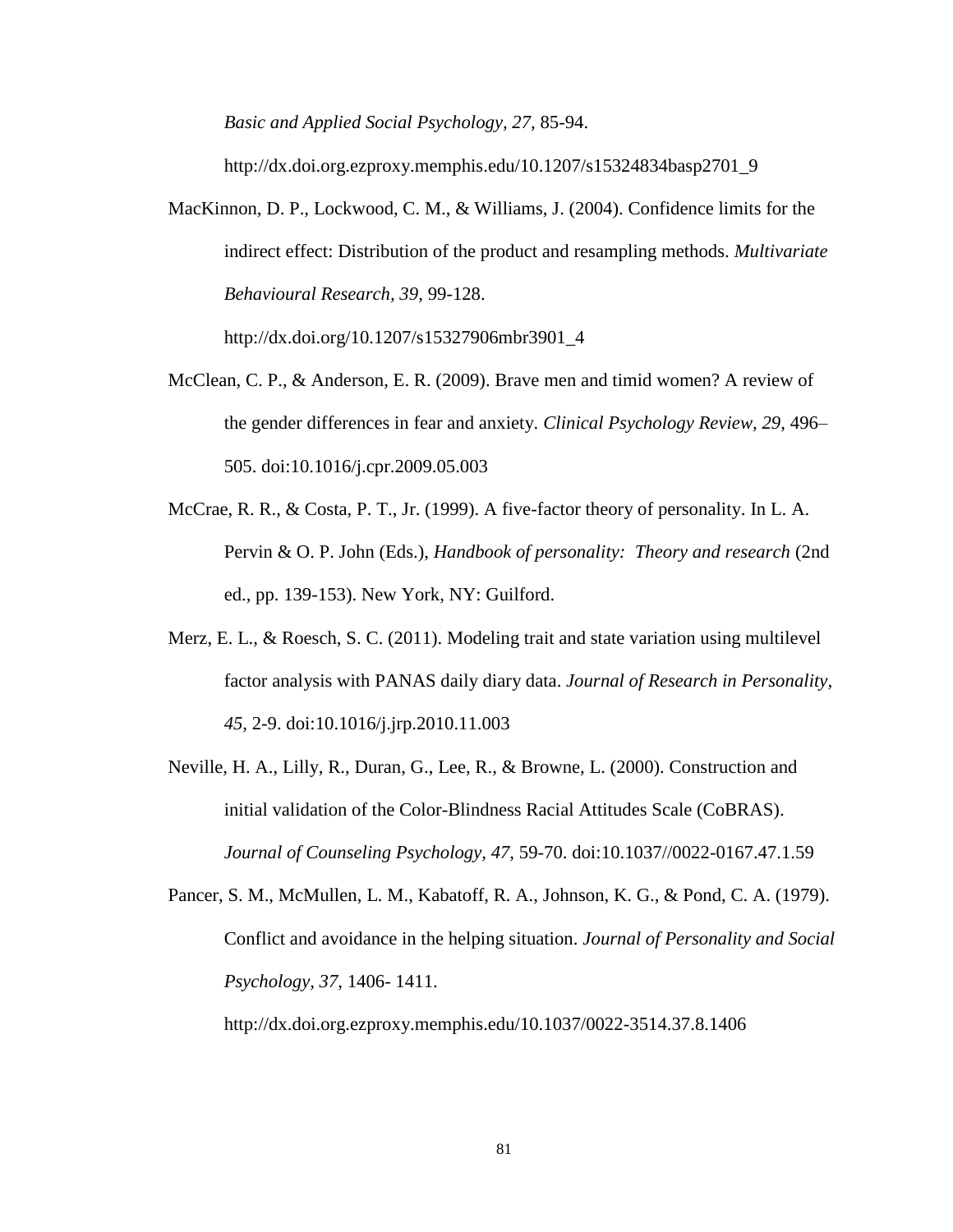*Basic and Applied Social Psychology, 27,* 85-94.

http://dx.doi.org.ezproxy.memphis.edu/10.1207/s15324834basp2701_9

MacKinnon, D. P., Lockwood, C. M., & Williams, J. (2004). Confidence limits for the indirect effect: Distribution of the product and resampling methods. *Multivariate Behavioural Research, 39,* 99-128.

http://dx.doi.org/10.1207/s15327906mbr3901_4

McClean, C. P., & Anderson, E. R. (2009). Brave men and timid women? A review of the gender differences in fear and anxiety. *Clinical Psychology Review, 29*, 496–505. doi:10.1016/j.cpr.2009.05.003

McCrae, R. R., & Costa, P. T., Jr. (1999). A five-factor theory of personality. In L. A. Pervin & O. P. John (Eds.), *Handbook of personality: Theory and research* (2nd ed., pp. 139-153). New York, NY: Guilford.

Merz, E. L., & Roesch, S. C. (2011). Modeling trait and state variation using multilevel factor analysis with PANAS daily diary data. *Journal of Research in Personality, 45,* 2-9. doi:10.1016/j.jrp.2010.11.003

Neville, H. A., Lilly, R., Duran, G., Lee, R., & Browne, L. (2000). Construction and initial validation of the Color-Blindness Racial Attitudes Scale (CoBRAS). *Journal of Counseling Psychology, 47,* 59-70. doi:10.1037//0022-0167.47.1.59

Pancer, S. M., McMullen, L. M., Kabatoff, R. A., Johnson, K. G., & Pond, C. A. (1979). Conflict and avoidance in the helping situation. *Journal of Personality and Social Psychology, 37*, 1406- 1411.

http://dx.doi.org.ezproxy.memphis.edu/10.1037/0022-3514.37.8.1406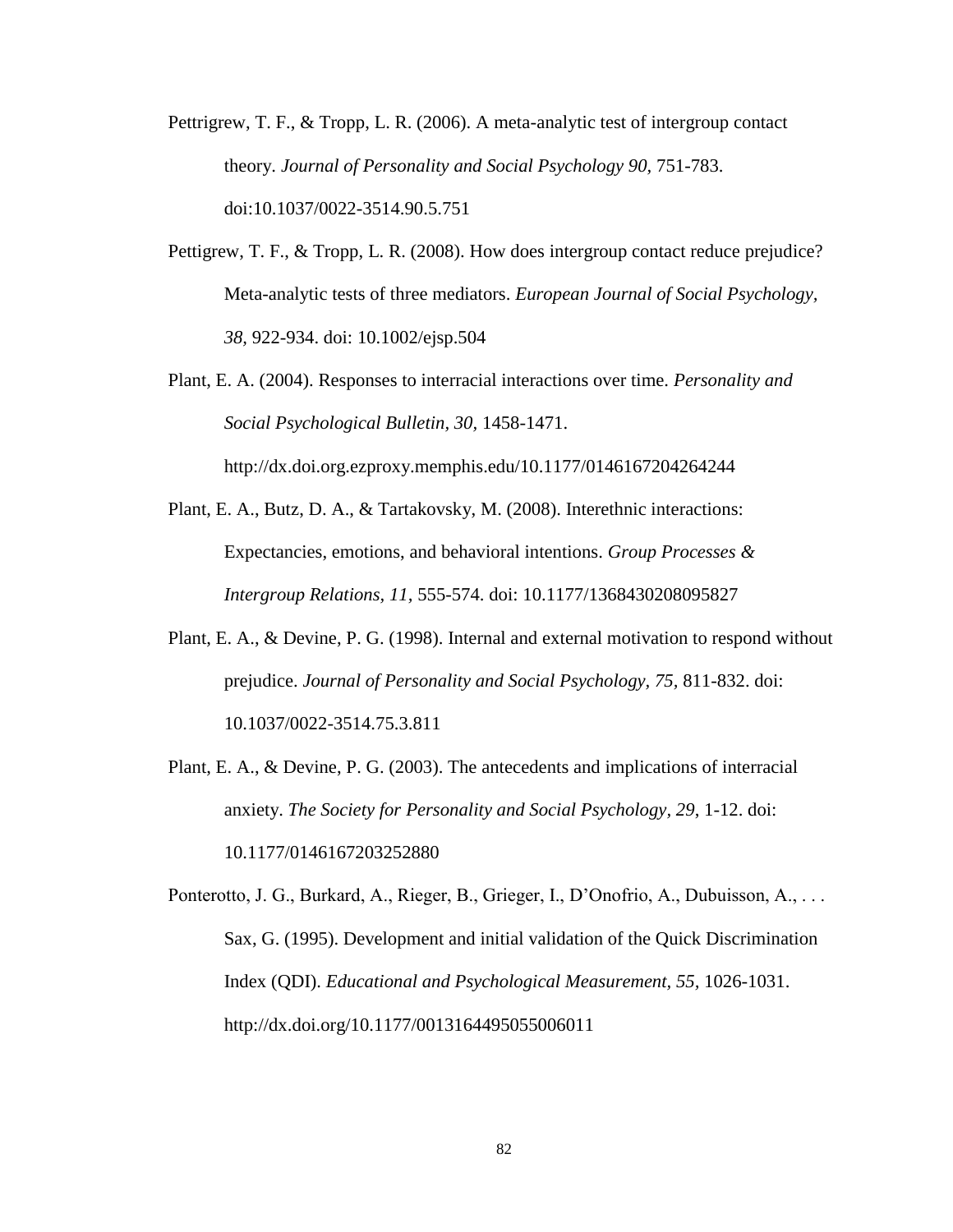Pettrigrew, T. F., & Tropp, L. R. (2006). A meta-analytic test of intergroup contact theory. *Journal of Personality and Social Psychology 90,* 751-783. doi:10.1037/0022-3514.90.5.751

Pettigrew, T. F., & Tropp, L. R. (2008). How does intergroup contact reduce prejudice? Meta-analytic tests of three mediators. *European Journal of Social Psychology, 38,* 922-934. doi: 10.1002/ejsp.504

Plant, E. A. (2004). Responses to interracial interactions over time. *Personality and Social Psychological Bulletin, 30,* 1458-1471. http://dx.doi.org.ezproxy.memphis.edu/10.1177/0146167204264244

Plant, E. A., Butz, D. A., & Tartakovsky, M. (2008). Interethnic interactions: Expectancies, emotions, and behavioral intentions. *Group Processes & Intergroup Relations, 11,* 555-574. doi: 10.1177/1368430208095827

Plant, E. A., & Devine, P. G. (1998). Internal and external motivation to respond without prejudice. *Journal of Personality and Social Psychology, 75,* 811-832. doi: 10.1037/0022-3514.75.3.811

Plant, E. A., & Devine, P. G. (2003). The antecedents and implications of interracial anxiety. *The Society for Personality and Social Psychology, 29,* 1-12. doi: 10.1177/0146167203252880

Ponterotto, J. G., Burkard, A., Rieger, B., Grieger, I., D'Onofrio, A., Dubuisson, A., . . . Sax, G. (1995). Development and initial validation of the Quick Discrimination Index (QDI). *Educational and Psychological Measurement, 55,* 1026-1031. http://dx.doi.org/10.1177/0013164495055006011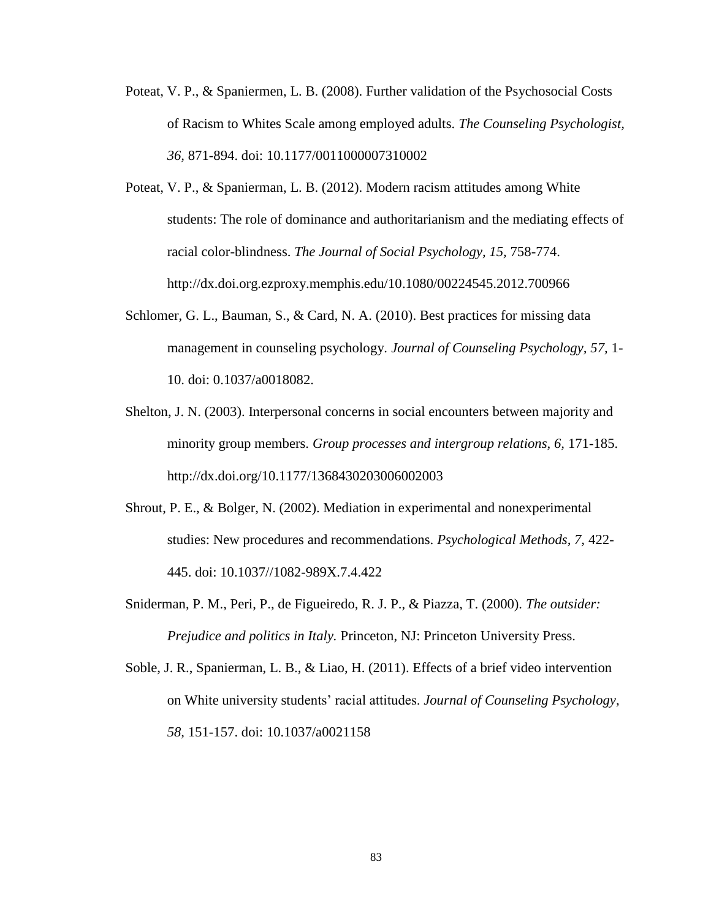Poteat, V. P., & Spaniermen, L. B. (2008). Further validation of the Psychosocial Costs of Racism to Whites Scale among employed adults. *The Counseling Psychologist, 36,* 871-894. doi: 10.1177/0011000007310002

Poteat, V. P., & Spanierman, L. B. (2012). Modern racism attitudes among White students: The role of dominance and authoritarianism and the mediating effects of racial color-blindness. *The Journal of Social Psychology, 15,* 758-774. http://dx.doi.org.ezproxy.memphis.edu/10.1080/00224545.2012.700966

Schlomer, G. L., Bauman, S., & Card, N. A. (2010). Best practices for missing data management in counseling psychology. *Journal of Counseling Psychology, 57,* 1-10. doi: 0.1037/a0018082.

Shelton, J. N. (2003). Interpersonal concerns in social encounters between majority and minority group members. *Group processes and intergroup relations, 6,* 171-185. http://dx.doi.org/10.1177/1368430203006002003

Shrout, P. E., & Bolger, N. (2002). Mediation in experimental and nonexperimental studies: New procedures and recommendations. *Psychological Methods, 7,* 422-445. doi: 10.1037//1082-989X.7.4.422

Sniderman, P. M., Peri, P., de Figueiredo, R. J. P., & Piazza, T. (2000). *The outsider: Prejudice and politics in Italy.* Princeton, NJ: Princeton University Press.

Soble, J. R., Spanierman, L. B., & Liao, H. (2011). Effects of a brief video intervention on White university students' racial attitudes. *Journal of Counseling Psychology, 58,* 151-157. doi: 10.1037/a0021158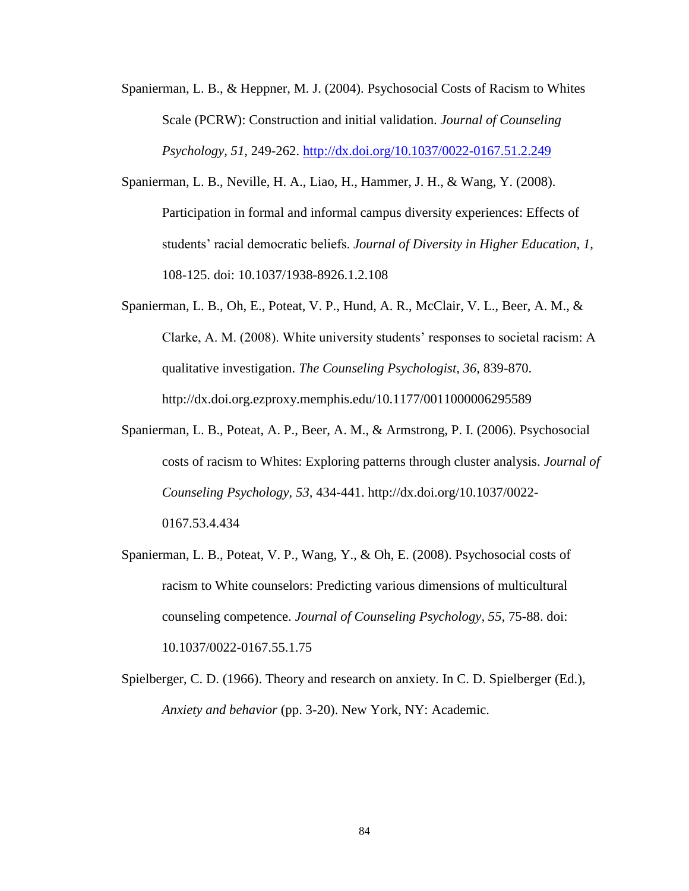Spanierman, L. B., & Heppner, M. J. (2004). Psychosocial Costs of Racism to Whites Scale (PCRW): Construction and initial validation. *Journal of Counseling Psychology, 51,* 249-262. http://dx.doi.org/10.1037/0022-0167.51.2.249

Spanierman, L. B., Neville, H. A., Liao, H., Hammer, J. H., & Wang, Y. (2008). Participation in formal and informal campus diversity experiences: Effects of students' racial democratic beliefs. *Journal of Diversity in Higher Education, 1,* 108-125. doi: 10.1037/1938-8926.1.2.108

Spanierman, L. B., Oh, E., Poteat, V. P., Hund, A. R., McClair, V. L., Beer, A. M., & Clarke, A. M. (2008). White university students' responses to societal racism: A qualitative investigation. *The Counseling Psychologist, 36,* 839-870. http://dx.doi.org.ezproxy.memphis.edu/10.1177/0011000006295589

Spanierman, L. B., Poteat, A. P., Beer, A. M., & Armstrong, P. I. (2006). Psychosocial costs of racism to Whites: Exploring patterns through cluster analysis. *Journal of Counseling Psychology, 53,* 434-441. http://dx.doi.org/10.1037/0022-0167.53.4.434

Spanierman, L. B., Poteat, V. P., Wang, Y., & Oh, E. (2008). Psychosocial costs of racism to White counselors: Predicting various dimensions of multicultural counseling competence. *Journal of Counseling Psychology, 55,* 75-88. doi: 10.1037/0022-0167.55.1.75

Spielberger, C. D. (1966). Theory and research on anxiety. In C. D. Spielberger (Ed.), *Anxiety and behavior* (pp. 3-20). New York, NY: Academic.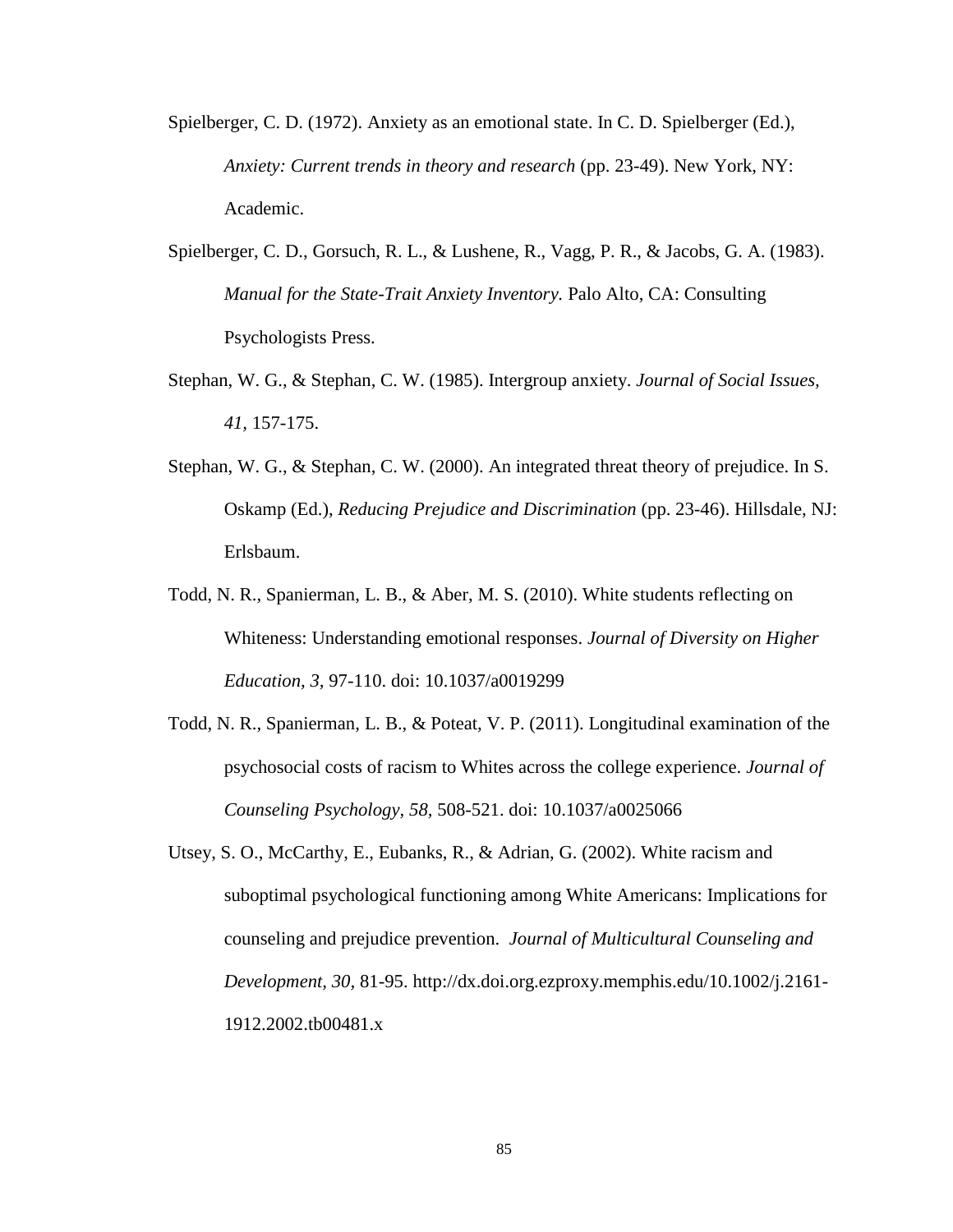Spielberger, C. D. (1972). Anxiety as an emotional state. In C. D. Spielberger (Ed.), *Anxiety: Current trends in theory and research* (pp. 23-49). New York, NY: Academic.

Spielberger, C. D., Gorsuch, R. L., & Lushene, R., Vagg, P. R., & Jacobs, G. A. (1983). *Manual for the State-Trait Anxiety Inventory.* Palo Alto, CA: Consulting Psychologists Press.

Stephan, W. G., & Stephan, C. W. (1985). Intergroup anxiety. *Journal of Social Issues, 41,* 157-175.

Stephan, W. G., & Stephan, C. W. (2000). An integrated threat theory of prejudice. In S. Oskamp (Ed.), *Reducing Prejudice and Discrimination* (pp. 23-46). Hillsdale, NJ: Erlsbaum.

Todd, N. R., Spanierman, L. B., & Aber, M. S. (2010). White students reflecting on Whiteness: Understanding emotional responses. *Journal of Diversity on Higher Education, 3,* 97-110. doi: 10.1037/a0019299

Todd, N. R., Spanierman, L. B., & Poteat, V. P. (2011). Longitudinal examination of the psychosocial costs of racism to Whites across the college experience. *Journal of Counseling Psychology, 58,* 508-521. doi: 10.1037/a0025066

Utsey, S. O., McCarthy, E., Eubanks, R., & Adrian, G. (2002). White racism and suboptimal psychological functioning among White Americans: Implications for counseling and prejudice prevention. *Journal of Multicultural Counseling and Development, 30,* 81-95. http://dx.doi.org.ezproxy.memphis.edu/10.1002/j.2161-1912.2002.tb00481.x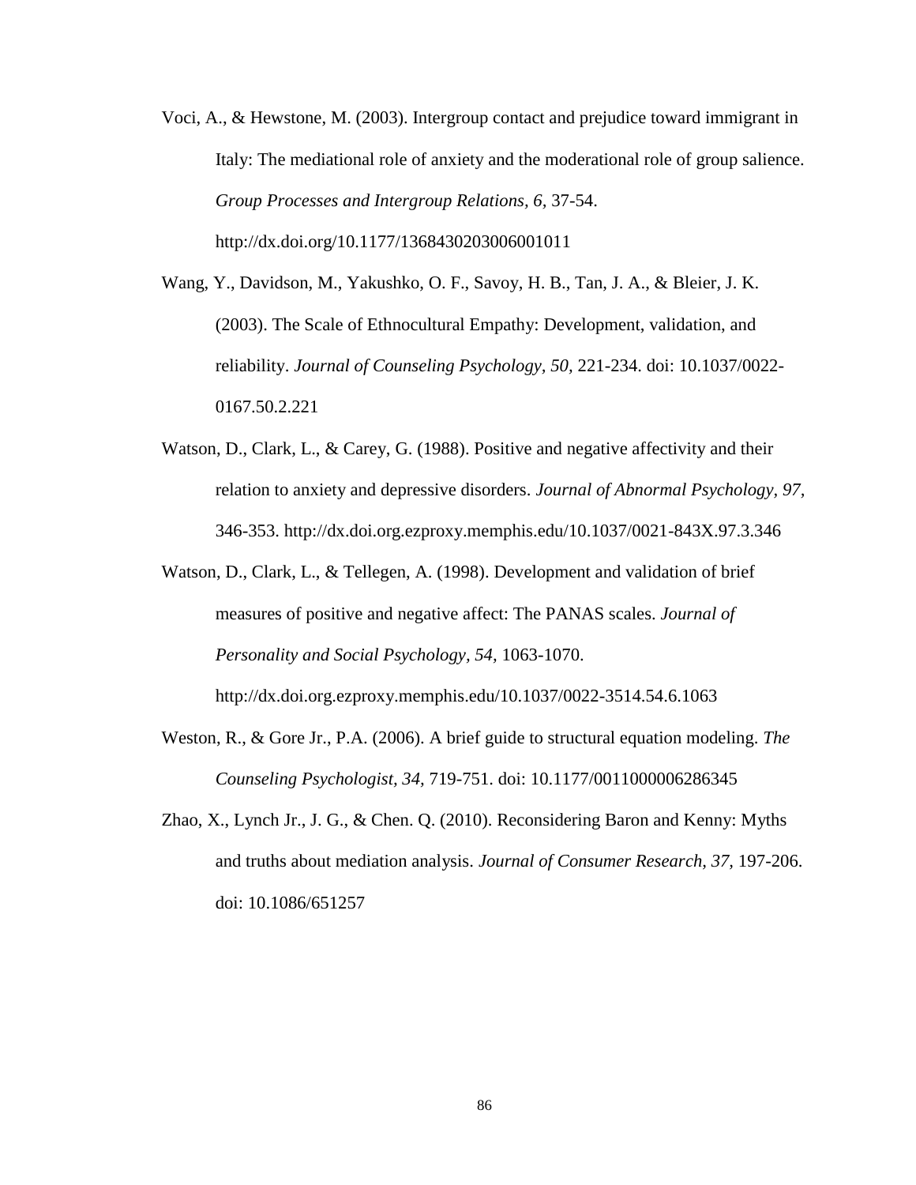Voci, A., & Hewstone, M. (2003). Intergroup contact and prejudice toward immigrant in Italy: The mediational role of anxiety and the moderational role of group salience. *Group Processes and Intergroup Relations, 6*, 37-54. http://dx.doi.org/10.1177/1368430203006001011

Wang, Y., Davidson, M., Yakushko, O. F., Savoy, H. B., Tan, J. A., & Bleier, J. K. (2003). The Scale of Ethnocultural Empathy: Development, validation, and reliability. *Journal of Counseling Psychology, 50*, 221-234. doi: 10.1037/0022-0167.50.2.221

Watson, D., Clark, L., & Carey, G. (1988). Positive and negative affectivity and their relation to anxiety and depressive disorders. *Journal of Abnormal Psychology, 97*, 346-353. http://dx.doi.org.ezproxy.memphis.edu/10.1037/0021-843X.97.3.346

Watson, D., Clark, L., & Tellegen, A. (1998). Development and validation of brief measures of positive and negative affect: The PANAS scales. *Journal of Personality and Social Psychology, 54*, 1063-1070. http://dx.doi.org.ezproxy.memphis.edu/10.1037/0022-3514.54.6.1063

Weston, R., & Gore Jr., P.A. (2006). A brief guide to structural equation modeling. *The Counseling Psychologist, 34*, 719-751. doi: 10.1177/0011000006286345

Zhao, X., Lynch Jr., J. G., & Chen. Q. (2010). Reconsidering Baron and Kenny: Myths and truths about mediation analysis. *Journal of Consumer Research, 37*, 197-206. doi: 10.1086/651257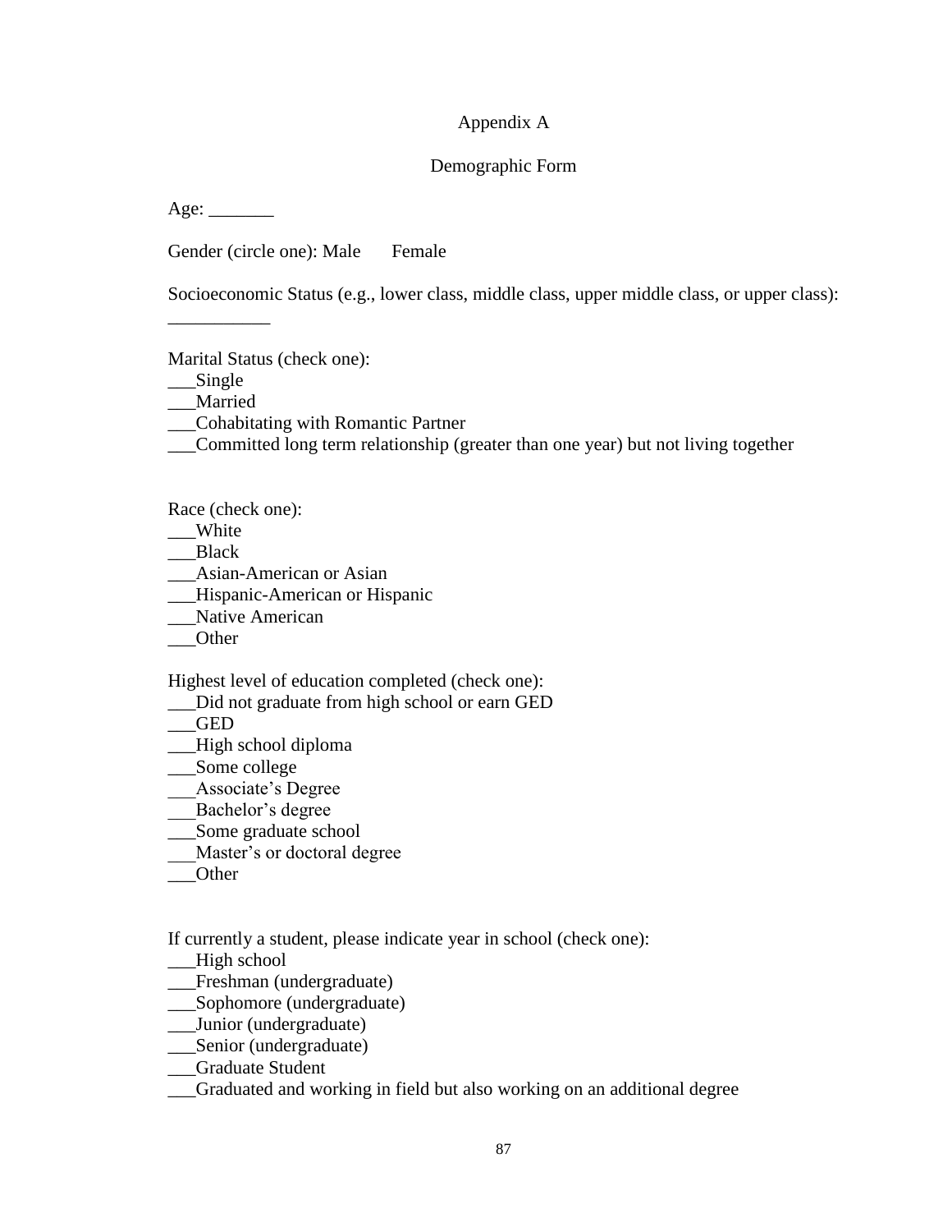# Appendix A

## Demographic Form

Age: _______

Gender (circle one): Male Female

Socioeconomic Status (e.g., lower class, middle class, upper middle class, or upper class): ___________

Marital Status (check one):
___Single
___Married
___Cohabitating with Romantic Partner
___Committed long term relationship (greater than one year) but not living together

Race (check one):
___White
___Black
___Asian-American or Asian
___Hispanic-American or Hispanic
___Native American
___Other

Highest level of education completed (check one):
___Did not graduate from high school or earn GED
___GED
___High school diploma
___Some college
___Associate's Degree
___Bachelor's degree
___Some graduate school
___Master's or doctoral degree
___Other

If currently a student, please indicate year in school (check one):
___High school
___Freshman (undergraduate)
___Sophomore (undergraduate)
___Junior (undergraduate)
___Senior (undergraduate)
___Graduate Student
___Graduated and working in field but also working on an additional degree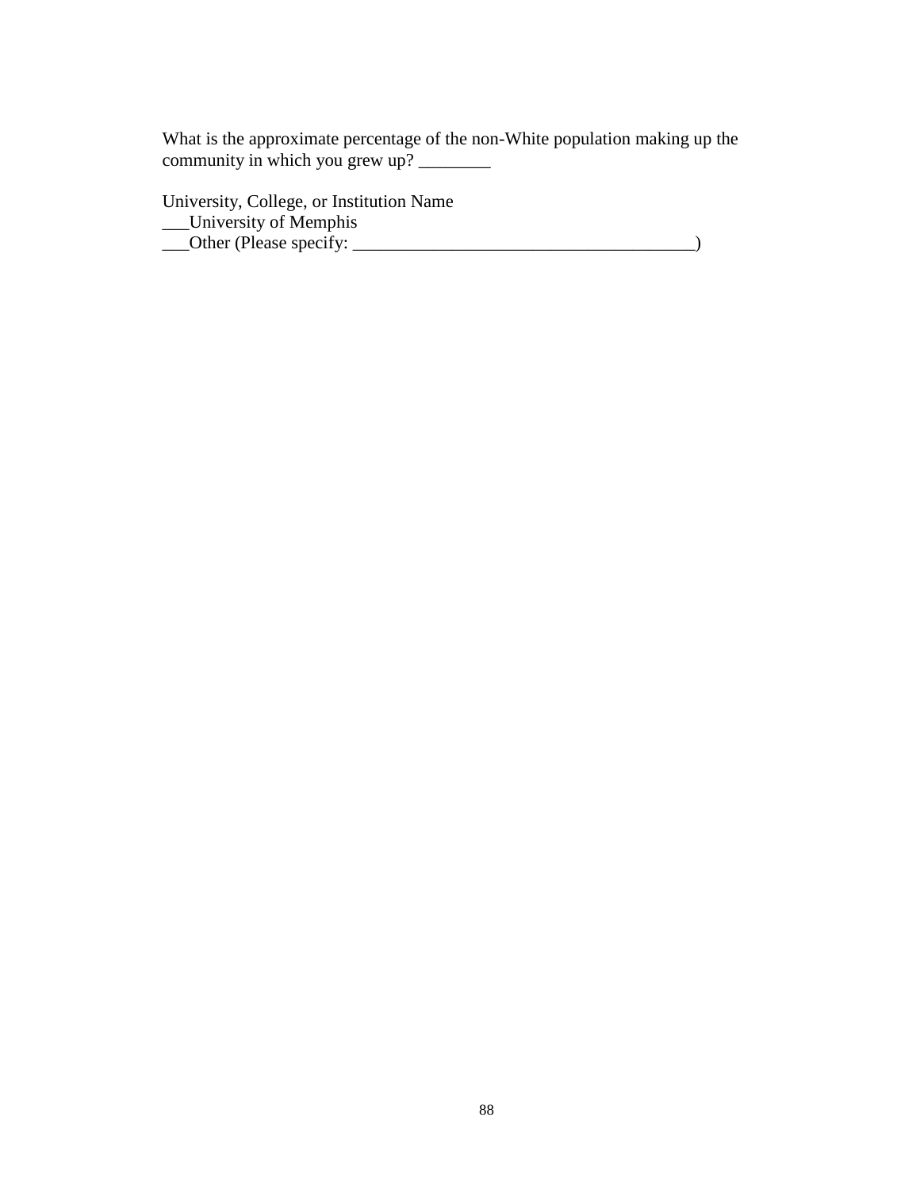What is the approximate percentage of the non-White population making up the community in which you grew up? ________

University, College, or Institution Name
___University of Memphis
___Other (Please specify: _____________________________________)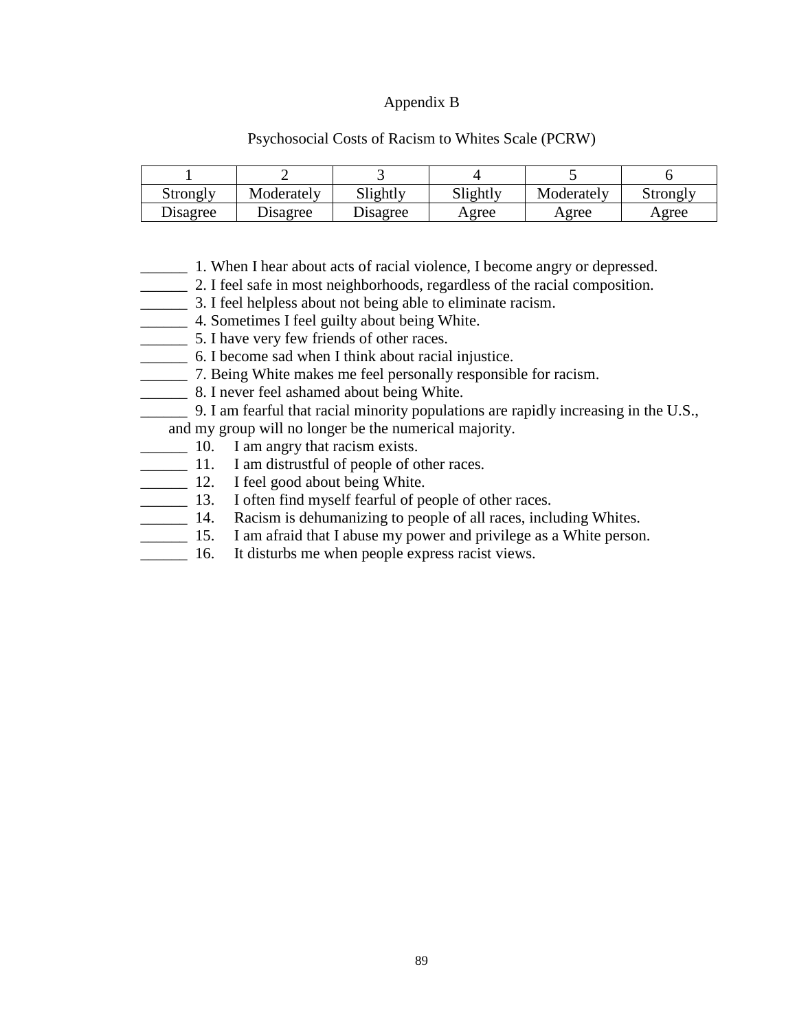# Appendix B

## Psychosocial Costs of Racism to Whites Scale (PCRW)

| 1 | 2 | 3 | 4 | 5 | 6 |
|---|---|---|---|---|---|
| Strongly Disagree | Moderately Disagree | Slightly Disagree | Slightly Agree | Moderately Agree | Strongly Agree |

______ 1. When I hear about acts of racial violence, I become angry or depressed.
______ 2. I feel safe in most neighborhoods, regardless of the racial composition.
______ 3. I feel helpless about not being able to eliminate racism.
______ 4. Sometimes I feel guilty about being White.
______ 5. I have very few friends of other races.
______ 6. I become sad when I think about racial injustice.
______ 7. Being White makes me feel personally responsible for racism.
______ 8. I never feel ashamed about being White.
______ 9. I am fearful that racial minority populations are rapidly increasing in the U.S., and my group will no longer be the numerical majority.
______ 10. I am angry that racism exists.
______ 11. I am distrustful of people of other races.
______ 12. I feel good about being White.
______ 13. I often find myself fearful of people of other races.
______ 14. Racism is dehumanizing to people of all races, including Whites.
______ 15. I am afraid that I abuse my power and privilege as a White person.
______ 16. It disturbs me when people express racist views.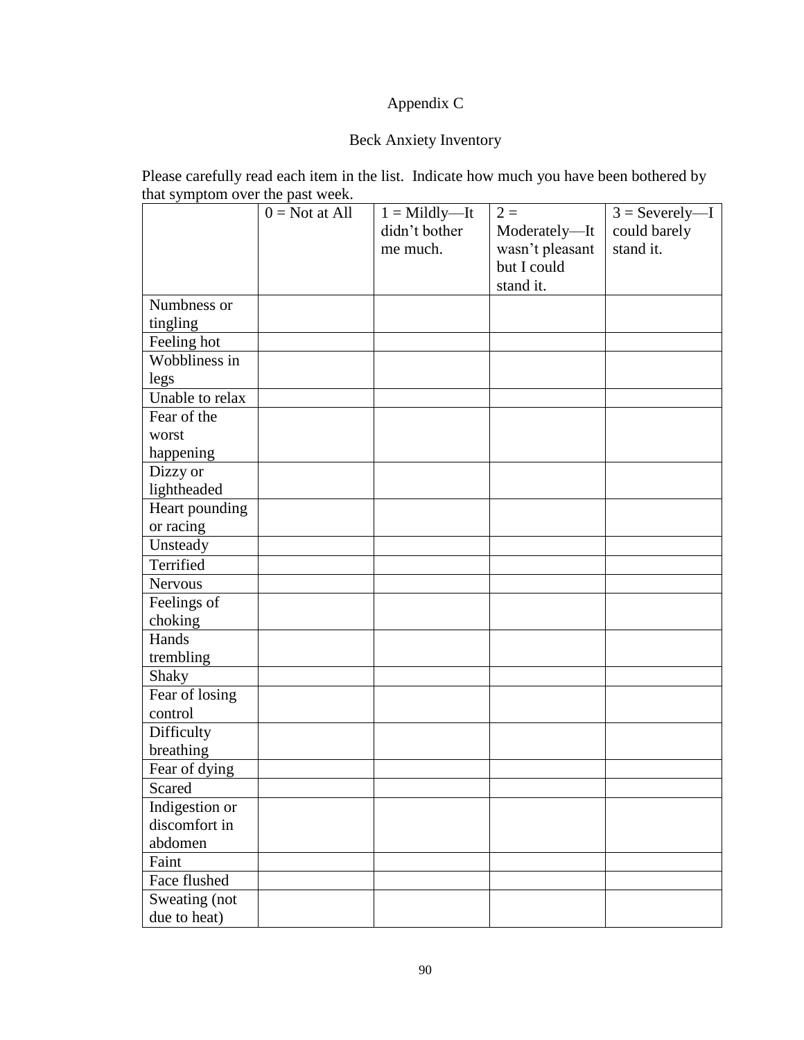# Appendix C

## Beck Anxiety Inventory

Please carefully read each item in the list. Indicate how much you have been bothered by that symptom over the past week.

| | 0 = Not at All | 1 = Mildly—It didn't bother me much. | 2 = Moderately—It wasn't pleasant but I could stand it. | 3 = Severely—I could barely stand it. |
|---|---|---|---|---|
| Numbness or tingling | | | | |
| Feeling hot | | | | |
| Wobbliness in legs | | | | |
| Unable to relax | | | | |
| Fear of the worst happening | | | | |
| Dizzy or lightheaded | | | | |
| Heart pounding or racing | | | | |
| Unsteady | | | | |
| Terrified | | | | |
| Nervous | | | | |
| Feelings of choking | | | | |
| Hands trembling | | | | |
| Shaky | | | | |
| Fear of losing control | | | | |
| Difficulty breathing | | | | |
| Fear of dying | | | | |
| Scared | | | | |
| Indigestion or discomfort in abdomen | | | | |
| Faint | | | | |
| Face flushed | | | | |
| Sweating (not due to heat) | | | | |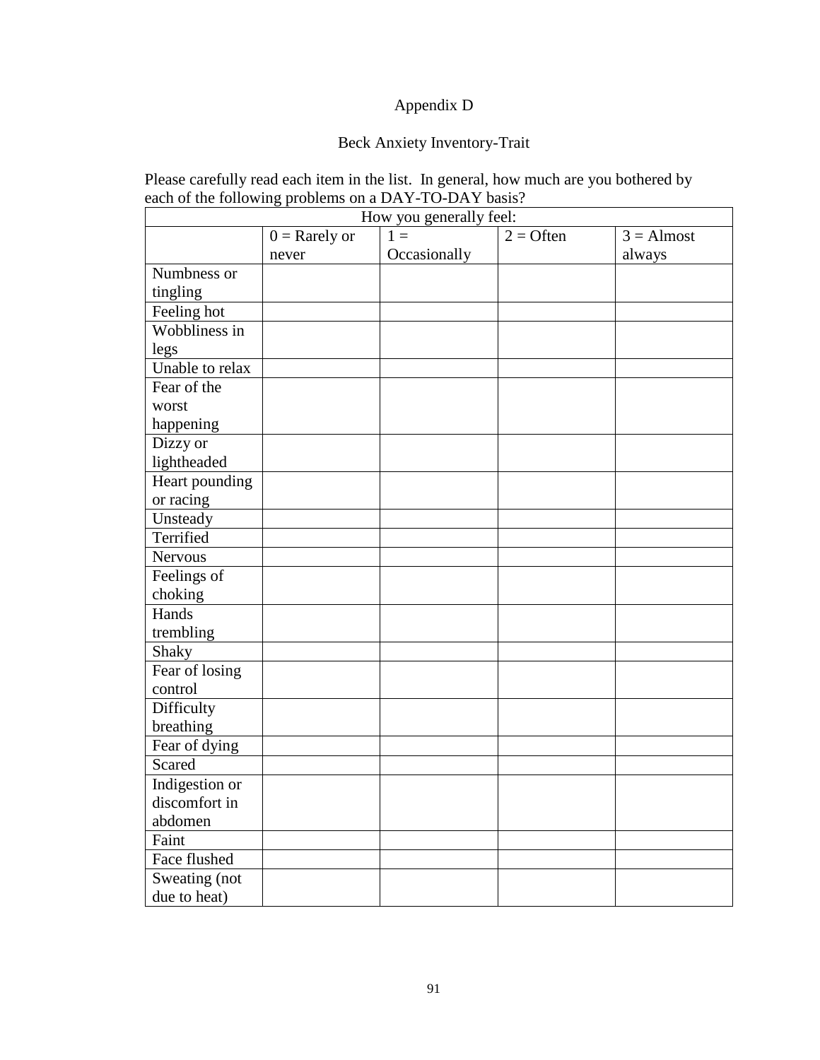Appendix D

Beck Anxiety Inventory-Trait

Please carefully read each item in the list. In general, how much are you bothered by each of the following problems on a DAY-TO-DAY basis?

| How you generally feel: | | | | |
|---|---|---|---|---|
| | 0 = Rarely or never | 1 = Occasionally | 2 = Often | 3 = Almost always |
| Numbness or tingling | | | | |
| Feeling hot | | | | |
| Wobbliness in legs | | | | |
| Unable to relax | | | | |
| Fear of the worst happening | | | | |
| Dizzy or lightheaded | | | | |
| Heart pounding or racing | | | | |
| Unsteady | | | | |
| Terrified | | | | |
| Nervous | | | | |
| Feelings of choking | | | | |
| Hands trembling | | | | |
| Shaky | | | | |
| Fear of losing control | | | | |
| Difficulty breathing | | | | |
| Fear of dying | | | | |
| Scared | | | | |
| Indigestion or discomfort in abdomen | | | | |
| Faint | | | | |
| Face flushed | | | | |
| Sweating (not due to heat) | | | | |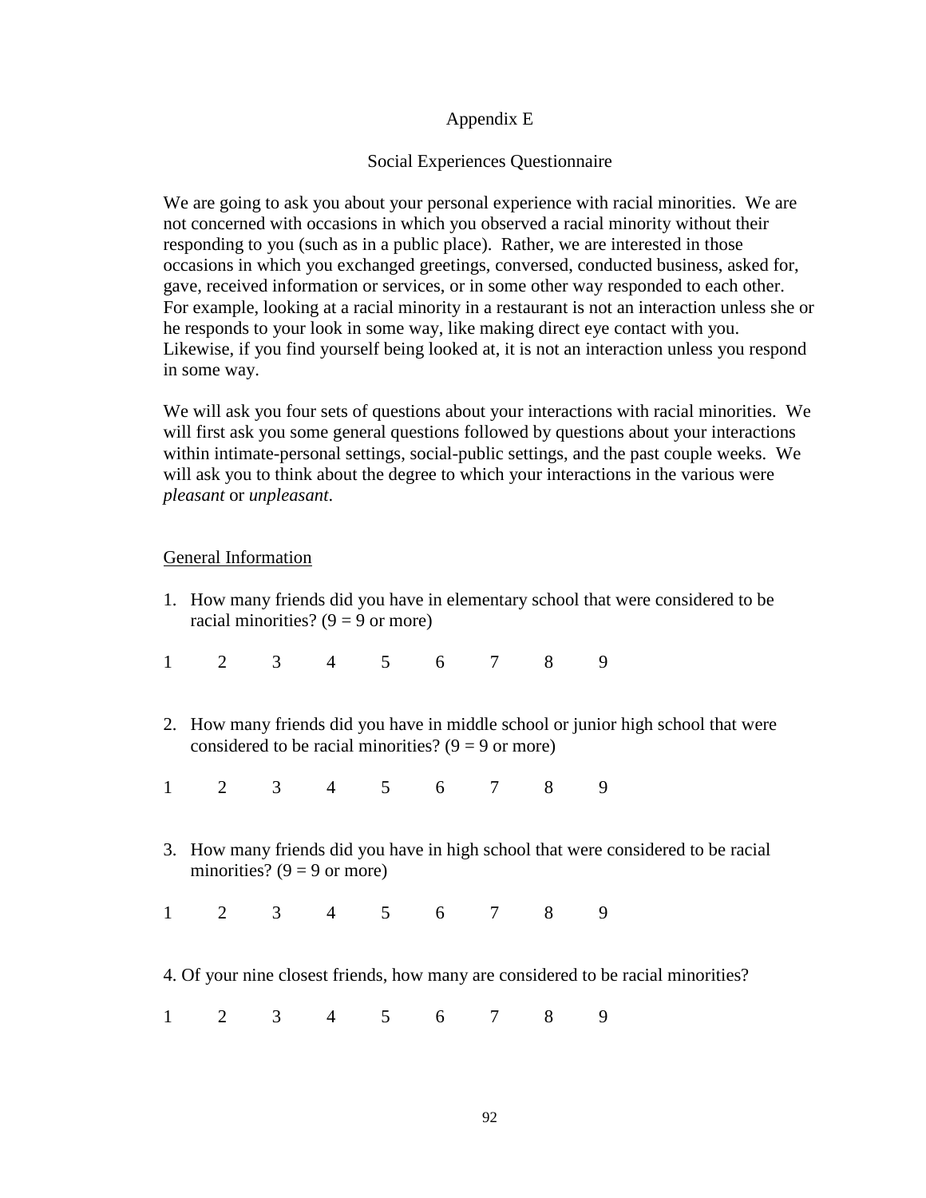# Appendix E

## Social Experiences Questionnaire

We are going to ask you about your personal experience with racial minorities. We are not concerned with occasions in which you observed a racial minority without their responding to you (such as in a public place). Rather, we are interested in those occasions in which you exchanged greetings, conversed, conducted business, asked for, gave, received information or services, or in some other way responded to each other. For example, looking at a racial minority in a restaurant is not an interaction unless she or he responds to your look in some way, like making direct eye contact with you. Likewise, if you find yourself being looked at, it is not an interaction unless you respond in some way.

We will ask you four sets of questions about your interactions with racial minorities. We will first ask you some general questions followed by questions about your interactions within intimate-personal settings, social-public settings, and the past couple weeks. We will ask you to think about the degree to which your interactions in the various were *pleasant* or *unpleasant*.

### General Information

1. How many friends did you have in elementary school that were considered to be racial minorities? (9 = 9 or more)

1 2 3 4 5 6 7 8 9

2. How many friends did you have in middle school or junior high school that were considered to be racial minorities? (9 = 9 or more)

1 2 3 4 5 6 7 8 9

3. How many friends did you have in high school that were considered to be racial minorities? (9 = 9 or more)

1 2 3 4 5 6 7 8 9

4. Of your nine closest friends, how many are considered to be racial minorities?

1 2 3 4 5 6 7 8 9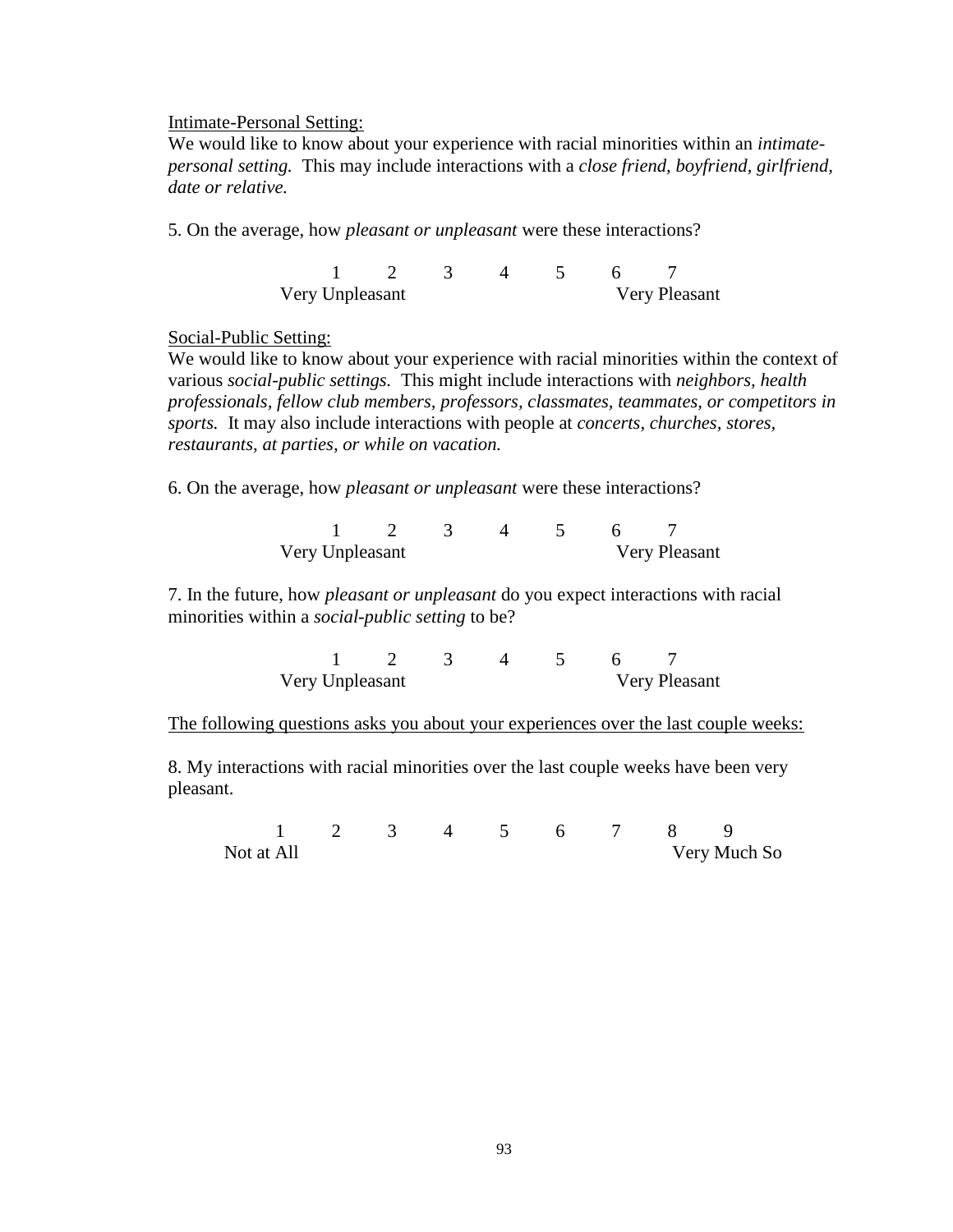Intimate-Personal Setting:

We would like to know about your experience with racial minorities within an *intimate-personal setting.* This may include interactions with a *close friend, boyfriend, girlfriend, date or relative.*

5. On the average, how *pleasant or unpleasant* were these interactions?

1 2 3 4 5 6 7

Very Unpleasant Very Pleasant

Social-Public Setting:

We would like to know about your experience with racial minorities within the context of various *social-public settings.* This might include interactions with *neighbors, health professionals, fellow club members, professors, classmates, teammates, or competitors in sports.* It may also include interactions with people at *concerts, churches, stores, restaurants, at parties, or while on vacation.*

6. On the average, how *pleasant or unpleasant* were these interactions?

1 2 3 4 5 6 7

Very Unpleasant Very Pleasant

7. In the future, how *pleasant or unpleasant* do you expect interactions with racial minorities within a *social-public setting* to be?

1 2 3 4 5 6 7

Very Unpleasant Very Pleasant

The following questions asks you about your experiences over the last couple weeks:

8. My interactions with racial minorities over the last couple weeks have been very pleasant.

1 2 3 4 5 6 7 8 9

Not at All Very Much So